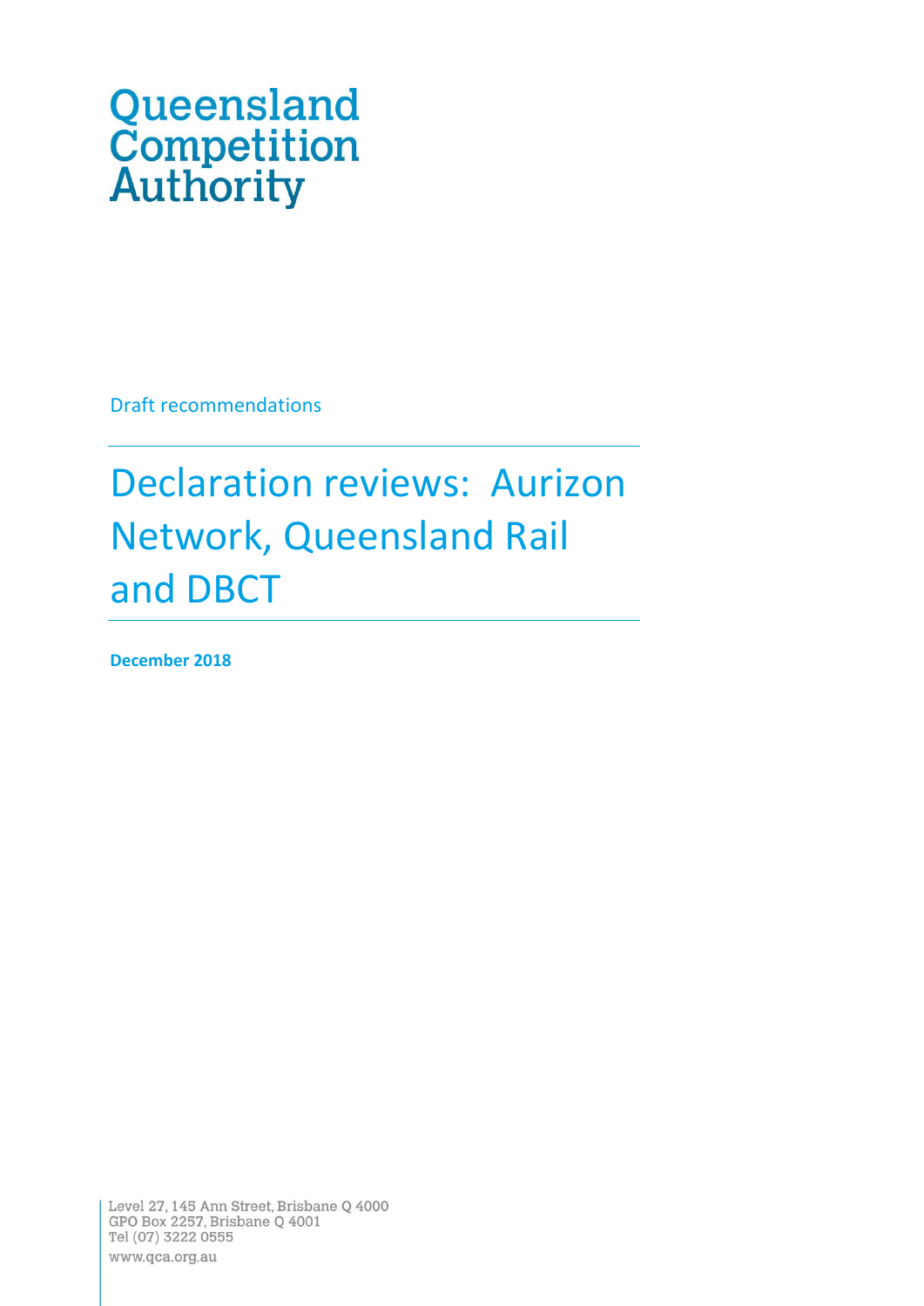Queensland Competition Authority

Draft recommendations

# Declaration reviews: Aurizon Network, Queensland Rail and DBCT

**December 2018**

Level 27, 145 Ann Street, Brisbane Q 4000
GPO Box 2257, Brisbane Q 4001
Tel (07) 3222 0555
www.qca.org.au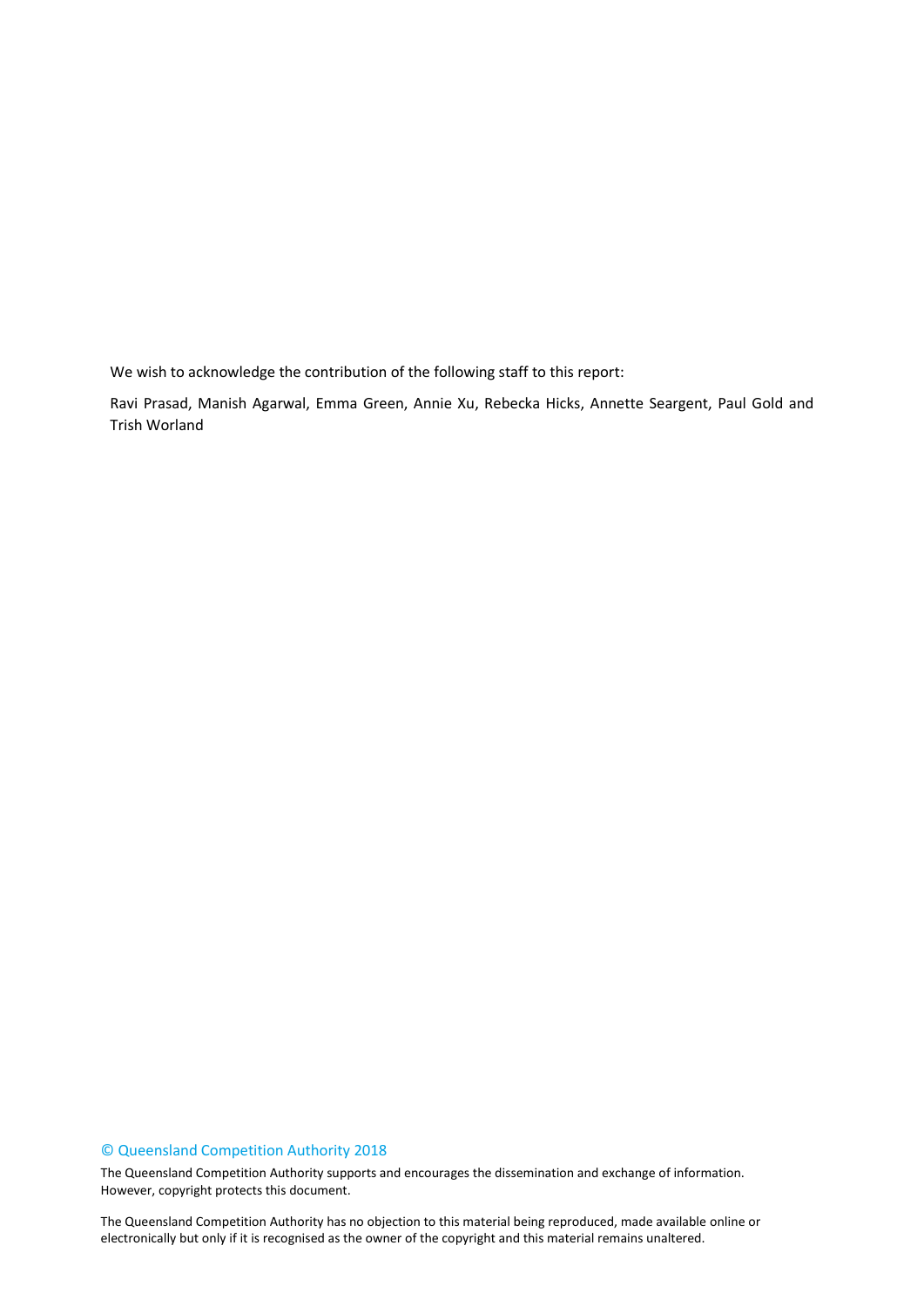We wish to acknowledge the contribution of the following staff to this report:

Ravi Prasad, Manish Agarwal, Emma Green, Annie Xu, Rebecka Hicks, Annette Seargent, Paul Gold and Trish Worland

© Queensland Competition Authority 2018

The Queensland Competition Authority supports and encourages the dissemination and exchange of information. However, copyright protects this document.

The Queensland Competition Authority has no objection to this material being reproduced, made available online or electronically but only if it is recognised as the owner of the copyright and this material remains unaltered.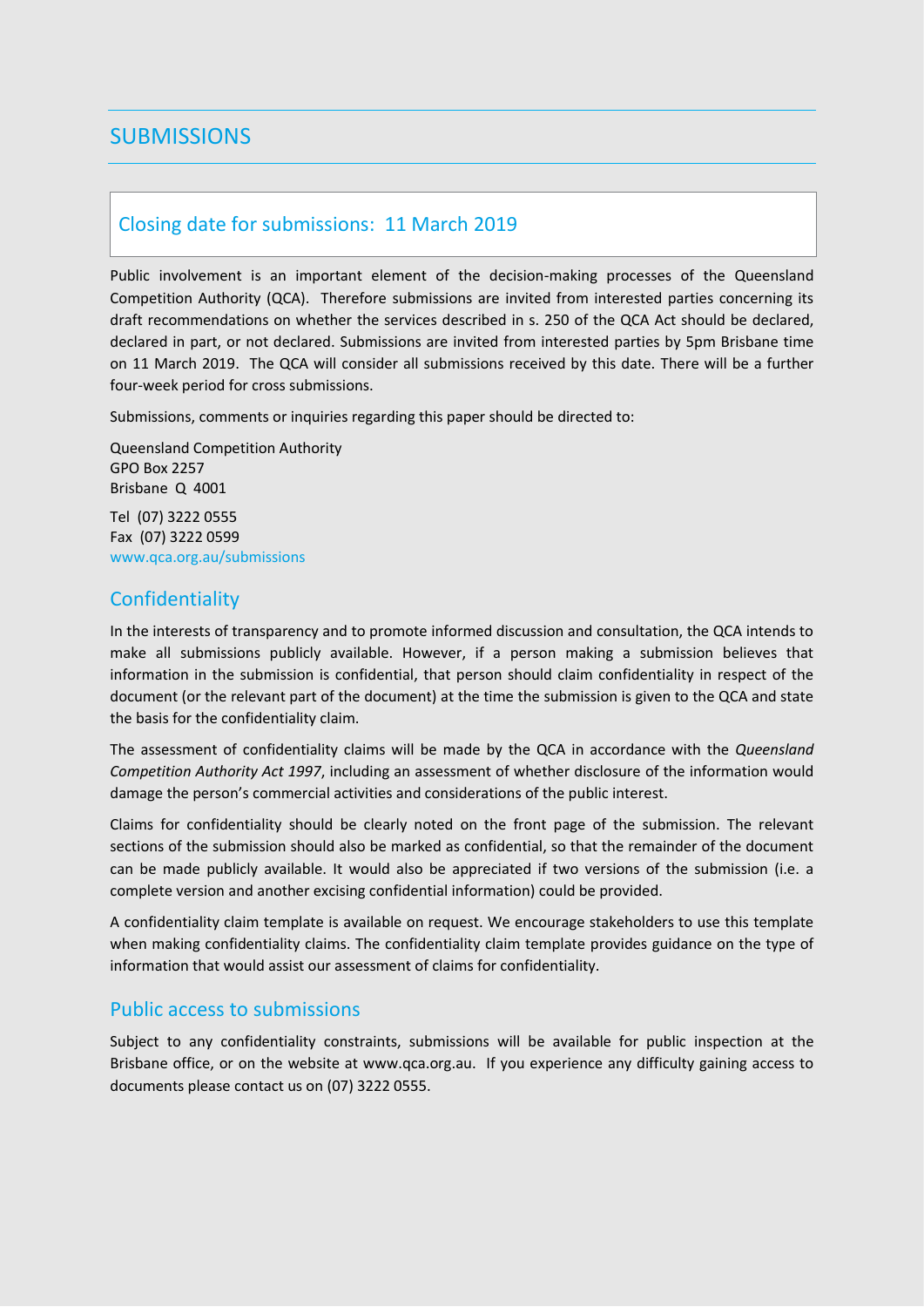# SUBMISSIONS

## Closing date for submissions: 11 March 2019

Public involvement is an important element of the decision-making processes of the Queensland Competition Authority (QCA). Therefore submissions are invited from interested parties concerning its draft recommendations on whether the services described in s. 250 of the QCA Act should be declared, declared in part, or not declared. Submissions are invited from interested parties by 5pm Brisbane time on 11 March 2019. The QCA will consider all submissions received by this date. There will be a further four-week period for cross submissions.

Submissions, comments or inquiries regarding this paper should be directed to:

Queensland Competition Authority
GPO Box 2257
Brisbane Q 4001

Tel (07) 3222 0555
Fax (07) 3222 0599
www.qca.org.au/submissions

## Confidentiality

In the interests of transparency and to promote informed discussion and consultation, the QCA intends to make all submissions publicly available. However, if a person making a submission believes that information in the submission is confidential, that person should claim confidentiality in respect of the document (or the relevant part of the document) at the time the submission is given to the QCA and state the basis for the confidentiality claim.

The assessment of confidentiality claims will be made by the QCA in accordance with the *Queensland Competition Authority Act 1997*, including an assessment of whether disclosure of the information would damage the person's commercial activities and considerations of the public interest.

Claims for confidentiality should be clearly noted on the front page of the submission. The relevant sections of the submission should also be marked as confidential, so that the remainder of the document can be made publicly available. It would also be appreciated if two versions of the submission (i.e. a complete version and another excising confidential information) could be provided.

A confidentiality claim template is available on request. We encourage stakeholders to use this template when making confidentiality claims. The confidentiality claim template provides guidance on the type of information that would assist our assessment of claims for confidentiality.

## Public access to submissions

Subject to any confidentiality constraints, submissions will be available for public inspection at the Brisbane office, or on the website at www.qca.org.au. If you experience any difficulty gaining access to documents please contact us on (07) 3222 0555.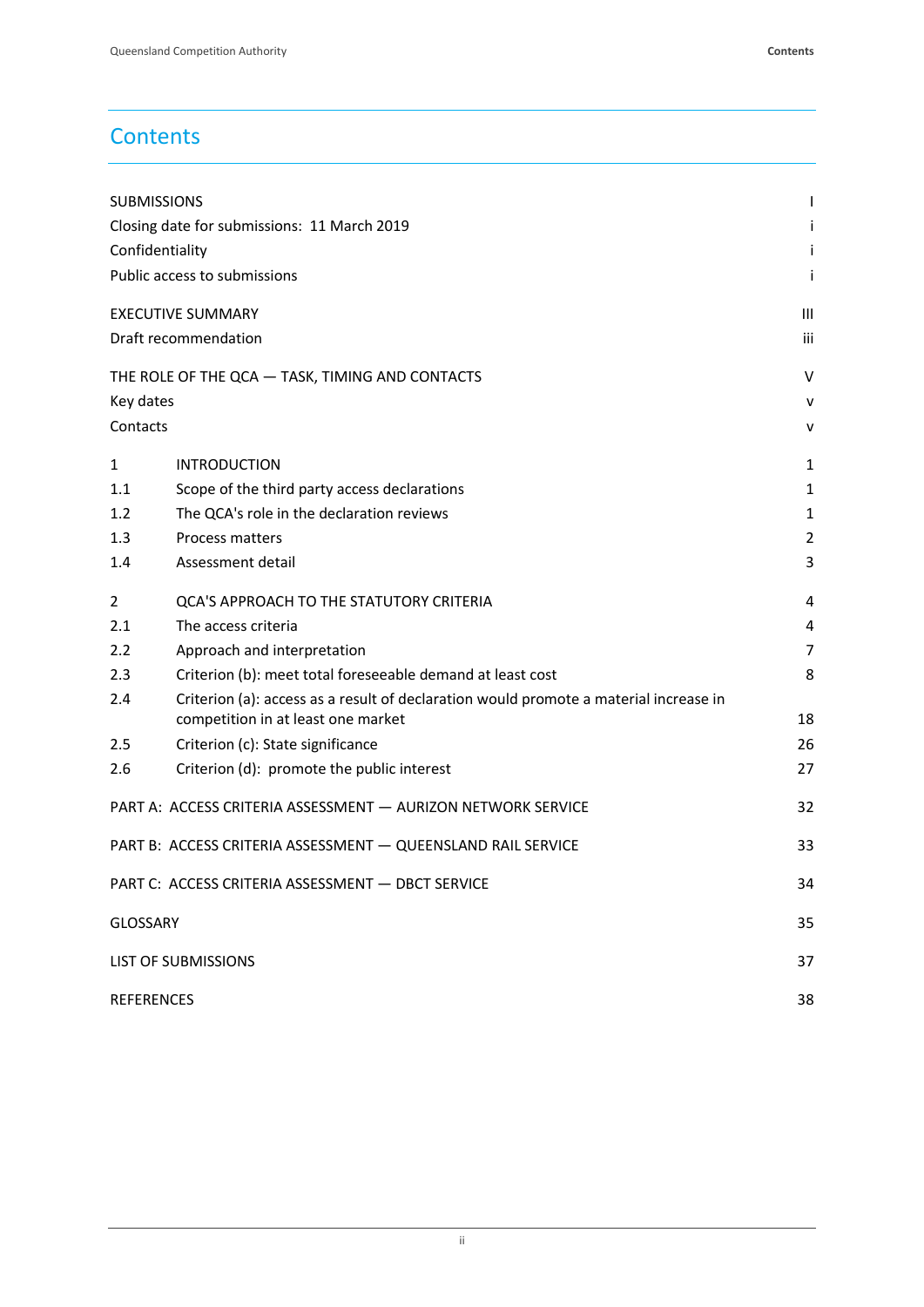# Contents

| | | |
|---|---|---|
| SUBMISSIONS | | I |
| Closing date for submissions: 11 March 2019 | | i |
| Confidentiality | | i |
| Public access to submissions | | i |
| EXECUTIVE SUMMARY | | III |
| Draft recommendation | | iii |
| THE ROLE OF THE QCA — TASK, TIMING AND CONTACTS | | V |
| Key dates | | v |
| Contacts | | v |
| 1 | INTRODUCTION | 1 |
| 1.1 | Scope of the third party access declarations | 1 |
| 1.2 | The QCA's role in the declaration reviews | 1 |
| 1.3 | Process matters | 2 |
| 1.4 | Assessment detail | 3 |
| 2 | QCA'S APPROACH TO THE STATUTORY CRITERIA | 4 |
| 2.1 | The access criteria | 4 |
| 2.2 | Approach and interpretation | 7 |
| 2.3 | Criterion (b): meet total foreseeable demand at least cost | 8 |
| 2.4 | Criterion (a): access as a result of declaration would promote a material increase in competition in at least one market | 18 |
| 2.5 | Criterion (c): State significance | 26 |
| 2.6 | Criterion (d): promote the public interest | 27 |
| PART A: ACCESS CRITERIA ASSESSMENT — AURIZON NETWORK SERVICE | | 32 |
| PART B: ACCESS CRITERIA ASSESSMENT — QUEENSLAND RAIL SERVICE | | 33 |
| PART C: ACCESS CRITERIA ASSESSMENT — DBCT SERVICE | | 34 |
| GLOSSARY | | 35 |
| LIST OF SUBMISSIONS | | 37 |
| REFERENCES | | 38 |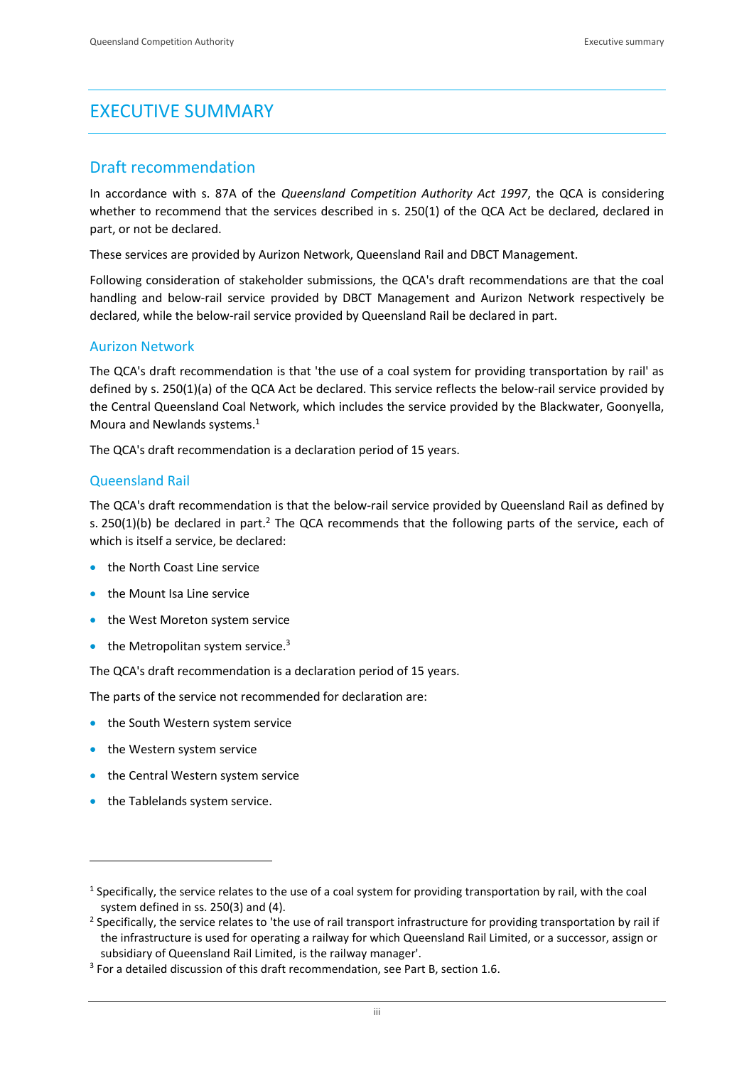# EXECUTIVE SUMMARY

## Draft recommendation

In accordance with s. 87A of the *Queensland Competition Authority Act 1997*, the QCA is considering whether to recommend that the services described in s. 250(1) of the QCA Act be declared, declared in part, or not be declared.

These services are provided by Aurizon Network, Queensland Rail and DBCT Management.

Following consideration of stakeholder submissions, the QCA's draft recommendations are that the coal handling and below-rail service provided by DBCT Management and Aurizon Network respectively be declared, while the below-rail service provided by Queensland Rail be declared in part.

### Aurizon Network

The QCA's draft recommendation is that 'the use of a coal system for providing transportation by rail' as defined by s. 250(1)(a) of the QCA Act be declared. This service reflects the below-rail service provided by the Central Queensland Coal Network, which includes the service provided by the Blackwater, Goonyella, Moura and Newlands systems.[1]

The QCA's draft recommendation is a declaration period of 15 years.

### Queensland Rail

The QCA's draft recommendation is that the below-rail service provided by Queensland Rail as defined by s. 250(1)(b) be declared in part.[2] The QCA recommends that the following parts of the service, each of which is itself a service, be declared:

- the North Coast Line service
- the Mount Isa Line service
- the West Moreton system service
- the Metropolitan system service.[3]

The QCA's draft recommendation is a declaration period of 15 years.

The parts of the service not recommended for declaration are:

- the South Western system service
- the Western system service
- the Central Western system service
- the Tablelands system service.

---

[1] Specifically, the service relates to the use of a coal system for providing transportation by rail, with the coal system defined in ss. 250(3) and (4).

[2] Specifically, the service relates to 'the use of rail transport infrastructure for providing transportation by rail if the infrastructure is used for operating a railway for which Queensland Rail Limited, or a successor, assign or subsidiary of Queensland Rail Limited, is the railway manager'.

[3] For a detailed discussion of this draft recommendation, see Part B, section 1.6.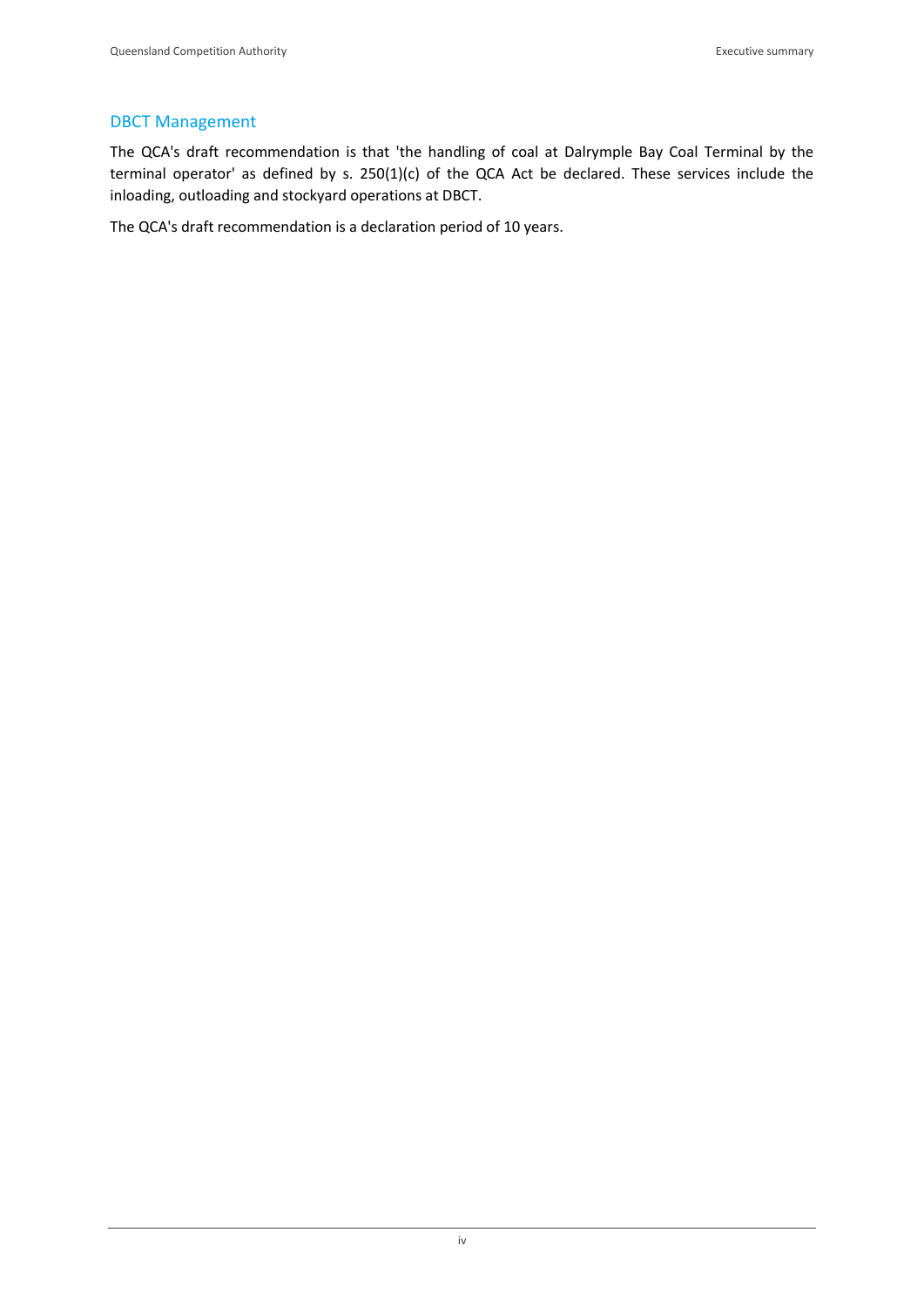## DBCT Management

The QCA's draft recommendation is that 'the handling of coal at Dalrymple Bay Coal Terminal by the terminal operator' as defined by s. 250(1)(c) of the QCA Act be declared. These services include the inloading, outloading and stockyard operations at DBCT.

The QCA's draft recommendation is a declaration period of 10 years.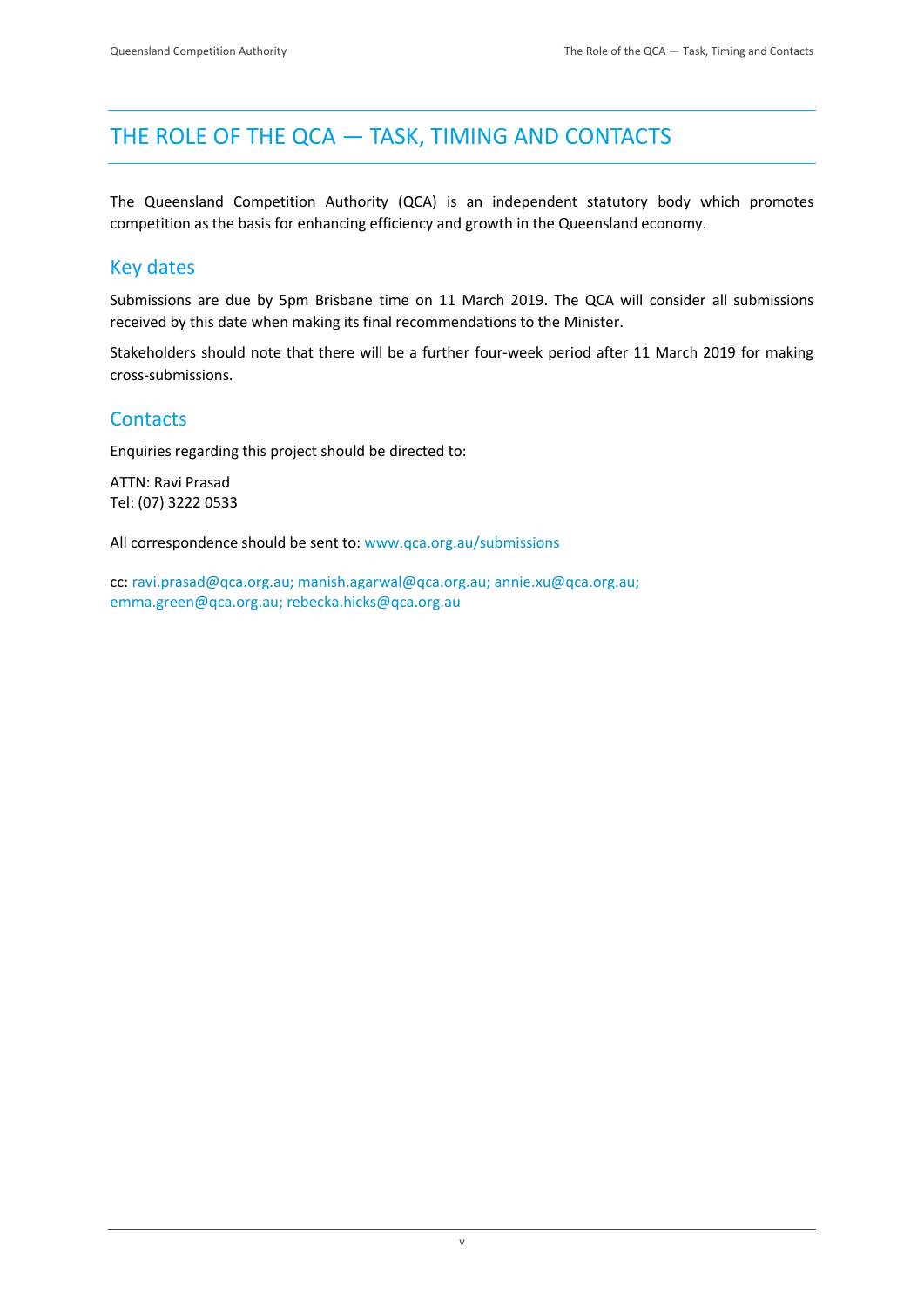# THE ROLE OF THE QCA — TASK, TIMING AND CONTACTS

The Queensland Competition Authority (QCA) is an independent statutory body which promotes competition as the basis for enhancing efficiency and growth in the Queensland economy.

## Key dates

Submissions are due by 5pm Brisbane time on 11 March 2019. The QCA will consider all submissions received by this date when making its final recommendations to the Minister.

Stakeholders should note that there will be a further four-week period after 11 March 2019 for making cross-submissions.

## Contacts

Enquiries regarding this project should be directed to:

ATTN: Ravi Prasad
Tel: (07) 3222 0533

All correspondence should be sent to: www.qca.org.au/submissions

cc: ravi.prasad@qca.org.au; manish.agarwal@qca.org.au; annie.xu@qca.org.au; emma.green@qca.org.au; rebecka.hicks@qca.org.au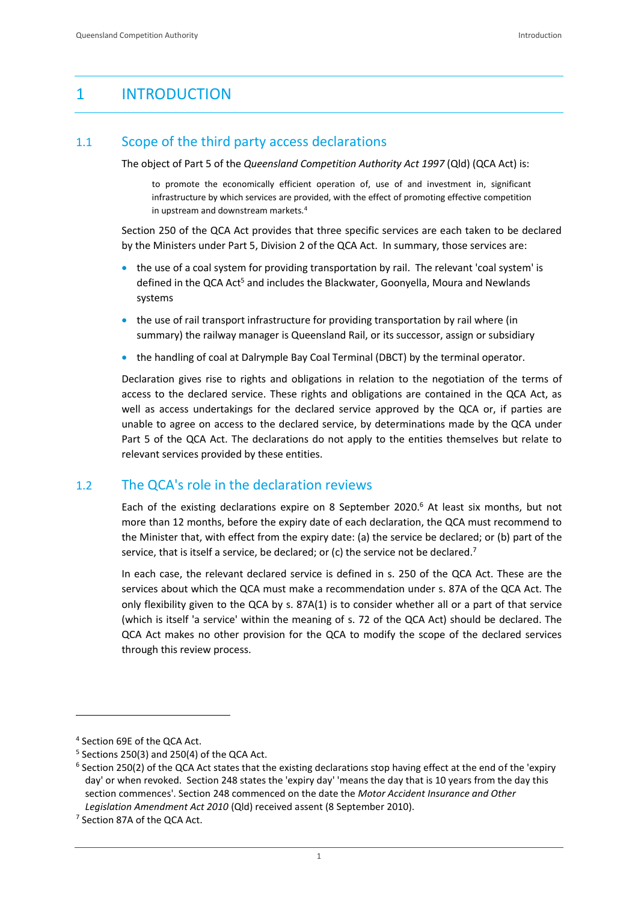# 1 INTRODUCTION

## 1.1 Scope of the third party access declarations

The object of Part 5 of the *Queensland Competition Authority Act 1997* (Qld) (QCA Act) is:

> to promote the economically efficient operation of, use of and investment in, significant infrastructure by which services are provided, with the effect of promoting effective competition in upstream and downstream markets.[4]

Section 250 of the QCA Act provides that three specific services are each taken to be declared by the Ministers under Part 5, Division 2 of the QCA Act. In summary, those services are:

- the use of a coal system for providing transportation by rail. The relevant 'coal system' is defined in the QCA Act[5] and includes the Blackwater, Goonyella, Moura and Newlands systems
- the use of rail transport infrastructure for providing transportation by rail where (in summary) the railway manager is Queensland Rail, or its successor, assign or subsidiary
- the handling of coal at Dalrymple Bay Coal Terminal (DBCT) by the terminal operator.

Declaration gives rise to rights and obligations in relation to the negotiation of the terms of access to the declared service. These rights and obligations are contained in the QCA Act, as well as access undertakings for the declared service approved by the QCA or, if parties are unable to agree on access to the declared service, by determinations made by the QCA under Part 5 of the QCA Act. The declarations do not apply to the entities themselves but relate to relevant services provided by these entities.

## 1.2 The QCA's role in the declaration reviews

Each of the existing declarations expire on 8 September 2020.[6] At least six months, but not more than 12 months, before the expiry date of each declaration, the QCA must recommend to the Minister that, with effect from the expiry date: (a) the service be declared; or (b) part of the service, that is itself a service, be declared; or (c) the service not be declared.[7]

In each case, the relevant declared service is defined in s. 250 of the QCA Act. These are the services about which the QCA must make a recommendation under s. 87A of the QCA Act. The only flexibility given to the QCA by s. 87A(1) is to consider whether all or a part of that service (which is itself 'a service' within the meaning of s. 72 of the QCA Act) should be declared. The QCA Act makes no other provision for the QCA to modify the scope of the declared services through this review process.

---

[4] Section 69E of the QCA Act.

[5] Sections 250(3) and 250(4) of the QCA Act.

[6] Section 250(2) of the QCA Act states that the existing declarations stop having effect at the end of the 'expiry day' or when revoked. Section 248 states the 'expiry day' 'means the day that is 10 years from the day this section commences'. Section 248 commenced on the date the *Motor Accident Insurance and Other Legislation Amendment Act 2010* (Qld) received assent (8 September 2010).

[7] Section 87A of the QCA Act.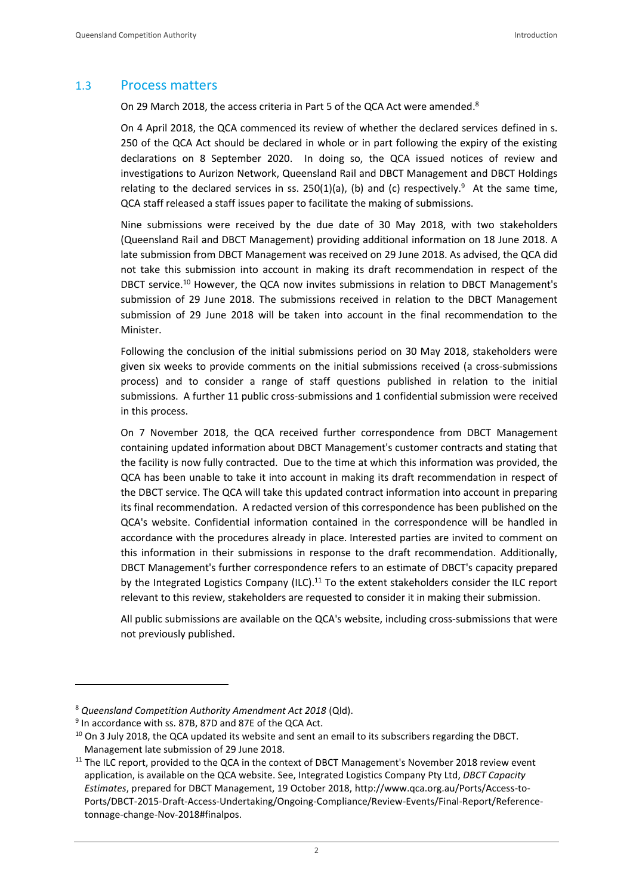## 1.3 Process matters

On 29 March 2018, the access criteria in Part 5 of the QCA Act were amended.[8]

On 4 April 2018, the QCA commenced its review of whether the declared services defined in s. 250 of the QCA Act should be declared in whole or in part following the expiry of the existing declarations on 8 September 2020. In doing so, the QCA issued notices of review and investigations to Aurizon Network, Queensland Rail and DBCT Management and DBCT Holdings relating to the declared services in ss. 250(1)(a), (b) and (c) respectively.[9] At the same time, QCA staff released a staff issues paper to facilitate the making of submissions.

Nine submissions were received by the due date of 30 May 2018, with two stakeholders (Queensland Rail and DBCT Management) providing additional information on 18 June 2018. A late submission from DBCT Management was received on 29 June 2018. As advised, the QCA did not take this submission into account in making its draft recommendation in respect of the DBCT service.[10] However, the QCA now invites submissions in relation to DBCT Management's submission of 29 June 2018. The submissions received in relation to the DBCT Management submission of 29 June 2018 will be taken into account in the final recommendation to the Minister.

Following the conclusion of the initial submissions period on 30 May 2018, stakeholders were given six weeks to provide comments on the initial submissions received (a cross-submissions process) and to consider a range of staff questions published in relation to the initial submissions. A further 11 public cross-submissions and 1 confidential submission were received in this process.

On 7 November 2018, the QCA received further correspondence from DBCT Management containing updated information about DBCT Management's customer contracts and stating that the facility is now fully contracted. Due to the time at which this information was provided, the QCA has been unable to take it into account in making its draft recommendation in respect of the DBCT service. The QCA will take this updated contract information into account in preparing its final recommendation. A redacted version of this correspondence has been published on the QCA's website. Confidential information contained in the correspondence will be handled in accordance with the procedures already in place. Interested parties are invited to comment on this information in their submissions in response to the draft recommendation. Additionally, DBCT Management's further correspondence refers to an estimate of DBCT's capacity prepared by the Integrated Logistics Company (ILC).[11] To the extent stakeholders consider the ILC report relevant to this review, stakeholders are requested to consider it in making their submission.

All public submissions are available on the QCA's website, including cross-submissions that were not previously published.

---

[8] *Queensland Competition Authority Amendment Act 2018* (Qld).

[9] In accordance with ss. 87B, 87D and 87E of the QCA Act.

[10] On 3 July 2018, the QCA updated its website and sent an email to its subscribers regarding the DBCT. Management late submission of 29 June 2018.

[11] The ILC report, provided to the QCA in the context of DBCT Management's November 2018 review event application, is available on the QCA website. See, Integrated Logistics Company Pty Ltd, *DBCT Capacity Estimates*, prepared for DBCT Management, 19 October 2018, http://www.qca.org.au/Ports/Access-to-Ports/DBCT-2015-Draft-Access-Undertaking/Ongoing-Compliance/Review-Events/Final-Report/Reference-tonnage-change-Nov-2018#finalpos.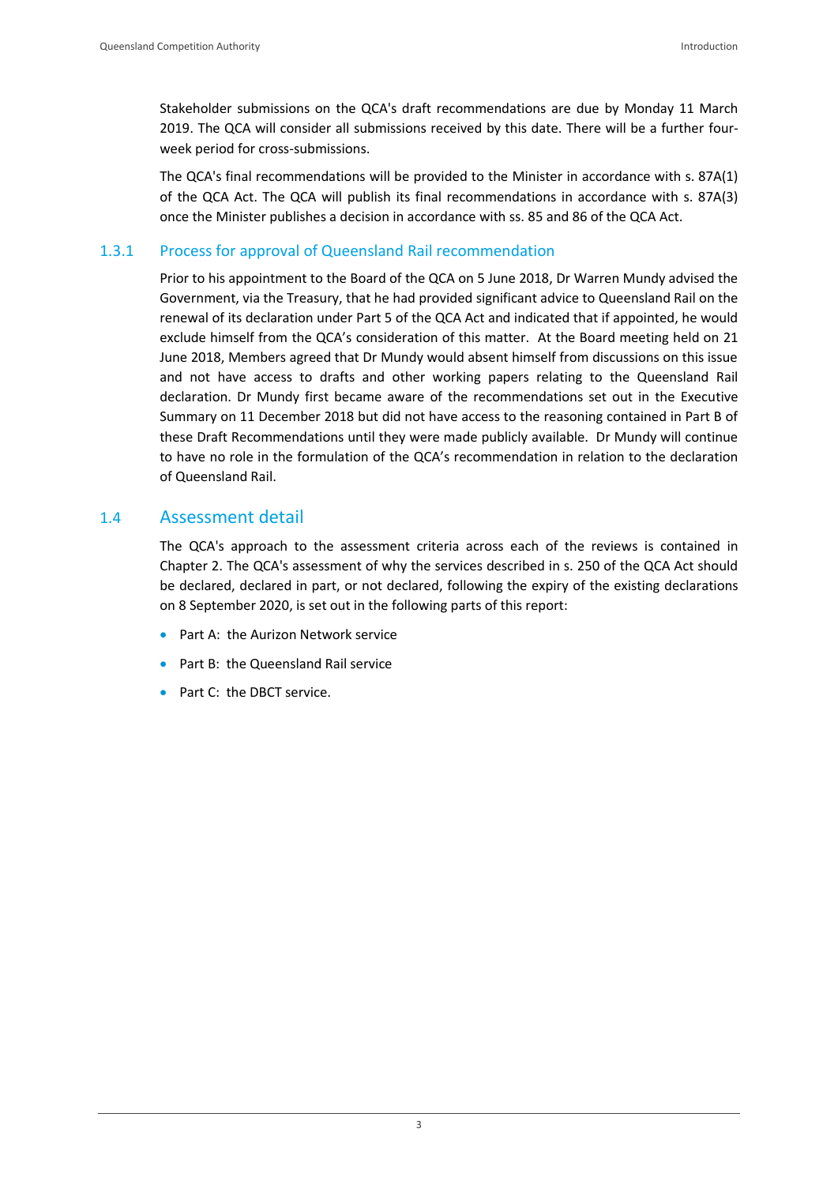Stakeholder submissions on the QCA's draft recommendations are due by Monday 11 March 2019. The QCA will consider all submissions received by this date. There will be a further four-week period for cross-submissions.

The QCA's final recommendations will be provided to the Minister in accordance with s. 87A(1) of the QCA Act. The QCA will publish its final recommendations in accordance with s. 87A(3) once the Minister publishes a decision in accordance with ss. 85 and 86 of the QCA Act.

### 1.3.1 Process for approval of Queensland Rail recommendation

Prior to his appointment to the Board of the QCA on 5 June 2018, Dr Warren Mundy advised the Government, via the Treasury, that he had provided significant advice to Queensland Rail on the renewal of its declaration under Part 5 of the QCA Act and indicated that if appointed, he would exclude himself from the QCA's consideration of this matter. At the Board meeting held on 21 June 2018, Members agreed that Dr Mundy would absent himself from discussions on this issue and not have access to drafts and other working papers relating to the Queensland Rail declaration. Dr Mundy first became aware of the recommendations set out in the Executive Summary on 11 December 2018 but did not have access to the reasoning contained in Part B of these Draft Recommendations until they were made publicly available. Dr Mundy will continue to have no role in the formulation of the QCA's recommendation in relation to the declaration of Queensland Rail.

## 1.4 Assessment detail

The QCA's approach to the assessment criteria across each of the reviews is contained in Chapter 2. The QCA's assessment of why the services described in s. 250 of the QCA Act should be declared, declared in part, or not declared, following the expiry of the existing declarations on 8 September 2020, is set out in the following parts of this report:

- Part A: the Aurizon Network service
- Part B: the Queensland Rail service
- Part C: the DBCT service.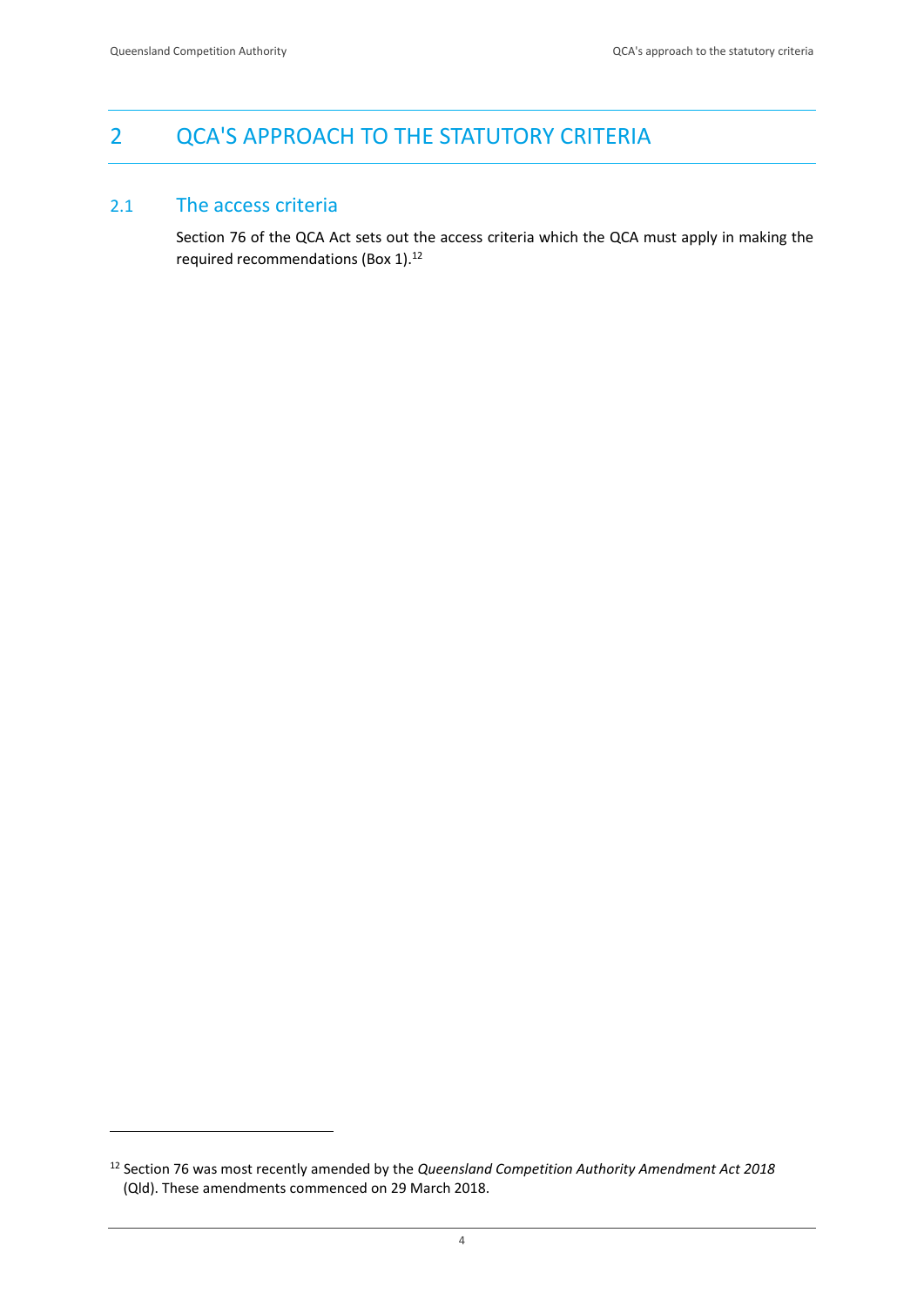# 2 QCA'S APPROACH TO THE STATUTORY CRITERIA

## 2.1 The access criteria

Section 76 of the QCA Act sets out the access criteria which the QCA must apply in making the required recommendations (Box 1).[12]

[12] Section 76 was most recently amended by the *Queensland Competition Authority Amendment Act 2018* (Qld). These amendments commenced on 29 March 2018.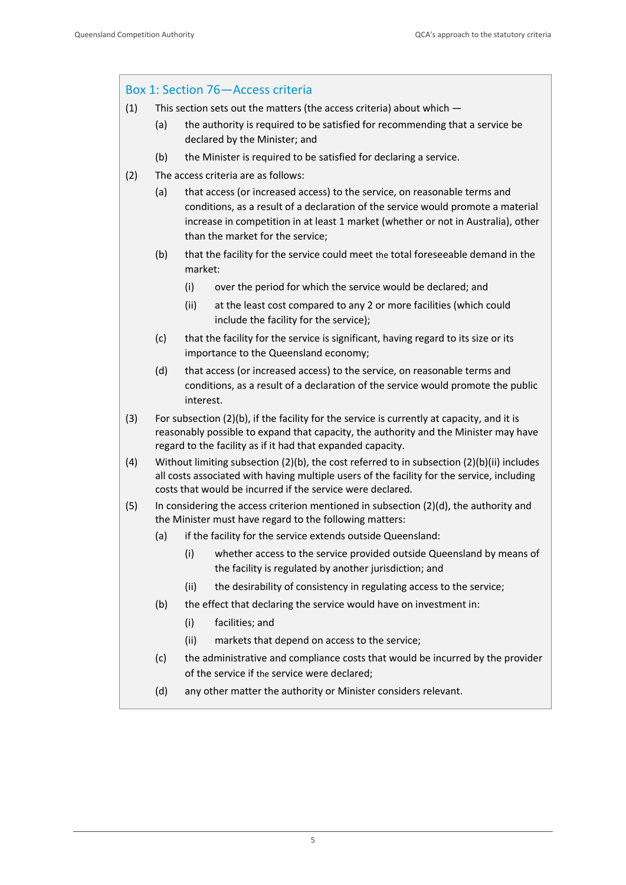### Box 1: Section 76—Access criteria

(1) This section sets out the matters (the access criteria) about which —

  (a) the authority is required to be satisfied for recommending that a service be declared by the Minister; and

  (b) the Minister is required to be satisfied for declaring a service.

(2) The access criteria are as follows:

  (a) that access (or increased access) to the service, on reasonable terms and conditions, as a result of a declaration of the service would promote a material increase in competition in at least 1 market (whether or not in Australia), other than the market for the service;

  (b) that the facility for the service could meet the total foreseeable demand in the market:

    (i) over the period for which the service would be declared; and

    (ii) at the least cost compared to any 2 or more facilities (which could include the facility for the service);

  (c) that the facility for the service is significant, having regard to its size or its importance to the Queensland economy;

  (d) that access (or increased access) to the service, on reasonable terms and conditions, as a result of a declaration of the service would promote the public interest.

(3) For subsection (2)(b), if the facility for the service is currently at capacity, and it is reasonably possible to expand that capacity, the authority and the Minister may have regard to the facility as if it had that expanded capacity.

(4) Without limiting subsection (2)(b), the cost referred to in subsection (2)(b)(ii) includes all costs associated with having multiple users of the facility for the service, including costs that would be incurred if the service were declared.

(5) In considering the access criterion mentioned in subsection (2)(d), the authority and the Minister must have regard to the following matters:

  (a) if the facility for the service extends outside Queensland:

    (i) whether access to the service provided outside Queensland by means of the facility is regulated by another jurisdiction; and

    (ii) the desirability of consistency in regulating access to the service;

  (b) the effect that declaring the service would have on investment in:

    (i) facilities; and

    (ii) markets that depend on access to the service;

  (c) the administrative and compliance costs that would be incurred by the provider of the service if the service were declared;

  (d) any other matter the authority or Minister considers relevant.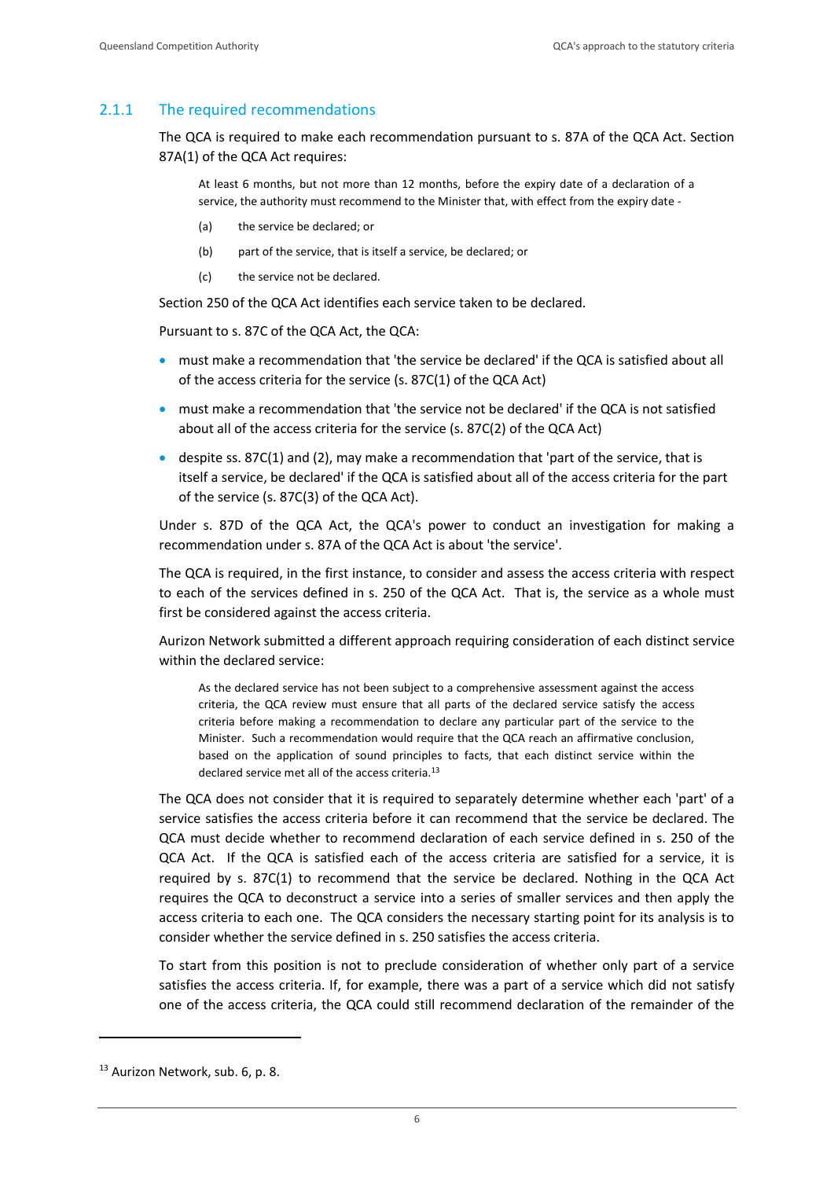### 2.1.1 The required recommendations

The QCA is required to make each recommendation pursuant to s. 87A of the QCA Act. Section 87A(1) of the QCA Act requires:

> At least 6 months, but not more than 12 months, before the expiry date of a declaration of a service, the authority must recommend to the Minister that, with effect from the expiry date -
>
> (a) the service be declared; or
>
> (b) part of the service, that is itself a service, be declared; or
>
> (c) the service not be declared.

Section 250 of the QCA Act identifies each service taken to be declared.

Pursuant to s. 87C of the QCA Act, the QCA:

- must make a recommendation that 'the service be declared' if the QCA is satisfied about all of the access criteria for the service (s. 87C(1) of the QCA Act)
- must make a recommendation that 'the service not be declared' if the QCA is not satisfied about all of the access criteria for the service (s. 87C(2) of the QCA Act)
- despite ss. 87C(1) and (2), may make a recommendation that 'part of the service, that is itself a service, be declared' if the QCA is satisfied about all of the access criteria for the part of the service (s. 87C(3) of the QCA Act).

Under s. 87D of the QCA Act, the QCA's power to conduct an investigation for making a recommendation under s. 87A of the QCA Act is about 'the service'.

The QCA is required, in the first instance, to consider and assess the access criteria with respect to each of the services defined in s. 250 of the QCA Act. That is, the service as a whole must first be considered against the access criteria.

Aurizon Network submitted a different approach requiring consideration of each distinct service within the declared service:

> As the declared service has not been subject to a comprehensive assessment against the access criteria, the QCA review must ensure that all parts of the declared service satisfy the access criteria before making a recommendation to declare any particular part of the service to the Minister. Such a recommendation would require that the QCA reach an affirmative conclusion, based on the application of sound principles to facts, that each distinct service within the declared service met all of the access criteria.[13]

The QCA does not consider that it is required to separately determine whether each 'part' of a service satisfies the access criteria before it can recommend that the service be declared. The QCA must decide whether to recommend declaration of each service defined in s. 250 of the QCA Act. If the QCA is satisfied each of the access criteria are satisfied for a service, it is required by s. 87C(1) to recommend that the service be declared. Nothing in the QCA Act requires the QCA to deconstruct a service into a series of smaller services and then apply the access criteria to each one. The QCA considers the necessary starting point for its analysis is to consider whether the service defined in s. 250 satisfies the access criteria.

To start from this position is not to preclude consideration of whether only part of a service satisfies the access criteria. If, for example, there was a part of a service which did not satisfy one of the access criteria, the QCA could still recommend declaration of the remainder of the

---

[13] Aurizon Network, sub. 6, p. 8.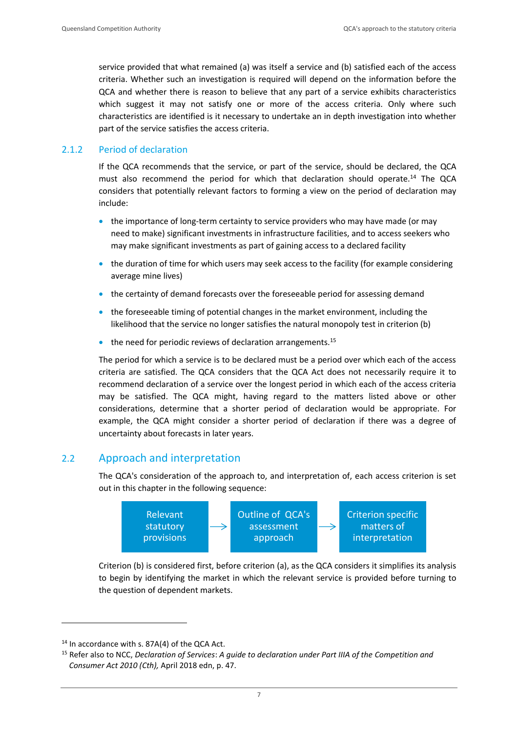service provided that what remained (a) was itself a service and (b) satisfied each of the access criteria. Whether such an investigation is required will depend on the information before the QCA and whether there is reason to believe that any part of a service exhibits characteristics which suggest it may not satisfy one or more of the access criteria. Only where such characteristics are identified is it necessary to undertake an in depth investigation into whether part of the service satisfies the access criteria.

### 2.1.2 Period of declaration

If the QCA recommends that the service, or part of the service, should be declared, the QCA must also recommend the period for which that declaration should operate.[14] The QCA considers that potentially relevant factors to forming a view on the period of declaration may include:

- the importance of long-term certainty to service providers who may have made (or may need to make) significant investments in infrastructure facilities, and to access seekers who may make significant investments as part of gaining access to a declared facility
- the duration of time for which users may seek access to the facility (for example considering average mine lives)
- the certainty of demand forecasts over the foreseeable period for assessing demand
- the foreseeable timing of potential changes in the market environment, including the likelihood that the service no longer satisfies the natural monopoly test in criterion (b)
- the need for periodic reviews of declaration arrangements.[15]

The period for which a service is to be declared must be a period over which each of the access criteria are satisfied. The QCA considers that the QCA Act does not necessarily require it to recommend declaration of a service over the longest period in which each of the access criteria may be satisfied. The QCA might, having regard to the matters listed above or other considerations, determine that a shorter period of declaration would be appropriate. For example, the QCA might consider a shorter period of declaration if there was a degree of uncertainty about forecasts in later years.

## 2.2 Approach and interpretation

The QCA's consideration of the approach to, and interpretation of, each access criterion is set out in this chapter in the following sequence:

Relevant statutory provisions → Outline of QCA's assessment approach → Criterion specific matters of interpretation

Criterion (b) is considered first, before criterion (a), as the QCA considers it simplifies its analysis to begin by identifying the market in which the relevant service is provided before turning to the question of dependent markets.

[14] In accordance with s. 87A(4) of the QCA Act.

[15] Refer also to NCC, *Declaration of Services*: *A guide to declaration under Part IIIA of the Competition and Consumer Act 2010 (Cth),* April 2018 edn, p. 47.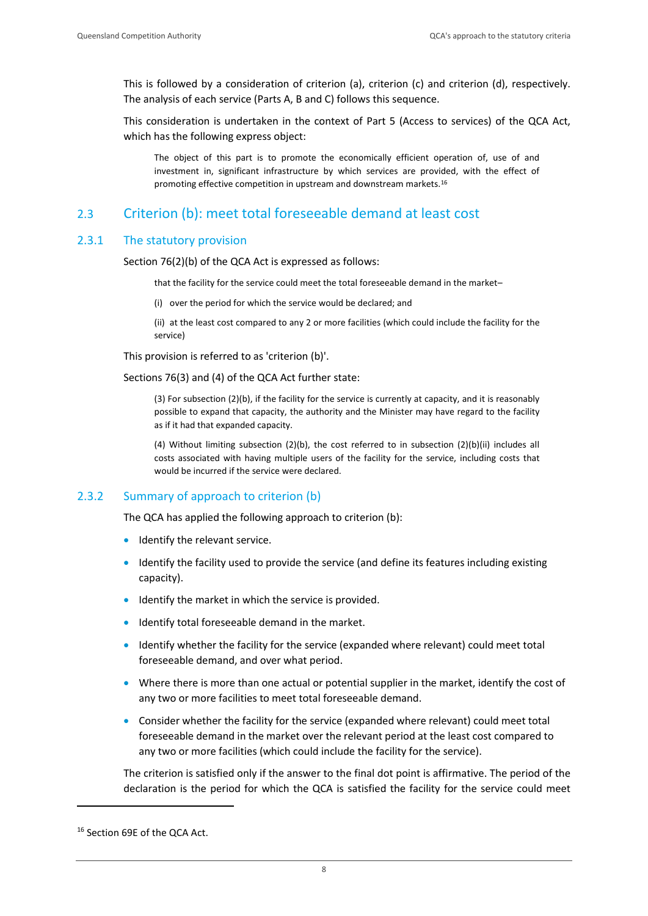This is followed by a consideration of criterion (a), criterion (c) and criterion (d), respectively. The analysis of each service (Parts A, B and C) follows this sequence.

This consideration is undertaken in the context of Part 5 (Access to services) of the QCA Act, which has the following express object:

> The object of this part is to promote the economically efficient operation of, use of and investment in, significant infrastructure by which services are provided, with the effect of promoting effective competition in upstream and downstream markets.[16]

## 2.3 Criterion (b): meet total foreseeable demand at least cost

### 2.3.1 The statutory provision

Section 76(2)(b) of the QCA Act is expressed as follows:

> that the facility for the service could meet the total foreseeable demand in the market–
>
> (i) over the period for which the service would be declared; and
>
> (ii) at the least cost compared to any 2 or more facilities (which could include the facility for the service)

This provision is referred to as 'criterion (b)'.

Sections 76(3) and (4) of the QCA Act further state:

> (3) For subsection (2)(b), if the facility for the service is currently at capacity, and it is reasonably possible to expand that capacity, the authority and the Minister may have regard to the facility as if it had that expanded capacity.
>
> (4) Without limiting subsection (2)(b), the cost referred to in subsection (2)(b)(ii) includes all costs associated with having multiple users of the facility for the service, including costs that would be incurred if the service were declared.

### 2.3.2 Summary of approach to criterion (b)

The QCA has applied the following approach to criterion (b):

- Identify the relevant service.
- Identify the facility used to provide the service (and define its features including existing capacity).
- Identify the market in which the service is provided.
- Identify total foreseeable demand in the market.
- Identify whether the facility for the service (expanded where relevant) could meet total foreseeable demand, and over what period.
- Where there is more than one actual or potential supplier in the market, identify the cost of any two or more facilities to meet total foreseeable demand.
- Consider whether the facility for the service (expanded where relevant) could meet total foreseeable demand in the market over the relevant period at the least cost compared to any two or more facilities (which could include the facility for the service).

The criterion is satisfied only if the answer to the final dot point is affirmative. The period of the declaration is the period for which the QCA is satisfied the facility for the service could meet

[16] Section 69E of the QCA Act.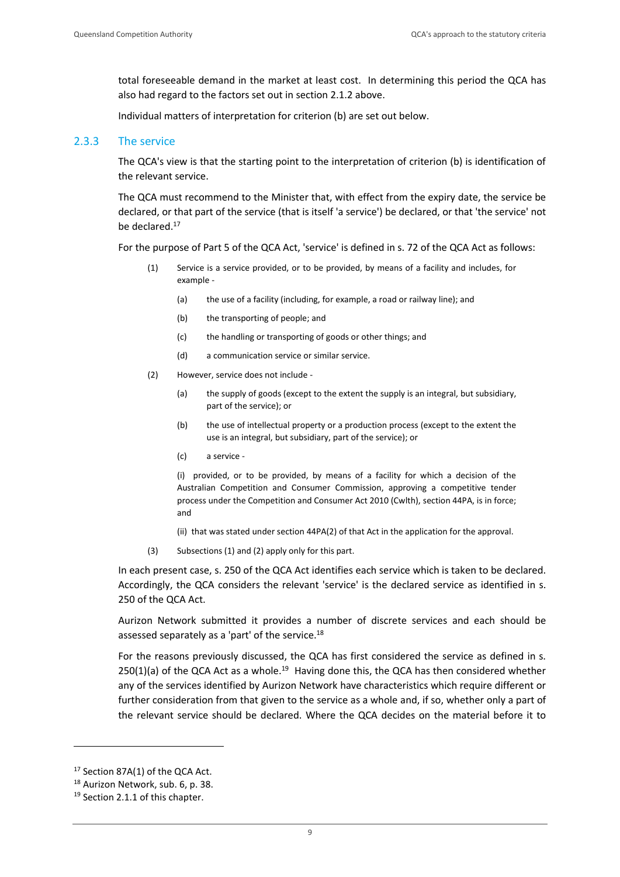total foreseeable demand in the market at least cost. In determining this period the QCA has also had regard to the factors set out in section 2.1.2 above.

Individual matters of interpretation for criterion (b) are set out below.

### 2.3.3 The service

The QCA's view is that the starting point to the interpretation of criterion (b) is identification of the relevant service.

The QCA must recommend to the Minister that, with effect from the expiry date, the service be declared, or that part of the service (that is itself 'a service') be declared, or that 'the service' not be declared.[17]

For the purpose of Part 5 of the QCA Act, 'service' is defined in s. 72 of the QCA Act as follows:

> (1) Service is a service provided, or to be provided, by means of a facility and includes, for example -
>
> (a) the use of a facility (including, for example, a road or railway line); and
>
> (b) the transporting of people; and
>
> (c) the handling or transporting of goods or other things; and
>
> (d) a communication service or similar service.
>
> (2) However, service does not include -
>
> (a) the supply of goods (except to the extent the supply is an integral, but subsidiary, part of the service); or
>
> (b) the use of intellectual property or a production process (except to the extent the use is an integral, but subsidiary, part of the service); or
>
> (c) a service -
>
> (i) provided, or to be provided, by means of a facility for which a decision of the Australian Competition and Consumer Commission, approving a competitive tender process under the Competition and Consumer Act 2010 (Cwlth), section 44PA, is in force; and
>
> (ii) that was stated under section 44PA(2) of that Act in the application for the approval.
>
> (3) Subsections (1) and (2) apply only for this part.

In each present case, s. 250 of the QCA Act identifies each service which is taken to be declared. Accordingly, the QCA considers the relevant 'service' is the declared service as identified in s. 250 of the QCA Act.

Aurizon Network submitted it provides a number of discrete services and each should be assessed separately as a 'part' of the service.[18]

For the reasons previously discussed, the QCA has first considered the service as defined in s. 250(1)(a) of the QCA Act as a whole.[19] Having done this, the QCA has then considered whether any of the services identified by Aurizon Network have characteristics which require different or further consideration from that given to the service as a whole and, if so, whether only a part of the relevant service should be declared. Where the QCA decides on the material before it to

---

[17] Section 87A(1) of the QCA Act.

[18] Aurizon Network, sub. 6, p. 38.

[19] Section 2.1.1 of this chapter.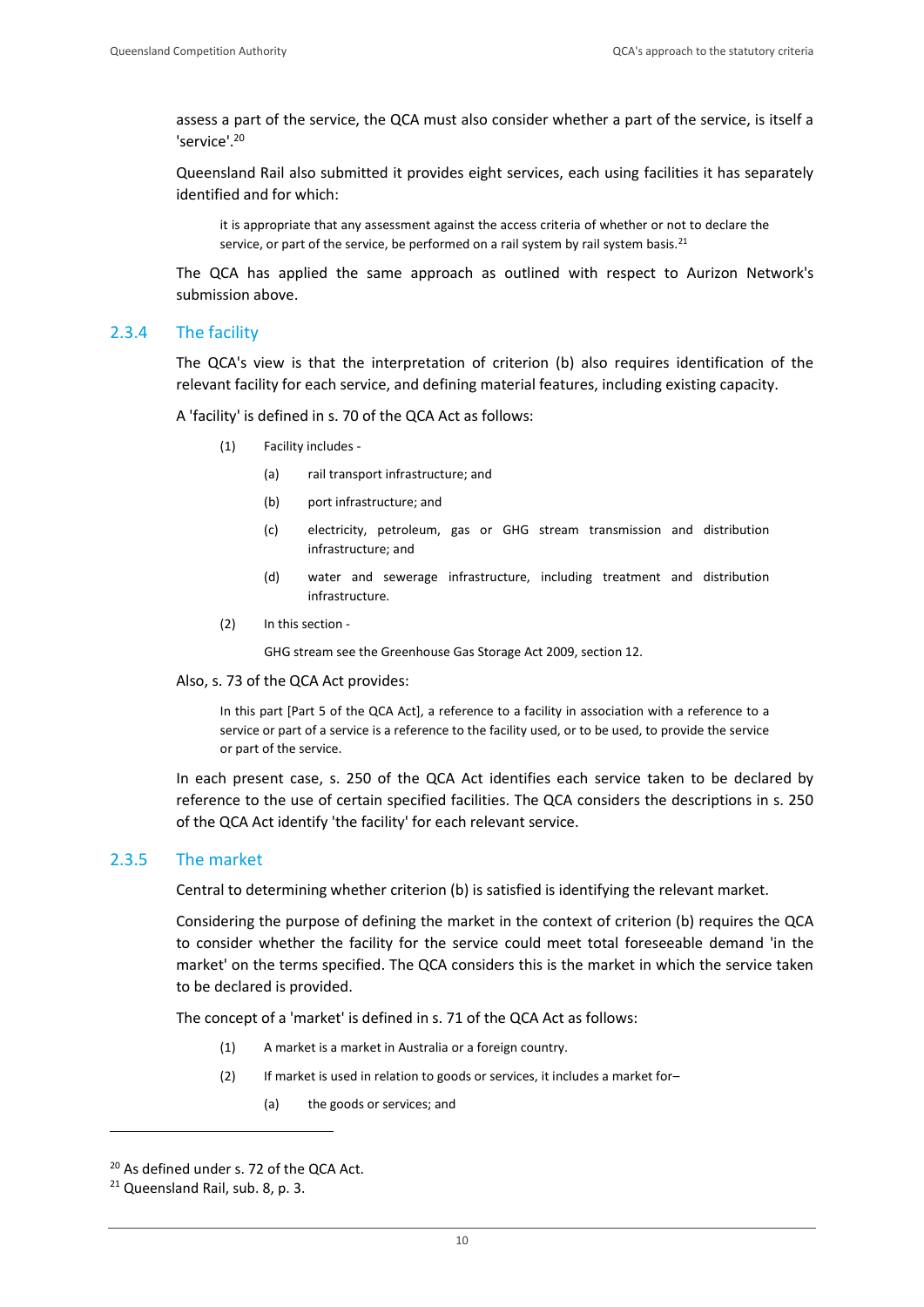assess a part of the service, the QCA must also consider whether a part of the service, is itself a 'service'.[20]

Queensland Rail also submitted it provides eight services, each using facilities it has separately identified and for which:

> it is appropriate that any assessment against the access criteria of whether or not to declare the service, or part of the service, be performed on a rail system by rail system basis.[21]

The QCA has applied the same approach as outlined with respect to Aurizon Network's submission above.

### 2.3.4 The facility

The QCA's view is that the interpretation of criterion (b) also requires identification of the relevant facility for each service, and defining material features, including existing capacity.

A 'facility' is defined in s. 70 of the QCA Act as follows:

> (1) Facility includes -
>
> (a) rail transport infrastructure; and
>
> (b) port infrastructure; and
>
> (c) electricity, petroleum, gas or GHG stream transmission and distribution infrastructure; and
>
> (d) water and sewerage infrastructure, including treatment and distribution infrastructure.
>
> (2) In this section -
>
> GHG stream see the Greenhouse Gas Storage Act 2009, section 12.

Also, s. 73 of the QCA Act provides:

> In this part [Part 5 of the QCA Act], a reference to a facility in association with a reference to a service or part of a service is a reference to the facility used, or to be used, to provide the service or part of the service.

In each present case, s. 250 of the QCA Act identifies each service taken to be declared by reference to the use of certain specified facilities. The QCA considers the descriptions in s. 250 of the QCA Act identify 'the facility' for each relevant service.

### 2.3.5 The market

Central to determining whether criterion (b) is satisfied is identifying the relevant market.

Considering the purpose of defining the market in the context of criterion (b) requires the QCA to consider whether the facility for the service could meet total foreseeable demand 'in the market' on the terms specified. The QCA considers this is the market in which the service taken to be declared is provided.

The concept of a 'market' is defined in s. 71 of the QCA Act as follows:

> (1) A market is a market in Australia or a foreign country.
>
> (2) If market is used in relation to goods or services, it includes a market for–
>
> (a) the goods or services; and

---

[20] As defined under s. 72 of the QCA Act.

[21] Queensland Rail, sub. 8, p. 3.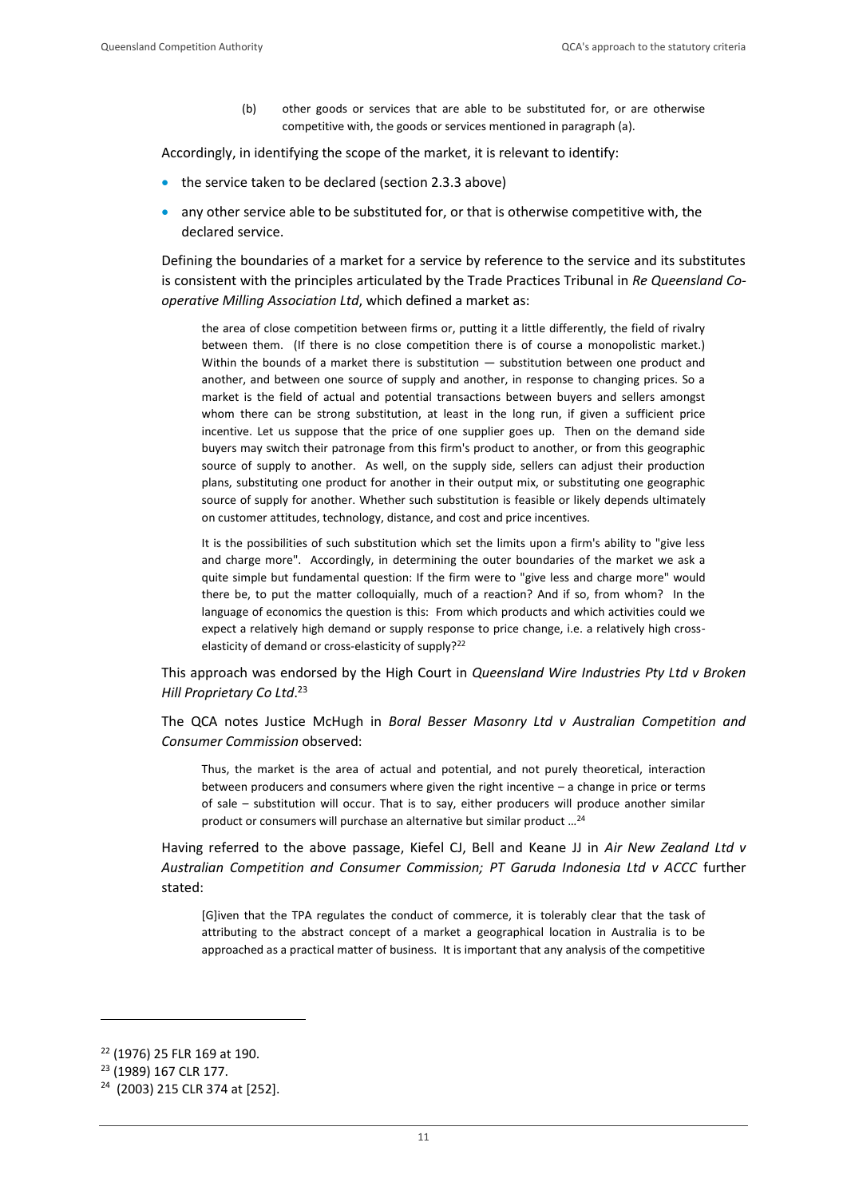(b) other goods or services that are able to be substituted for, or are otherwise competitive with, the goods or services mentioned in paragraph (a).

Accordingly, in identifying the scope of the market, it is relevant to identify:

- the service taken to be declared (section 2.3.3 above)
- any other service able to be substituted for, or that is otherwise competitive with, the declared service.

Defining the boundaries of a market for a service by reference to the service and its substitutes is consistent with the principles articulated by the Trade Practices Tribunal in *Re Queensland Co-operative Milling Association Ltd*, which defined a market as:

> the area of close competition between firms or, putting it a little differently, the field of rivalry between them. (If there is no close competition there is of course a monopolistic market.) Within the bounds of a market there is substitution — substitution between one product and another, and between one source of supply and another, in response to changing prices. So a market is the field of actual and potential transactions between buyers and sellers amongst whom there can be strong substitution, at least in the long run, if given a sufficient price incentive. Let us suppose that the price of one supplier goes up. Then on the demand side buyers may switch their patronage from this firm's product to another, or from this geographic source of supply to another. As well, on the supply side, sellers can adjust their production plans, substituting one product for another in their output mix, or substituting one geographic source of supply for another. Whether such substitution is feasible or likely depends ultimately on customer attitudes, technology, distance, and cost and price incentives.
>
> It is the possibilities of such substitution which set the limits upon a firm's ability to "give less and charge more". Accordingly, in determining the outer boundaries of the market we ask a quite simple but fundamental question: If the firm were to "give less and charge more" would there be, to put the matter colloquially, much of a reaction? And if so, from whom? In the language of economics the question is this: From which products and which activities could we expect a relatively high demand or supply response to price change, i.e. a relatively high cross-elasticity of demand or cross-elasticity of supply?[22]

This approach was endorsed by the High Court in *Queensland Wire Industries Pty Ltd v Broken Hill Proprietary Co Ltd*.[23]

The QCA notes Justice McHugh in *Boral Besser Masonry Ltd v Australian Competition and Consumer Commission* observed:

> Thus, the market is the area of actual and potential, and not purely theoretical, interaction between producers and consumers where given the right incentive – a change in price or terms of sale – substitution will occur. That is to say, either producers will produce another similar product or consumers will purchase an alternative but similar product …[24]

Having referred to the above passage, Kiefel CJ, Bell and Keane JJ in *Air New Zealand Ltd v Australian Competition and Consumer Commission; PT Garuda Indonesia Ltd v ACCC* further stated:

> [G]iven that the TPA regulates the conduct of commerce, it is tolerably clear that the task of attributing to the abstract concept of a market a geographical location in Australia is to be approached as a practical matter of business. It is important that any analysis of the competitive

---

[22] (1976) 25 FLR 169 at 190.

[23] (1989) 167 CLR 177.

[24] (2003) 215 CLR 374 at [252].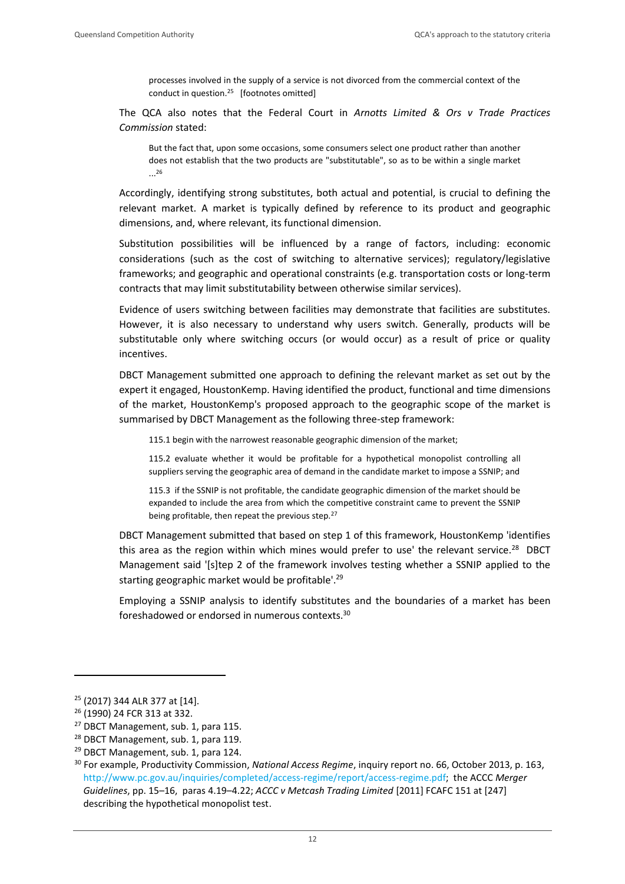> processes involved in the supply of a service is not divorced from the commercial context of the conduct in question.[25] [footnotes omitted]

The QCA also notes that the Federal Court in *Arnotts Limited & Ors v Trade Practices Commission* stated:

> But the fact that, upon some occasions, some consumers select one product rather than another does not establish that the two products are "substitutable", so as to be within a single market ...[26]

Accordingly, identifying strong substitutes, both actual and potential, is crucial to defining the relevant market. A market is typically defined by reference to its product and geographic dimensions, and, where relevant, its functional dimension.

Substitution possibilities will be influenced by a range of factors, including: economic considerations (such as the cost of switching to alternative services); regulatory/legislative frameworks; and geographic and operational constraints (e.g. transportation costs or long-term contracts that may limit substitutability between otherwise similar services).

Evidence of users switching between facilities may demonstrate that facilities are substitutes. However, it is also necessary to understand why users switch. Generally, products will be substitutable only where switching occurs (or would occur) as a result of price or quality incentives.

DBCT Management submitted one approach to defining the relevant market as set out by the expert it engaged, HoustonKemp. Having identified the product, functional and time dimensions of the market, HoustonKemp's proposed approach to the geographic scope of the market is summarised by DBCT Management as the following three-step framework:

> 115.1 begin with the narrowest reasonable geographic dimension of the market;
>
> 115.2 evaluate whether it would be profitable for a hypothetical monopolist controlling all suppliers serving the geographic area of demand in the candidate market to impose a SSNIP; and
>
> 115.3 if the SSNIP is not profitable, the candidate geographic dimension of the market should be expanded to include the area from which the competitive constraint came to prevent the SSNIP being profitable, then repeat the previous step.[27]

DBCT Management submitted that based on step 1 of this framework, HoustonKemp 'identifies this area as the region within which mines would prefer to use' the relevant service.[28] DBCT Management said '[s]tep 2 of the framework involves testing whether a SSNIP applied to the starting geographic market would be profitable'.[29]

Employing a SSNIP analysis to identify substitutes and the boundaries of a market has been foreshadowed or endorsed in numerous contexts.[30]

---

[25] (2017) 344 ALR 377 at [14].

[26] (1990) 24 FCR 313 at 332.

[27] DBCT Management, sub. 1, para 115.

[28] DBCT Management, sub. 1, para 119.

[29] DBCT Management, sub. 1, para 124.

[30] For example, Productivity Commission, *National Access Regime*, inquiry report no. 66, October 2013, p. 163, http://www.pc.gov.au/inquiries/completed/access-regime/report/access-regime.pdf; the ACCC *Merger Guidelines*, pp. 15–16, paras 4.19–4.22; *ACCC v Metcash Trading Limited* [2011] FCAFC 151 at [247] describing the hypothetical monopolist test.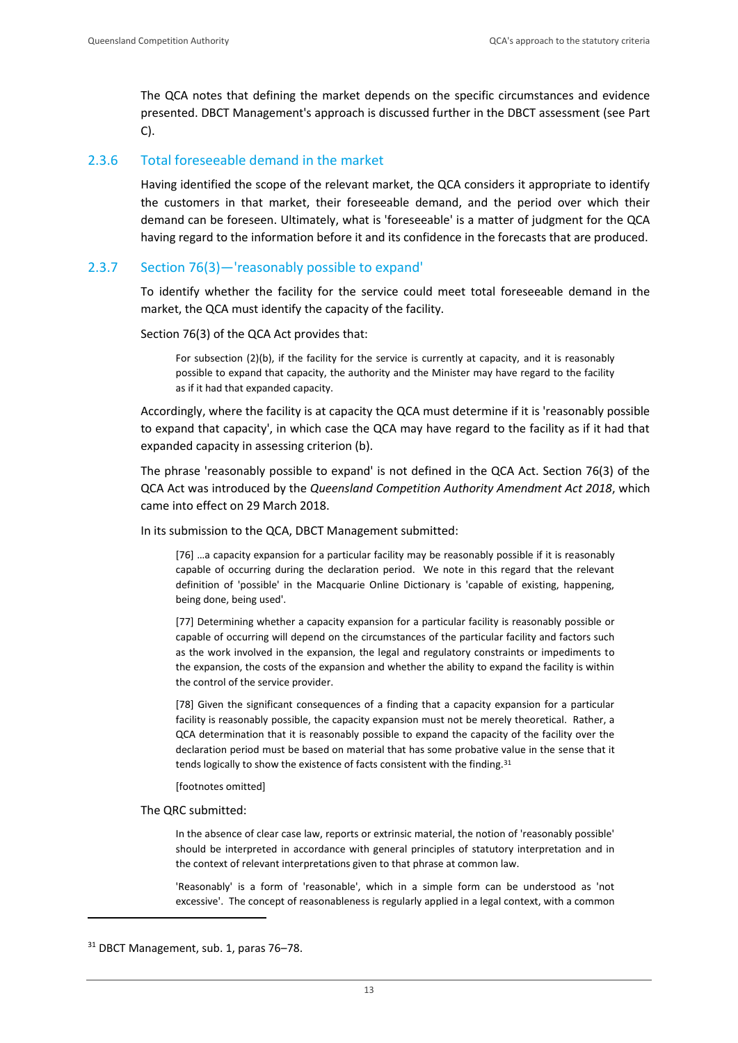The QCA notes that defining the market depends on the specific circumstances and evidence presented. DBCT Management's approach is discussed further in the DBCT assessment (see Part C).

### 2.3.6 Total foreseeable demand in the market

Having identified the scope of the relevant market, the QCA considers it appropriate to identify the customers in that market, their foreseeable demand, and the period over which their demand can be foreseen. Ultimately, what is 'foreseeable' is a matter of judgment for the QCA having regard to the information before it and its confidence in the forecasts that are produced.

### 2.3.7 Section 76(3)—'reasonably possible to expand'

To identify whether the facility for the service could meet total foreseeable demand in the market, the QCA must identify the capacity of the facility.

Section 76(3) of the QCA Act provides that:

> For subsection (2)(b), if the facility for the service is currently at capacity, and it is reasonably possible to expand that capacity, the authority and the Minister may have regard to the facility as if it had that expanded capacity.

Accordingly, where the facility is at capacity the QCA must determine if it is 'reasonably possible to expand that capacity', in which case the QCA may have regard to the facility as if it had that expanded capacity in assessing criterion (b).

The phrase 'reasonably possible to expand' is not defined in the QCA Act. Section 76(3) of the QCA Act was introduced by the *Queensland Competition Authority Amendment Act 2018*, which came into effect on 29 March 2018.

In its submission to the QCA, DBCT Management submitted:

> [76] …a capacity expansion for a particular facility may be reasonably possible if it is reasonably capable of occurring during the declaration period. We note in this regard that the relevant definition of 'possible' in the Macquarie Online Dictionary is 'capable of existing, happening, being done, being used'.
>
> [77] Determining whether a capacity expansion for a particular facility is reasonably possible or capable of occurring will depend on the circumstances of the particular facility and factors such as the work involved in the expansion, the legal and regulatory constraints or impediments to the expansion, the costs of the expansion and whether the ability to expand the facility is within the control of the service provider.
>
> [78] Given the significant consequences of a finding that a capacity expansion for a particular facility is reasonably possible, the capacity expansion must not be merely theoretical. Rather, a QCA determination that it is reasonably possible to expand the capacity of the facility over the declaration period must be based on material that has some probative value in the sense that it tends logically to show the existence of facts consistent with the finding.[31]
>
> [footnotes omitted]

The QRC submitted:

> In the absence of clear case law, reports or extrinsic material, the notion of 'reasonably possible' should be interpreted in accordance with general principles of statutory interpretation and in the context of relevant interpretations given to that phrase at common law.
>
> 'Reasonably' is a form of 'reasonable', which in a simple form can be understood as 'not excessive'. The concept of reasonableness is regularly applied in a legal context, with a common

---

[31] DBCT Management, sub. 1, paras 76–78.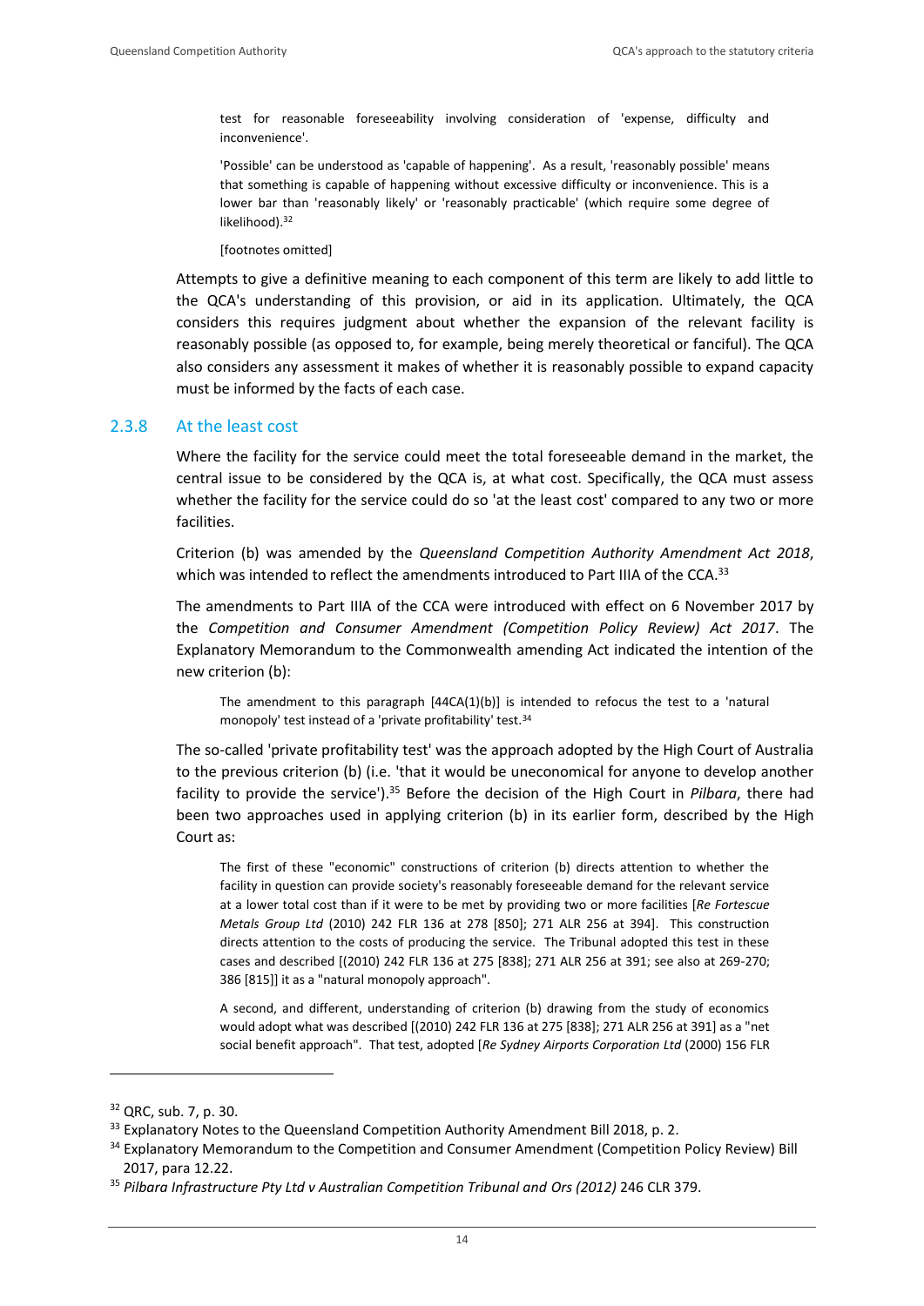> test for reasonable foreseeability involving consideration of 'expense, difficulty and inconvenience'.
>
> 'Possible' can be understood as 'capable of happening'. As a result, 'reasonably possible' means that something is capable of happening without excessive difficulty or inconvenience. This is a lower bar than 'reasonably likely' or 'reasonably practicable' (which require some degree of likelihood).[32]
>
> [footnotes omitted]

Attempts to give a definitive meaning to each component of this term are likely to add little to the QCA's understanding of this provision, or aid in its application. Ultimately, the QCA considers this requires judgment about whether the expansion of the relevant facility is reasonably possible (as opposed to, for example, being merely theoretical or fanciful). The QCA also considers any assessment it makes of whether it is reasonably possible to expand capacity must be informed by the facts of each case.

### 2.3.8 At the least cost

Where the facility for the service could meet the total foreseeable demand in the market, the central issue to be considered by the QCA is, at what cost. Specifically, the QCA must assess whether the facility for the service could do so 'at the least cost' compared to any two or more facilities.

Criterion (b) was amended by the *Queensland Competition Authority Amendment Act 2018*, which was intended to reflect the amendments introduced to Part IIIA of the CCA.[33]

The amendments to Part IIIA of the CCA were introduced with effect on 6 November 2017 by the *Competition and Consumer Amendment (Competition Policy Review) Act 2017*. The Explanatory Memorandum to the Commonwealth amending Act indicated the intention of the new criterion (b):

> The amendment to this paragraph [44CA(1)(b)] is intended to refocus the test to a 'natural monopoly' test instead of a 'private profitability' test.[34]

The so-called 'private profitability test' was the approach adopted by the High Court of Australia to the previous criterion (b) (i.e. 'that it would be uneconomical for anyone to develop another facility to provide the service').[35] Before the decision of the High Court in *Pilbara*, there had been two approaches used in applying criterion (b) in its earlier form, described by the High Court as:

> The first of these "economic" constructions of criterion (b) directs attention to whether the facility in question can provide society's reasonably foreseeable demand for the relevant service at a lower total cost than if it were to be met by providing two or more facilities [*Re Fortescue Metals Group Ltd* (2010) 242 FLR 136 at 278 [850]; 271 ALR 256 at 394]. This construction directs attention to the costs of producing the service. The Tribunal adopted this test in these cases and described [(2010) 242 FLR 136 at 275 [838]; 271 ALR 256 at 391; see also at 269-270; 386 [815]] it as a "natural monopoly approach".
>
> A second, and different, understanding of criterion (b) drawing from the study of economics would adopt what was described [(2010) 242 FLR 136 at 275 [838]; 271 ALR 256 at 391] as a "net social benefit approach". That test, adopted [*Re Sydney Airports Corporation Ltd* (2000) 156 FLR

---

[32] QRC, sub. 7, p. 30.

[33] Explanatory Notes to the Queensland Competition Authority Amendment Bill 2018, p. 2.

[34] Explanatory Memorandum to the Competition and Consumer Amendment (Competition Policy Review) Bill 2017, para 12.22.

[35] *Pilbara Infrastructure Pty Ltd v Australian Competition Tribunal and Ors (2012)* 246 CLR 379.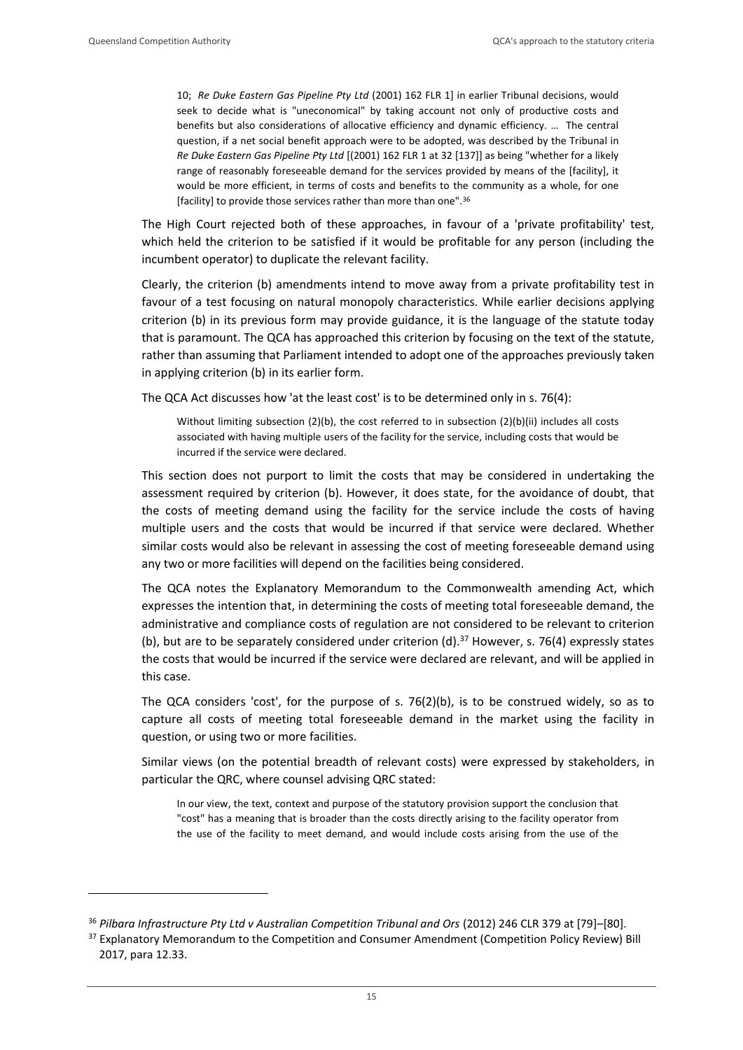> 10; *Re Duke Eastern Gas Pipeline Pty Ltd* (2001) 162 FLR 1] in earlier Tribunal decisions, would seek to decide what is "uneconomical" by taking account not only of productive costs and benefits but also considerations of allocative efficiency and dynamic efficiency. … The central question, if a net social benefit approach were to be adopted, was described by the Tribunal in *Re Duke Eastern Gas Pipeline Pty Ltd* [(2001) 162 FLR 1 at 32 [137]] as being "whether for a likely range of reasonably foreseeable demand for the services provided by means of the [facility], it would be more efficient, in terms of costs and benefits to the community as a whole, for one [facility] to provide those services rather than more than one".[36]

The High Court rejected both of these approaches, in favour of a 'private profitability' test, which held the criterion to be satisfied if it would be profitable for any person (including the incumbent operator) to duplicate the relevant facility.

Clearly, the criterion (b) amendments intend to move away from a private profitability test in favour of a test focusing on natural monopoly characteristics. While earlier decisions applying criterion (b) in its previous form may provide guidance, it is the language of the statute today that is paramount. The QCA has approached this criterion by focusing on the text of the statute, rather than assuming that Parliament intended to adopt one of the approaches previously taken in applying criterion (b) in its earlier form.

The QCA Act discusses how 'at the least cost' is to be determined only in s. 76(4):

> Without limiting subsection (2)(b), the cost referred to in subsection (2)(b)(ii) includes all costs associated with having multiple users of the facility for the service, including costs that would be incurred if the service were declared.

This section does not purport to limit the costs that may be considered in undertaking the assessment required by criterion (b). However, it does state, for the avoidance of doubt, that the costs of meeting demand using the facility for the service include the costs of having multiple users and the costs that would be incurred if that service were declared. Whether similar costs would also be relevant in assessing the cost of meeting foreseeable demand using any two or more facilities will depend on the facilities being considered.

The QCA notes the Explanatory Memorandum to the Commonwealth amending Act, which expresses the intention that, in determining the costs of meeting total foreseeable demand, the administrative and compliance costs of regulation are not considered to be relevant to criterion (b), but are to be separately considered under criterion (d).[37] However, s. 76(4) expressly states the costs that would be incurred if the service were declared are relevant, and will be applied in this case.

The QCA considers 'cost', for the purpose of s. 76(2)(b), is to be construed widely, so as to capture all costs of meeting total foreseeable demand in the market using the facility in question, or using two or more facilities.

Similar views (on the potential breadth of relevant costs) were expressed by stakeholders, in particular the QRC, where counsel advising QRC stated:

> In our view, the text, context and purpose of the statutory provision support the conclusion that "cost" has a meaning that is broader than the costs directly arising to the facility operator from the use of the facility to meet demand, and would include costs arising from the use of the

---

[36] *Pilbara Infrastructure Pty Ltd v Australian Competition Tribunal and Ors* (2012) 246 CLR 379 at [79]–[80].

[37] Explanatory Memorandum to the Competition and Consumer Amendment (Competition Policy Review) Bill 2017, para 12.33.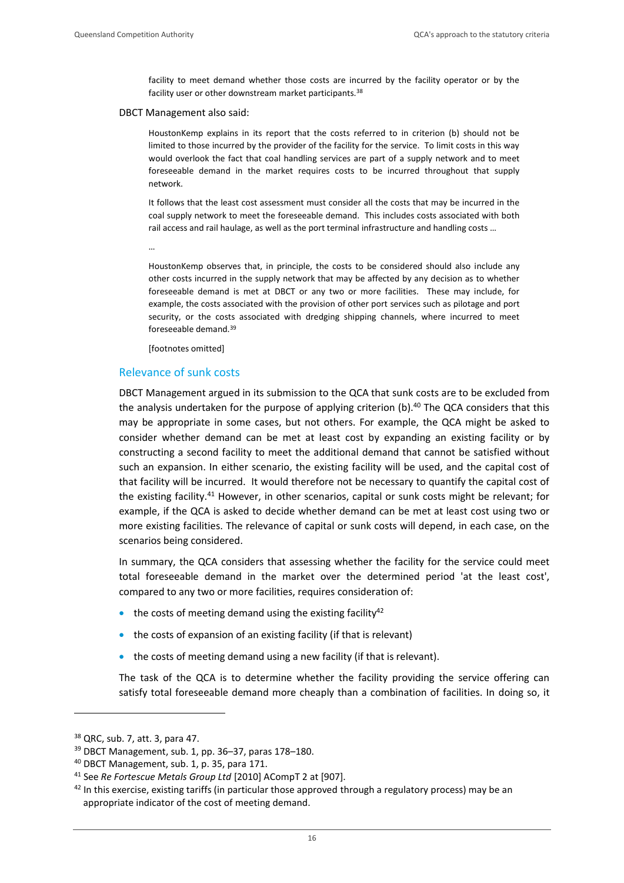> facility to meet demand whether those costs are incurred by the facility operator or by the facility user or other downstream market participants.[38]

DBCT Management also said:

> HoustonKemp explains in its report that the costs referred to in criterion (b) should not be limited to those incurred by the provider of the facility for the service. To limit costs in this way would overlook the fact that coal handling services are part of a supply network and to meet foreseeable demand in the market requires costs to be incurred throughout that supply network.
>
> It follows that the least cost assessment must consider all the costs that may be incurred in the coal supply network to meet the foreseeable demand. This includes costs associated with both rail access and rail haulage, as well as the port terminal infrastructure and handling costs …
>
> …
>
> HoustonKemp observes that, in principle, the costs to be considered should also include any other costs incurred in the supply network that may be affected by any decision as to whether foreseeable demand is met at DBCT or any two or more facilities. These may include, for example, the costs associated with the provision of other port services such as pilotage and port security, or the costs associated with dredging shipping channels, where incurred to meet foreseeable demand.[39]
>
> [footnotes omitted]

### Relevance of sunk costs

DBCT Management argued in its submission to the QCA that sunk costs are to be excluded from the analysis undertaken for the purpose of applying criterion (b).[40] The QCA considers that this may be appropriate in some cases, but not others. For example, the QCA might be asked to consider whether demand can be met at least cost by expanding an existing facility or by constructing a second facility to meet the additional demand that cannot be satisfied without such an expansion. In either scenario, the existing facility will be used, and the capital cost of that facility will be incurred. It would therefore not be necessary to quantify the capital cost of the existing facility.[41] However, in other scenarios, capital or sunk costs might be relevant; for example, if the QCA is asked to decide whether demand can be met at least cost using two or more existing facilities. The relevance of capital or sunk costs will depend, in each case, on the scenarios being considered.

In summary, the QCA considers that assessing whether the facility for the service could meet total foreseeable demand in the market over the determined period 'at the least cost', compared to any two or more facilities, requires consideration of:

- the costs of meeting demand using the existing facility[42]
- the costs of expansion of an existing facility (if that is relevant)
- the costs of meeting demand using a new facility (if that is relevant).

The task of the QCA is to determine whether the facility providing the service offering can satisfy total foreseeable demand more cheaply than a combination of facilities. In doing so, it

---

[38] QRC, sub. 7, att. 3, para 47.

[39] DBCT Management, sub. 1, pp. 36–37, paras 178–180.

[40] DBCT Management, sub. 1, p. 35, para 171.

[41] See *Re Fortescue Metals Group Ltd* [2010] ACompT 2 at [907].

[42] In this exercise, existing tariffs (in particular those approved through a regulatory process) may be an appropriate indicator of the cost of meeting demand.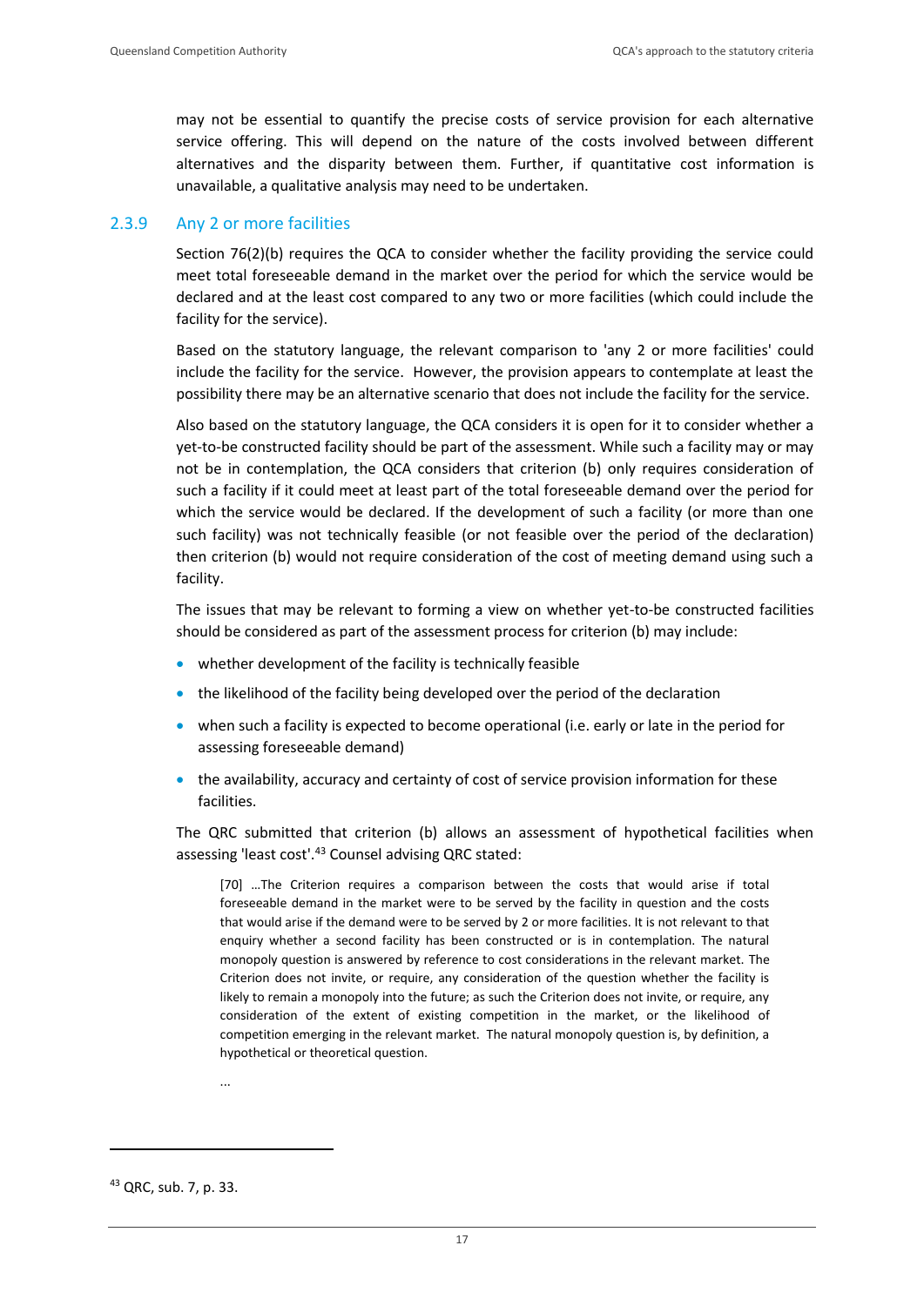may not be essential to quantify the precise costs of service provision for each alternative service offering. This will depend on the nature of the costs involved between different alternatives and the disparity between them. Further, if quantitative cost information is unavailable, a qualitative analysis may need to be undertaken.

### 2.3.9 Any 2 or more facilities

Section 76(2)(b) requires the QCA to consider whether the facility providing the service could meet total foreseeable demand in the market over the period for which the service would be declared and at the least cost compared to any two or more facilities (which could include the facility for the service).

Based on the statutory language, the relevant comparison to 'any 2 or more facilities' could include the facility for the service. However, the provision appears to contemplate at least the possibility there may be an alternative scenario that does not include the facility for the service.

Also based on the statutory language, the QCA considers it is open for it to consider whether a yet-to-be constructed facility should be part of the assessment. While such a facility may or may not be in contemplation, the QCA considers that criterion (b) only requires consideration of such a facility if it could meet at least part of the total foreseeable demand over the period for which the service would be declared. If the development of such a facility (or more than one such facility) was not technically feasible (or not feasible over the period of the declaration) then criterion (b) would not require consideration of the cost of meeting demand using such a facility.

The issues that may be relevant to forming a view on whether yet-to-be constructed facilities should be considered as part of the assessment process for criterion (b) may include:

- whether development of the facility is technically feasible
- the likelihood of the facility being developed over the period of the declaration
- when such a facility is expected to become operational (i.e. early or late in the period for assessing foreseeable demand)
- the availability, accuracy and certainty of cost of service provision information for these facilities.

The QRC submitted that criterion (b) allows an assessment of hypothetical facilities when assessing 'least cost'.[43] Counsel advising QRC stated:

> [70] …The Criterion requires a comparison between the costs that would arise if total foreseeable demand in the market were to be served by the facility in question and the costs that would arise if the demand were to be served by 2 or more facilities. It is not relevant to that enquiry whether a second facility has been constructed or is in contemplation. The natural monopoly question is answered by reference to cost considerations in the relevant market. The Criterion does not invite, or require, any consideration of the question whether the facility is likely to remain a monopoly into the future; as such the Criterion does not invite, or require, any consideration of the extent of existing competition in the market, or the likelihood of competition emerging in the relevant market. The natural monopoly question is, by definition, a hypothetical or theoretical question.
>
> ...

[43] QRC, sub. 7, p. 33.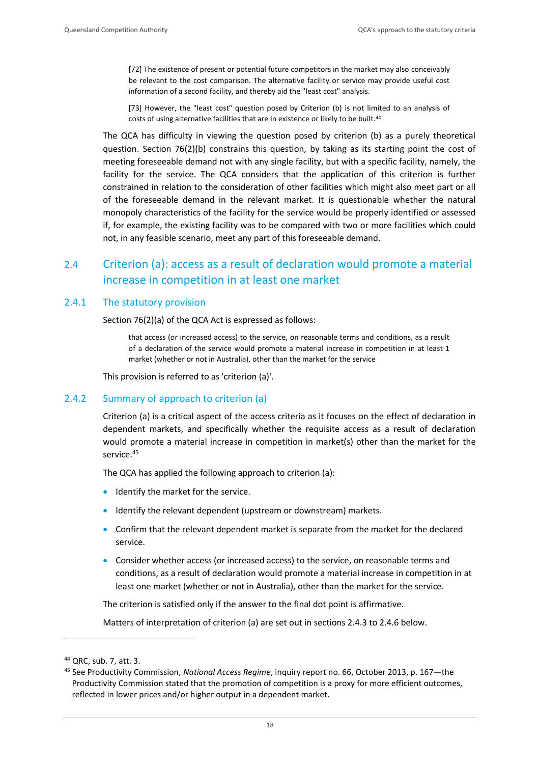> [72] The existence of present or potential future competitors in the market may also conceivably be relevant to the cost comparison. The alternative facility or service may provide useful cost information of a second facility, and thereby aid the "least cost" analysis.
>
> [73] However, the "least cost" question posed by Criterion (b) is not limited to an analysis of costs of using alternative facilities that are in existence or likely to be built.[44]

The QCA has difficulty in viewing the question posed by criterion (b) as a purely theoretical question. Section 76(2)(b) constrains this question, by taking as its starting point the cost of meeting foreseeable demand not with any single facility, but with a specific facility, namely, the facility for the service. The QCA considers that the application of this criterion is further constrained in relation to the consideration of other facilities which might also meet part or all of the foreseeable demand in the relevant market. It is questionable whether the natural monopoly characteristics of the facility for the service would be properly identified or assessed if, for example, the existing facility was to be compared with two or more facilities which could not, in any feasible scenario, meet any part of this foreseeable demand.

## 2.4 Criterion (a): access as a result of declaration would promote a material increase in competition in at least one market

### 2.4.1 The statutory provision

Section 76(2)(a) of the QCA Act is expressed as follows:

> that access (or increased access) to the service, on reasonable terms and conditions, as a result of a declaration of the service would promote a material increase in competition in at least 1 market (whether or not in Australia), other than the market for the service

This provision is referred to as 'criterion (a)'.

### 2.4.2 Summary of approach to criterion (a)

Criterion (a) is a critical aspect of the access criteria as it focuses on the effect of declaration in dependent markets, and specifically whether the requisite access as a result of declaration would promote a material increase in competition in market(s) other than the market for the service.[45]

The QCA has applied the following approach to criterion (a):

- Identify the market for the service.
- Identify the relevant dependent (upstream or downstream) markets.
- Confirm that the relevant dependent market is separate from the market for the declared service.
- Consider whether access (or increased access) to the service, on reasonable terms and conditions, as a result of declaration would promote a material increase in competition in at least one market (whether or not in Australia), other than the market for the service.

The criterion is satisfied only if the answer to the final dot point is affirmative.

Matters of interpretation of criterion (a) are set out in sections 2.4.3 to 2.4.6 below.

---

[44] QRC, sub. 7, att. 3.

[45] See Productivity Commission, *National Access Regime*, inquiry report no. 66, October 2013, p. 167—the Productivity Commission stated that the promotion of competition is a proxy for more efficient outcomes, reflected in lower prices and/or higher output in a dependent market.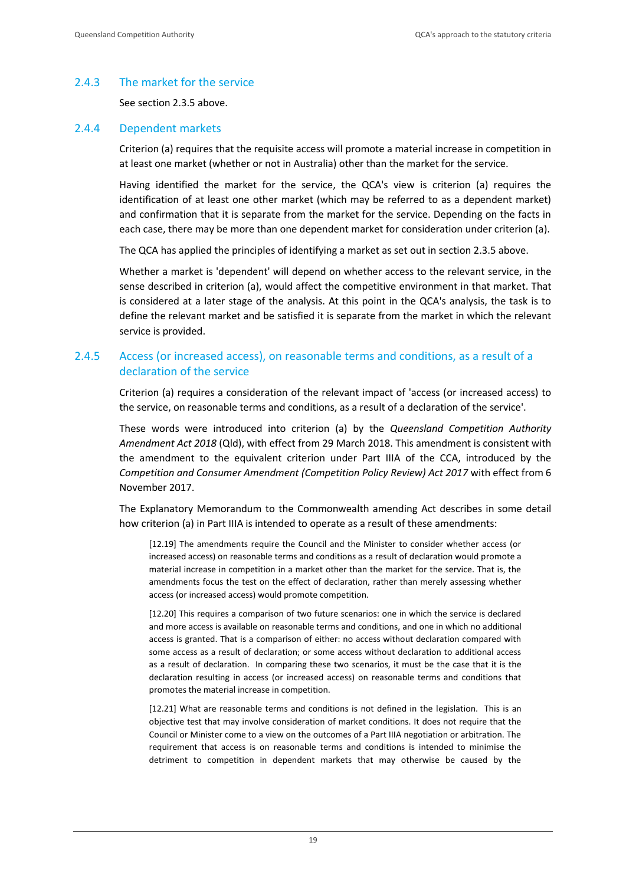### 2.4.3 The market for the service

See section 2.3.5 above.

### 2.4.4 Dependent markets

Criterion (a) requires that the requisite access will promote a material increase in competition in at least one market (whether or not in Australia) other than the market for the service.

Having identified the market for the service, the QCA's view is criterion (a) requires the identification of at least one other market (which may be referred to as a dependent market) and confirmation that it is separate from the market for the service. Depending on the facts in each case, there may be more than one dependent market for consideration under criterion (a).

The QCA has applied the principles of identifying a market as set out in section 2.3.5 above.

Whether a market is 'dependent' will depend on whether access to the relevant service, in the sense described in criterion (a), would affect the competitive environment in that market. That is considered at a later stage of the analysis. At this point in the QCA's analysis, the task is to define the relevant market and be satisfied it is separate from the market in which the relevant service is provided.

### 2.4.5 Access (or increased access), on reasonable terms and conditions, as a result of a declaration of the service

Criterion (a) requires a consideration of the relevant impact of 'access (or increased access) to the service, on reasonable terms and conditions, as a result of a declaration of the service'.

These words were introduced into criterion (a) by the *Queensland Competition Authority Amendment Act 2018* (Qld), with effect from 29 March 2018. This amendment is consistent with the amendment to the equivalent criterion under Part IIIA of the CCA, introduced by the *Competition and Consumer Amendment (Competition Policy Review) Act 2017* with effect from 6 November 2017.

The Explanatory Memorandum to the Commonwealth amending Act describes in some detail how criterion (a) in Part IIIA is intended to operate as a result of these amendments:

> [12.19] The amendments require the Council and the Minister to consider whether access (or increased access) on reasonable terms and conditions as a result of declaration would promote a material increase in competition in a market other than the market for the service. That is, the amendments focus the test on the effect of declaration, rather than merely assessing whether access (or increased access) would promote competition.
>
> [12.20] This requires a comparison of two future scenarios: one in which the service is declared and more access is available on reasonable terms and conditions, and one in which no additional access is granted. That is a comparison of either: no access without declaration compared with some access as a result of declaration; or some access without declaration to additional access as a result of declaration. In comparing these two scenarios, it must be the case that it is the declaration resulting in access (or increased access) on reasonable terms and conditions that promotes the material increase in competition.
>
> [12.21] What are reasonable terms and conditions is not defined in the legislation. This is an objective test that may involve consideration of market conditions. It does not require that the Council or Minister come to a view on the outcomes of a Part IIIA negotiation or arbitration. The requirement that access is on reasonable terms and conditions is intended to minimise the detriment to competition in dependent markets that may otherwise be caused by the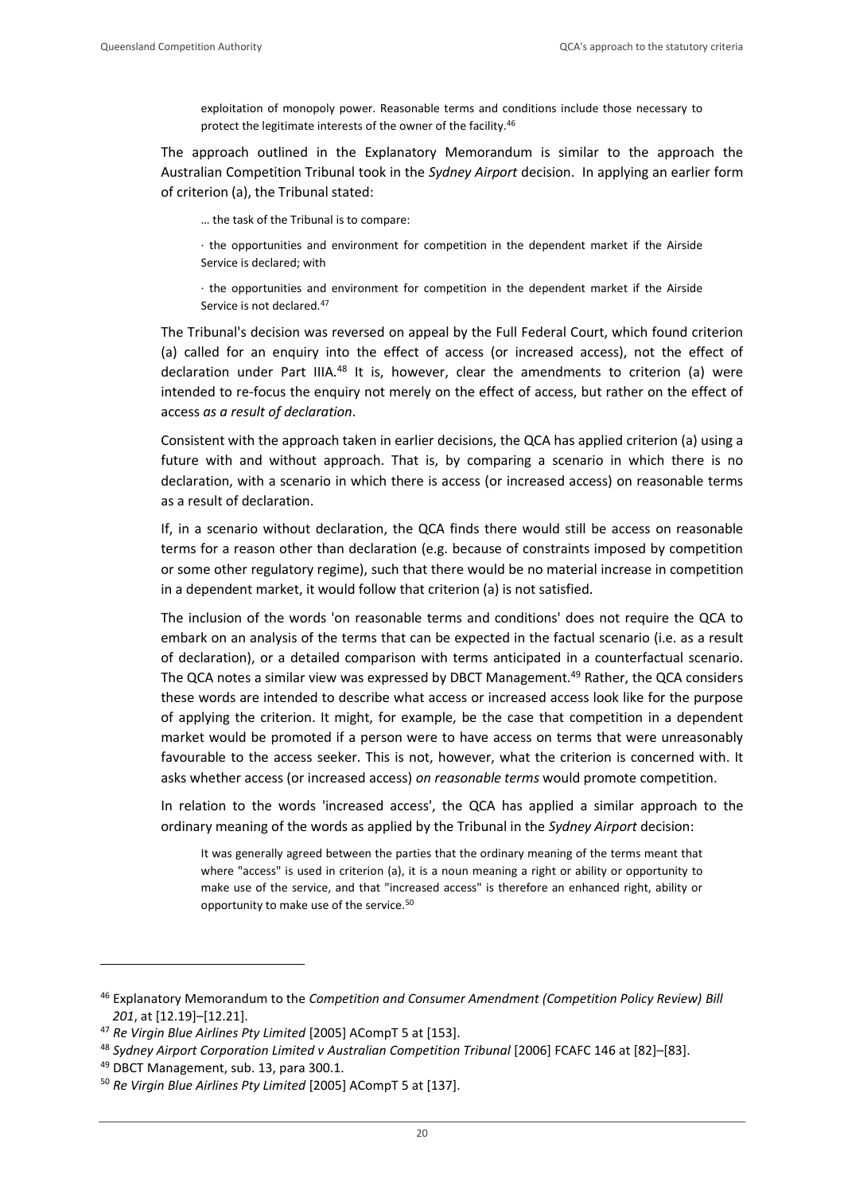> exploitation of monopoly power. Reasonable terms and conditions include those necessary to protect the legitimate interests of the owner of the facility.[46]

The approach outlined in the Explanatory Memorandum is similar to the approach the Australian Competition Tribunal took in the *Sydney Airport* decision. In applying an earlier form of criterion (a), the Tribunal stated:

> … the task of the Tribunal is to compare:
>
> · the opportunities and environment for competition in the dependent market if the Airside Service is declared; with
>
> · the opportunities and environment for competition in the dependent market if the Airside Service is not declared.[47]

The Tribunal's decision was reversed on appeal by the Full Federal Court, which found criterion (a) called for an enquiry into the effect of access (or increased access), not the effect of declaration under Part IIIA.[48] It is, however, clear the amendments to criterion (a) were intended to re-focus the enquiry not merely on the effect of access, but rather on the effect of access *as a result of declaration*.

Consistent with the approach taken in earlier decisions, the QCA has applied criterion (a) using a future with and without approach. That is, by comparing a scenario in which there is no declaration, with a scenario in which there is access (or increased access) on reasonable terms as a result of declaration.

If, in a scenario without declaration, the QCA finds there would still be access on reasonable terms for a reason other than declaration (e.g. because of constraints imposed by competition or some other regulatory regime), such that there would be no material increase in competition in a dependent market, it would follow that criterion (a) is not satisfied.

The inclusion of the words 'on reasonable terms and conditions' does not require the QCA to embark on an analysis of the terms that can be expected in the factual scenario (i.e. as a result of declaration), or a detailed comparison with terms anticipated in a counterfactual scenario. The QCA notes a similar view was expressed by DBCT Management.[49] Rather, the QCA considers these words are intended to describe what access or increased access look like for the purpose of applying the criterion. It might, for example, be the case that competition in a dependent market would be promoted if a person were to have access on terms that were unreasonably favourable to the access seeker. This is not, however, what the criterion is concerned with. It asks whether access (or increased access) *on reasonable terms* would promote competition.

In relation to the words 'increased access', the QCA has applied a similar approach to the ordinary meaning of the words as applied by the Tribunal in the *Sydney Airport* decision:

> It was generally agreed between the parties that the ordinary meaning of the terms meant that where "access" is used in criterion (a), it is a noun meaning a right or ability or opportunity to make use of the service, and that "increased access" is therefore an enhanced right, ability or opportunity to make use of the service.[50]

---

[46] Explanatory Memorandum to the *Competition and Consumer Amendment (Competition Policy Review) Bill 201*, at [12.19]–[12.21].

[47] *Re Virgin Blue Airlines Pty Limited* [2005] ACompT 5 at [153].

[48] *Sydney Airport Corporation Limited v Australian Competition Tribunal* [2006] FCAFC 146 at [82]–[83].

[49] DBCT Management, sub. 13, para 300.1.

[50] *Re Virgin Blue Airlines Pty Limited* [2005] ACompT 5 at [137].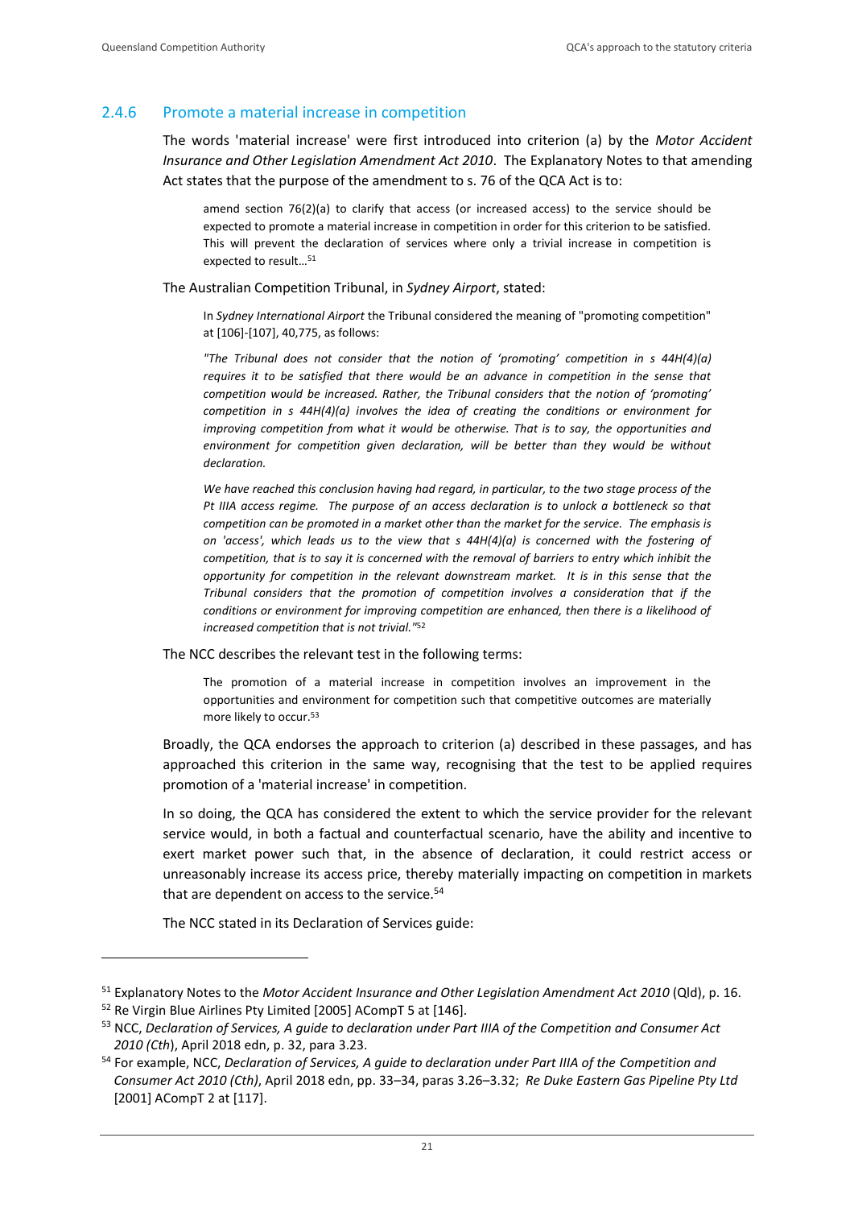### 2.4.6 Promote a material increase in competition

The words 'material increase' were first introduced into criterion (a) by the *Motor Accident Insurance and Other Legislation Amendment Act 2010*. The Explanatory Notes to that amending Act states that the purpose of the amendment to s. 76 of the QCA Act is to:

> amend section 76(2)(a) to clarify that access (or increased access) to the service should be expected to promote a material increase in competition in order for this criterion to be satisfied. This will prevent the declaration of services where only a trivial increase in competition is expected to result…[51]

The Australian Competition Tribunal, in *Sydney Airport*, stated:

> In *Sydney International Airport* the Tribunal considered the meaning of "promoting competition" at [106]-[107], 40,775, as follows:
>
> *"The Tribunal does not consider that the notion of 'promoting' competition in s 44H(4)(a) requires it to be satisfied that there would be an advance in competition in the sense that competition would be increased. Rather, the Tribunal considers that the notion of 'promoting' competition in s 44H(4)(a) involves the idea of creating the conditions or environment for improving competition from what it would be otherwise. That is to say, the opportunities and environment for competition given declaration, will be better than they would be without declaration.*
>
> *We have reached this conclusion having had regard, in particular, to the two stage process of the Pt IIIA access regime. The purpose of an access declaration is to unlock a bottleneck so that competition can be promoted in a market other than the market for the service. The emphasis is on 'access', which leads us to the view that s 44H(4)(a) is concerned with the fostering of competition, that is to say it is concerned with the removal of barriers to entry which inhibit the opportunity for competition in the relevant downstream market. It is in this sense that the Tribunal considers that the promotion of competition involves a consideration that if the conditions or environment for improving competition are enhanced, then there is a likelihood of increased competition that is not trivial."*[52]

The NCC describes the relevant test in the following terms:

> The promotion of a material increase in competition involves an improvement in the opportunities and environment for competition such that competitive outcomes are materially more likely to occur.[53]

Broadly, the QCA endorses the approach to criterion (a) described in these passages, and has approached this criterion in the same way, recognising that the test to be applied requires promotion of a 'material increase' in competition.

In so doing, the QCA has considered the extent to which the service provider for the relevant service would, in both a factual and counterfactual scenario, have the ability and incentive to exert market power such that, in the absence of declaration, it could restrict access or unreasonably increase its access price, thereby materially impacting on competition in markets that are dependent on access to the service.[54]

The NCC stated in its Declaration of Services guide:

---

[51] Explanatory Notes to the *Motor Accident Insurance and Other Legislation Amendment Act 2010* (Qld), p. 16.

[52] Re Virgin Blue Airlines Pty Limited [2005] ACompT 5 at [146].

[53] NCC, *Declaration of Services, A guide to declaration under Part IIIA of the Competition and Consumer Act 2010 (Cth*), April 2018 edn, p. 32, para 3.23.

[54] For example, NCC, *Declaration of Services, A guide to declaration under Part IIIA of the Competition and Consumer Act 2010 (Cth)*, April 2018 edn, pp. 33–34, paras 3.26–3.32; *Re Duke Eastern Gas Pipeline Pty Ltd* [2001] ACompT 2 at [117].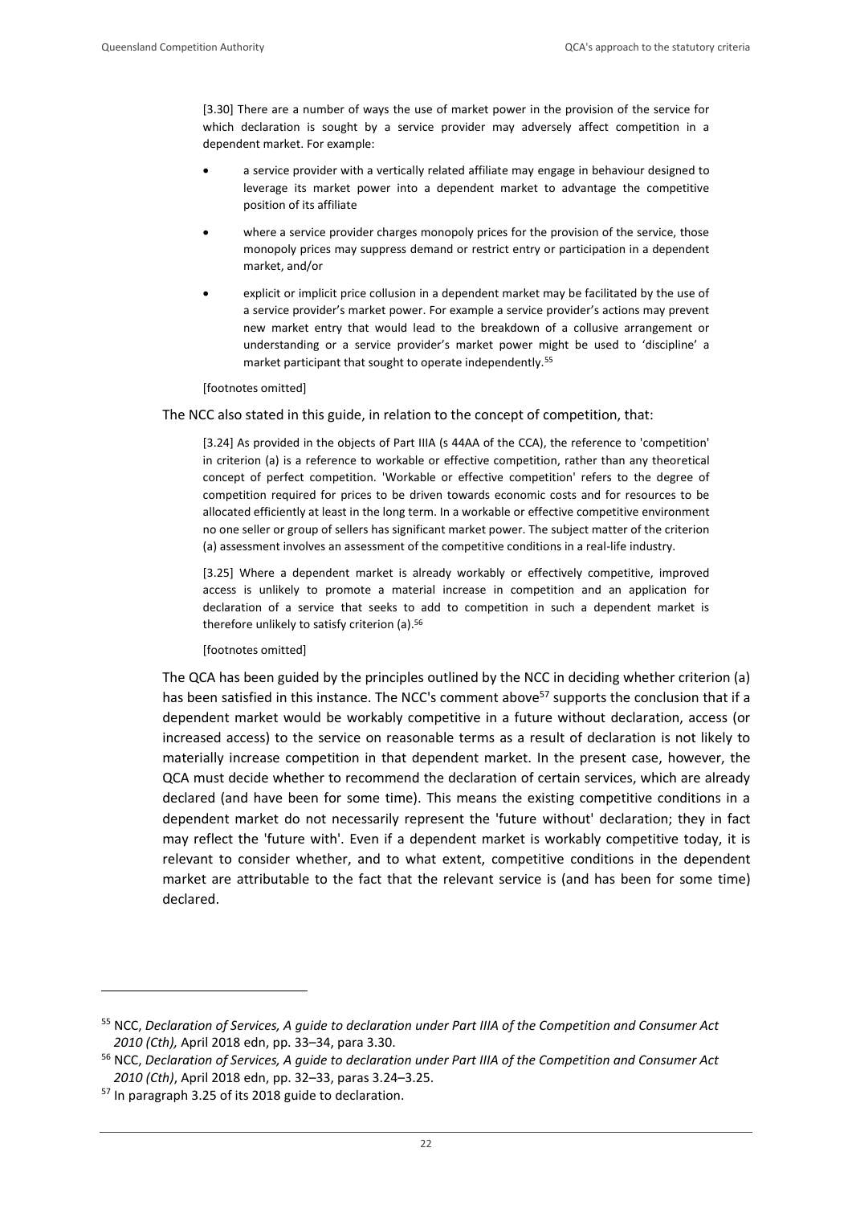> [3.30] There are a number of ways the use of market power in the provision of the service for which declaration is sought by a service provider may adversely affect competition in a dependent market. For example:
>
> - a service provider with a vertically related affiliate may engage in behaviour designed to leverage its market power into a dependent market to advantage the competitive position of its affiliate
> - where a service provider charges monopoly prices for the provision of the service, those monopoly prices may suppress demand or restrict entry or participation in a dependent market, and/or
> - explicit or implicit price collusion in a dependent market may be facilitated by the use of a service provider's market power. For example a service provider's actions may prevent new market entry that would lead to the breakdown of a collusive arrangement or understanding or a service provider's market power might be used to 'discipline' a market participant that sought to operate independently.[55]
>
> [footnotes omitted]

The NCC also stated in this guide, in relation to the concept of competition, that:

> [3.24] As provided in the objects of Part IIIA (s 44AA of the CCA), the reference to 'competition' in criterion (a) is a reference to workable or effective competition, rather than any theoretical concept of perfect competition. 'Workable or effective competition' refers to the degree of competition required for prices to be driven towards economic costs and for resources to be allocated efficiently at least in the long term. In a workable or effective competitive environment no one seller or group of sellers has significant market power. The subject matter of the criterion (a) assessment involves an assessment of the competitive conditions in a real-life industry.
>
> [3.25] Where a dependent market is already workably or effectively competitive, improved access is unlikely to promote a material increase in competition and an application for declaration of a service that seeks to add to competition in such a dependent market is therefore unlikely to satisfy criterion (a).[56]
>
> [footnotes omitted]

The QCA has been guided by the principles outlined by the NCC in deciding whether criterion (a) has been satisfied in this instance. The NCC's comment above[57] supports the conclusion that if a dependent market would be workably competitive in a future without declaration, access (or increased access) to the service on reasonable terms as a result of declaration is not likely to materially increase competition in that dependent market. In the present case, however, the QCA must decide whether to recommend the declaration of certain services, which are already declared (and have been for some time). This means the existing competitive conditions in a dependent market do not necessarily represent the 'future without' declaration; they in fact may reflect the 'future with'. Even if a dependent market is workably competitive today, it is relevant to consider whether, and to what extent, competitive conditions in the dependent market are attributable to the fact that the relevant service is (and has been for some time) declared.

---

[55] NCC, *Declaration of Services, A guide to declaration under Part IIIA of the Competition and Consumer Act 2010 (Cth),* April 2018 edn, pp. 33–34, para 3.30.

[56] NCC, *Declaration of Services, A guide to declaration under Part IIIA of the Competition and Consumer Act 2010 (Cth)*, April 2018 edn, pp. 32–33, paras 3.24–3.25.

[57] In paragraph 3.25 of its 2018 guide to declaration.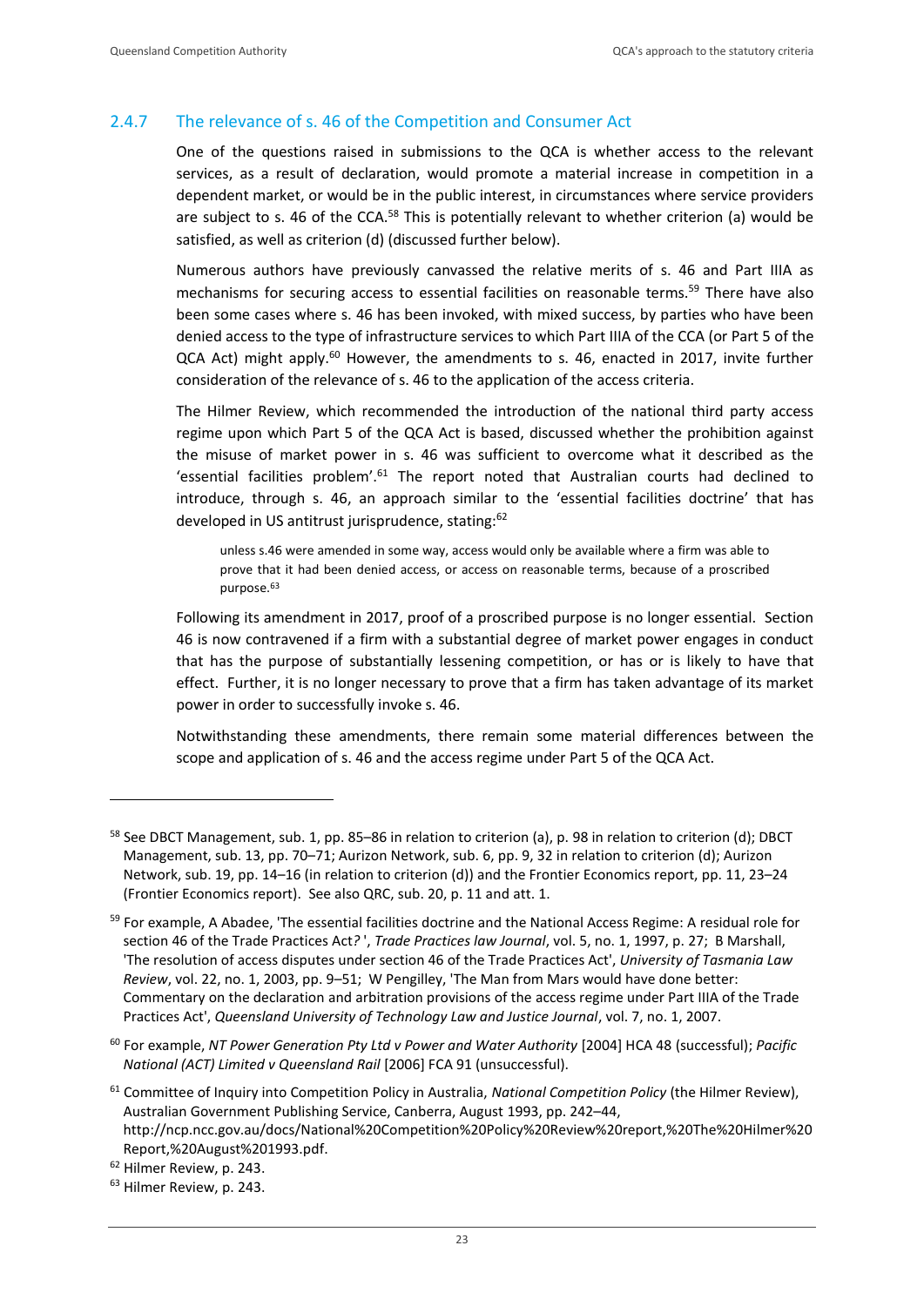### 2.4.7 The relevance of s. 46 of the Competition and Consumer Act

One of the questions raised in submissions to the QCA is whether access to the relevant services, as a result of declaration, would promote a material increase in competition in a dependent market, or would be in the public interest, in circumstances where service providers are subject to s. 46 of the CCA.[58] This is potentially relevant to whether criterion (a) would be satisfied, as well as criterion (d) (discussed further below).

Numerous authors have previously canvassed the relative merits of s. 46 and Part IIIA as mechanisms for securing access to essential facilities on reasonable terms.[59] There have also been some cases where s. 46 has been invoked, with mixed success, by parties who have been denied access to the type of infrastructure services to which Part IIIA of the CCA (or Part 5 of the QCA Act) might apply.[60] However, the amendments to s. 46, enacted in 2017, invite further consideration of the relevance of s. 46 to the application of the access criteria.

The Hilmer Review, which recommended the introduction of the national third party access regime upon which Part 5 of the QCA Act is based, discussed whether the prohibition against the misuse of market power in s. 46 was sufficient to overcome what it described as the 'essential facilities problem'.[61] The report noted that Australian courts had declined to introduce, through s. 46, an approach similar to the 'essential facilities doctrine' that has developed in US antitrust jurisprudence, stating:[62]

> unless s.46 were amended in some way, access would only be available where a firm was able to prove that it had been denied access, or access on reasonable terms, because of a proscribed purpose.[63]

Following its amendment in 2017, proof of a proscribed purpose is no longer essential. Section 46 is now contravened if a firm with a substantial degree of market power engages in conduct that has the purpose of substantially lessening competition, or has or is likely to have that effect. Further, it is no longer necessary to prove that a firm has taken advantage of its market power in order to successfully invoke s. 46.

Notwithstanding these amendments, there remain some material differences between the scope and application of s. 46 and the access regime under Part 5 of the QCA Act.

---

[58] See DBCT Management, sub. 1, pp. 85–86 in relation to criterion (a), p. 98 in relation to criterion (d); DBCT Management, sub. 13, pp. 70–71; Aurizon Network, sub. 6, pp. 9, 32 in relation to criterion (d); Aurizon Network, sub. 19, pp. 14–16 (in relation to criterion (d)) and the Frontier Economics report, pp. 11, 23–24 (Frontier Economics report). See also QRC, sub. 20, p. 11 and att. 1.

[59] For example, A Abadee, 'The essential facilities doctrine and the National Access Regime: A residual role for section 46 of the Trade Practices Act? ', *Trade Practices law Journal*, vol. 5, no. 1, 1997, p. 27; B Marshall, 'The resolution of access disputes under section 46 of the Trade Practices Act', *University of Tasmania Law Review*, vol. 22, no. 1, 2003, pp. 9–51; W Pengilley, 'The Man from Mars would have done better: Commentary on the declaration and arbitration provisions of the access regime under Part IIIA of the Trade Practices Act', *Queensland University of Technology Law and Justice Journal*, vol. 7, no. 1, 2007.

[60] For example, *NT Power Generation Pty Ltd v Power and Water Authority* [2004] HCA 48 (successful); *Pacific National (ACT) Limited v Queensland Rail* [2006] FCA 91 (unsuccessful).

[61] Committee of Inquiry into Competition Policy in Australia, *National Competition Policy* (the Hilmer Review), Australian Government Publishing Service, Canberra, August 1993, pp. 242–44, http://ncp.ncc.gov.au/docs/National%20Competition%20Policy%20Review%20report,%20The%20Hilmer%20Report,%20August%201993.pdf.

[62] Hilmer Review, p. 243.

[63] Hilmer Review, p. 243.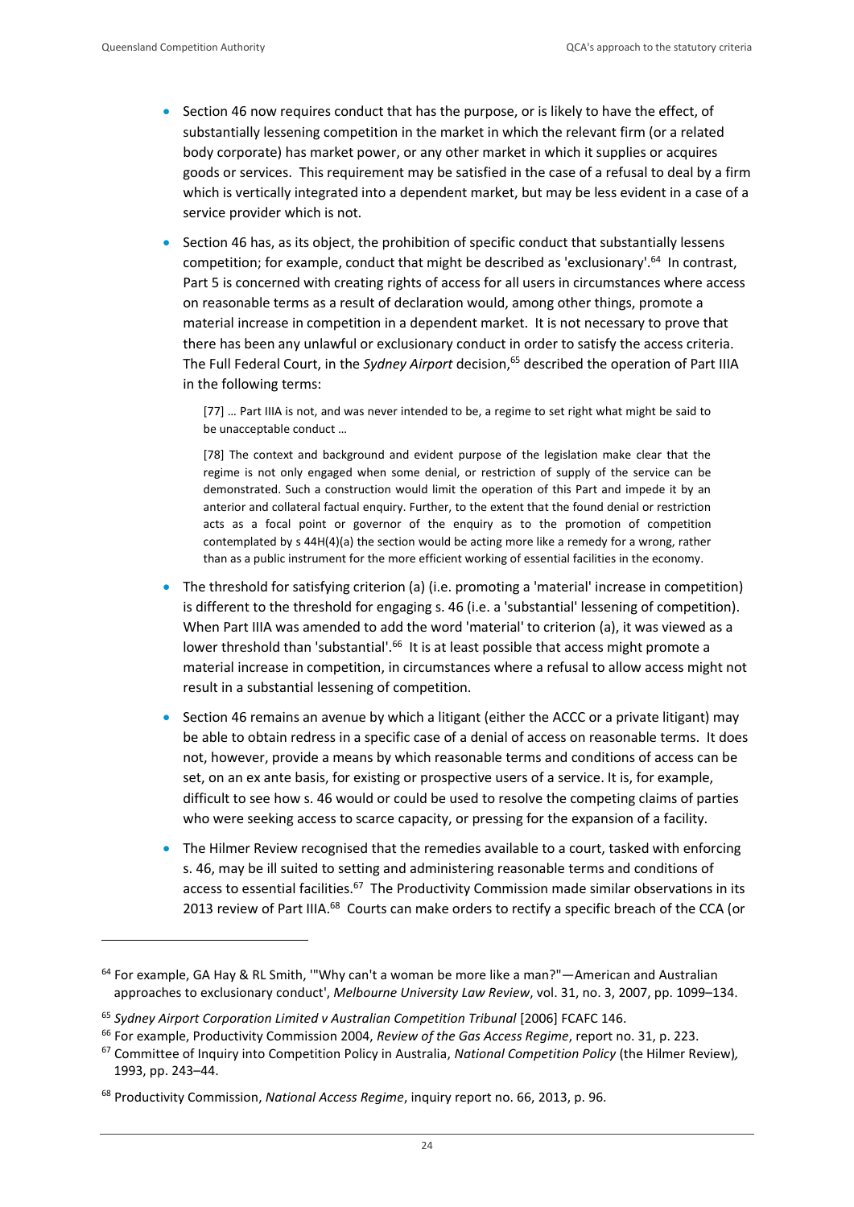- Section 46 now requires conduct that has the purpose, or is likely to have the effect, of substantially lessening competition in the market in which the relevant firm (or a related body corporate) has market power, or any other market in which it supplies or acquires goods or services. This requirement may be satisfied in the case of a refusal to deal by a firm which is vertically integrated into a dependent market, but may be less evident in a case of a service provider which is not.
- Section 46 has, as its object, the prohibition of specific conduct that substantially lessens competition; for example, conduct that might be described as 'exclusionary'.[64] In contrast, Part 5 is concerned with creating rights of access for all users in circumstances where access on reasonable terms as a result of declaration would, among other things, promote a material increase in competition in a dependent market. It is not necessary to prove that there has been any unlawful or exclusionary conduct in order to satisfy the access criteria. The Full Federal Court, in the *Sydney Airport* decision,[65] described the operation of Part IIIA in the following terms:

  > [77] … Part IIIA is not, and was never intended to be, a regime to set right what might be said to be unacceptable conduct …
  >
  > [78] The context and background and evident purpose of the legislation make clear that the regime is not only engaged when some denial, or restriction of supply of the service can be demonstrated. Such a construction would limit the operation of this Part and impede it by an anterior and collateral factual enquiry. Further, to the extent that the found denial or restriction acts as a focal point or governor of the enquiry as to the promotion of competition contemplated by s 44H(4)(a) the section would be acting more like a remedy for a wrong, rather than as a public instrument for the more efficient working of essential facilities in the economy.

- The threshold for satisfying criterion (a) (i.e. promoting a 'material' increase in competition) is different to the threshold for engaging s. 46 (i.e. a 'substantial' lessening of competition). When Part IIIA was amended to add the word 'material' to criterion (a), it was viewed as a lower threshold than 'substantial'.[66] It is at least possible that access might promote a material increase in competition, in circumstances where a refusal to allow access might not result in a substantial lessening of competition.
- Section 46 remains an avenue by which a litigant (either the ACCC or a private litigant) may be able to obtain redress in a specific case of a denial of access on reasonable terms. It does not, however, provide a means by which reasonable terms and conditions of access can be set, on an ex ante basis, for existing or prospective users of a service. It is, for example, difficult to see how s. 46 would or could be used to resolve the competing claims of parties who were seeking access to scarce capacity, or pressing for the expansion of a facility.
- The Hilmer Review recognised that the remedies available to a court, tasked with enforcing s. 46, may be ill suited to setting and administering reasonable terms and conditions of access to essential facilities.[67] The Productivity Commission made similar observations in its 2013 review of Part IIIA.[68] Courts can make orders to rectify a specific breach of the CCA (or

---

[64] For example, GA Hay & RL Smith, '"Why can't a woman be more like a man?"—American and Australian approaches to exclusionary conduct', *Melbourne University Law Review*, vol. 31, no. 3, 2007, pp. 1099–134.

[65] *Sydney Airport Corporation Limited v Australian Competition Tribunal* [2006] FCAFC 146.

[66] For example, Productivity Commission 2004, *Review of the Gas Access Regime*, report no. 31, p. 223.

[67] Committee of Inquiry into Competition Policy in Australia, *National Competition Policy* (the Hilmer Review), 1993, pp. 243–44.

[68] Productivity Commission, *National Access Regime*, inquiry report no. 66, 2013, p. 96.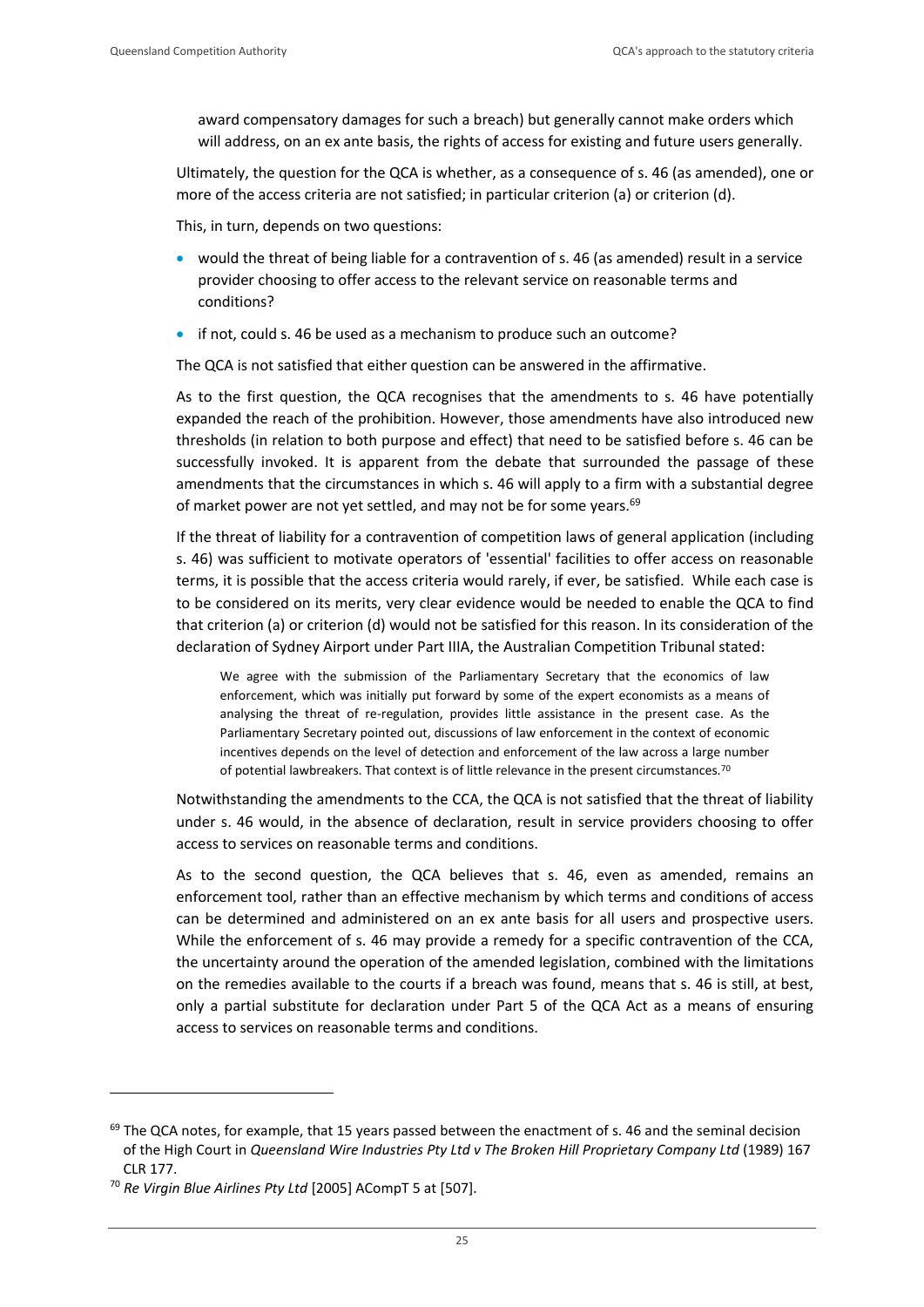award compensatory damages for such a breach) but generally cannot make orders which will address, on an ex ante basis, the rights of access for existing and future users generally.

Ultimately, the question for the QCA is whether, as a consequence of s. 46 (as amended), one or more of the access criteria are not satisfied; in particular criterion (a) or criterion (d).

This, in turn, depends on two questions:

- would the threat of being liable for a contravention of s. 46 (as amended) result in a service provider choosing to offer access to the relevant service on reasonable terms and conditions?
- if not, could s. 46 be used as a mechanism to produce such an outcome?

The QCA is not satisfied that either question can be answered in the affirmative.

As to the first question, the QCA recognises that the amendments to s. 46 have potentially expanded the reach of the prohibition. However, those amendments have also introduced new thresholds (in relation to both purpose and effect) that need to be satisfied before s. 46 can be successfully invoked. It is apparent from the debate that surrounded the passage of these amendments that the circumstances in which s. 46 will apply to a firm with a substantial degree of market power are not yet settled, and may not be for some years.[69]

If the threat of liability for a contravention of competition laws of general application (including s. 46) was sufficient to motivate operators of 'essential' facilities to offer access on reasonable terms, it is possible that the access criteria would rarely, if ever, be satisfied. While each case is to be considered on its merits, very clear evidence would be needed to enable the QCA to find that criterion (a) or criterion (d) would not be satisfied for this reason. In its consideration of the declaration of Sydney Airport under Part IIIA, the Australian Competition Tribunal stated:

> We agree with the submission of the Parliamentary Secretary that the economics of law enforcement, which was initially put forward by some of the expert economists as a means of analysing the threat of re-regulation, provides little assistance in the present case. As the Parliamentary Secretary pointed out, discussions of law enforcement in the context of economic incentives depends on the level of detection and enforcement of the law across a large number of potential lawbreakers. That context is of little relevance in the present circumstances.[70]

Notwithstanding the amendments to the CCA, the QCA is not satisfied that the threat of liability under s. 46 would, in the absence of declaration, result in service providers choosing to offer access to services on reasonable terms and conditions.

As to the second question, the QCA believes that s. 46, even as amended, remains an enforcement tool, rather than an effective mechanism by which terms and conditions of access can be determined and administered on an ex ante basis for all users and prospective users. While the enforcement of s. 46 may provide a remedy for a specific contravention of the CCA, the uncertainty around the operation of the amended legislation, combined with the limitations on the remedies available to the courts if a breach was found, means that s. 46 is still, at best, only a partial substitute for declaration under Part 5 of the QCA Act as a means of ensuring access to services on reasonable terms and conditions.

---

[69] The QCA notes, for example, that 15 years passed between the enactment of s. 46 and the seminal decision of the High Court in *Queensland Wire Industries Pty Ltd v The Broken Hill Proprietary Company Ltd* (1989) 167 CLR 177.

[70] *Re Virgin Blue Airlines Pty Ltd* [2005] ACompT 5 at [507].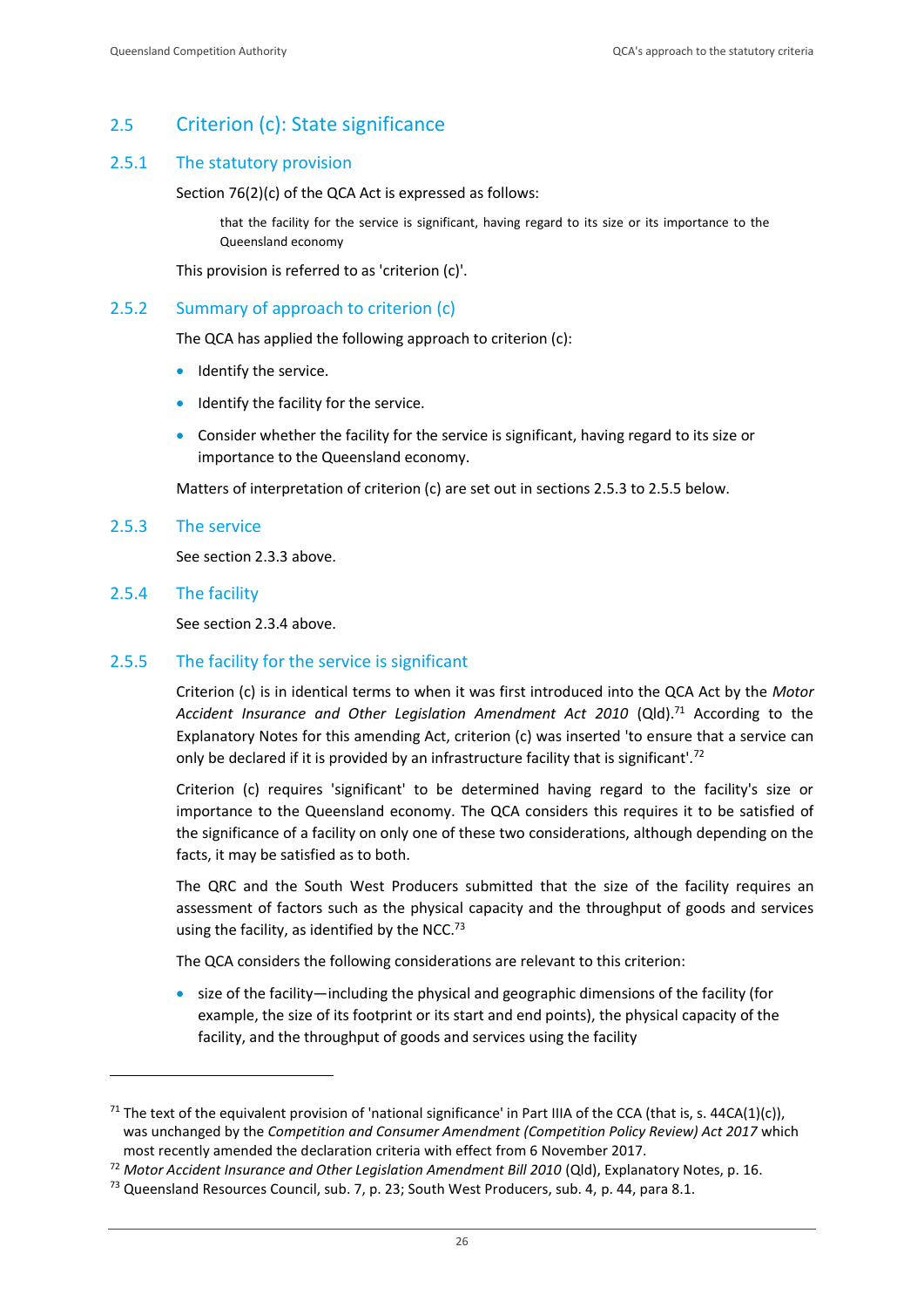## 2.5 Criterion (c): State significance

### 2.5.1 The statutory provision

Section 76(2)(c) of the QCA Act is expressed as follows:

> that the facility for the service is significant, having regard to its size or its importance to the Queensland economy

This provision is referred to as 'criterion (c)'.

### 2.5.2 Summary of approach to criterion (c)

The QCA has applied the following approach to criterion (c):

- Identify the service.
- Identify the facility for the service.
- Consider whether the facility for the service is significant, having regard to its size or importance to the Queensland economy.

Matters of interpretation of criterion (c) are set out in sections 2.5.3 to 2.5.5 below.

### 2.5.3 The service

See section 2.3.3 above.

### 2.5.4 The facility

See section 2.3.4 above.

### 2.5.5 The facility for the service is significant

Criterion (c) is in identical terms to when it was first introduced into the QCA Act by the *Motor Accident Insurance and Other Legislation Amendment Act 2010* (Qld).[71] According to the Explanatory Notes for this amending Act, criterion (c) was inserted 'to ensure that a service can only be declared if it is provided by an infrastructure facility that is significant'.[72]

Criterion (c) requires 'significant' to be determined having regard to the facility's size or importance to the Queensland economy. The QCA considers this requires it to be satisfied of the significance of a facility on only one of these two considerations, although depending on the facts, it may be satisfied as to both.

The QRC and the South West Producers submitted that the size of the facility requires an assessment of factors such as the physical capacity and the throughput of goods and services using the facility, as identified by the NCC.[73]

The QCA considers the following considerations are relevant to this criterion:

- size of the facility—including the physical and geographic dimensions of the facility (for example, the size of its footprint or its start and end points), the physical capacity of the facility, and the throughput of goods and services using the facility

---

[71] The text of the equivalent provision of 'national significance' in Part IIIA of the CCA (that is, s. 44CA(1)(c)), was unchanged by the *Competition and Consumer Amendment (Competition Policy Review) Act 2017* which most recently amended the declaration criteria with effect from 6 November 2017.

[72] *Motor Accident Insurance and Other Legislation Amendment Bill 2010* (Qld), Explanatory Notes, p. 16.

[73] Queensland Resources Council, sub. 7, p. 23; South West Producers, sub. 4, p. 44, para 8.1.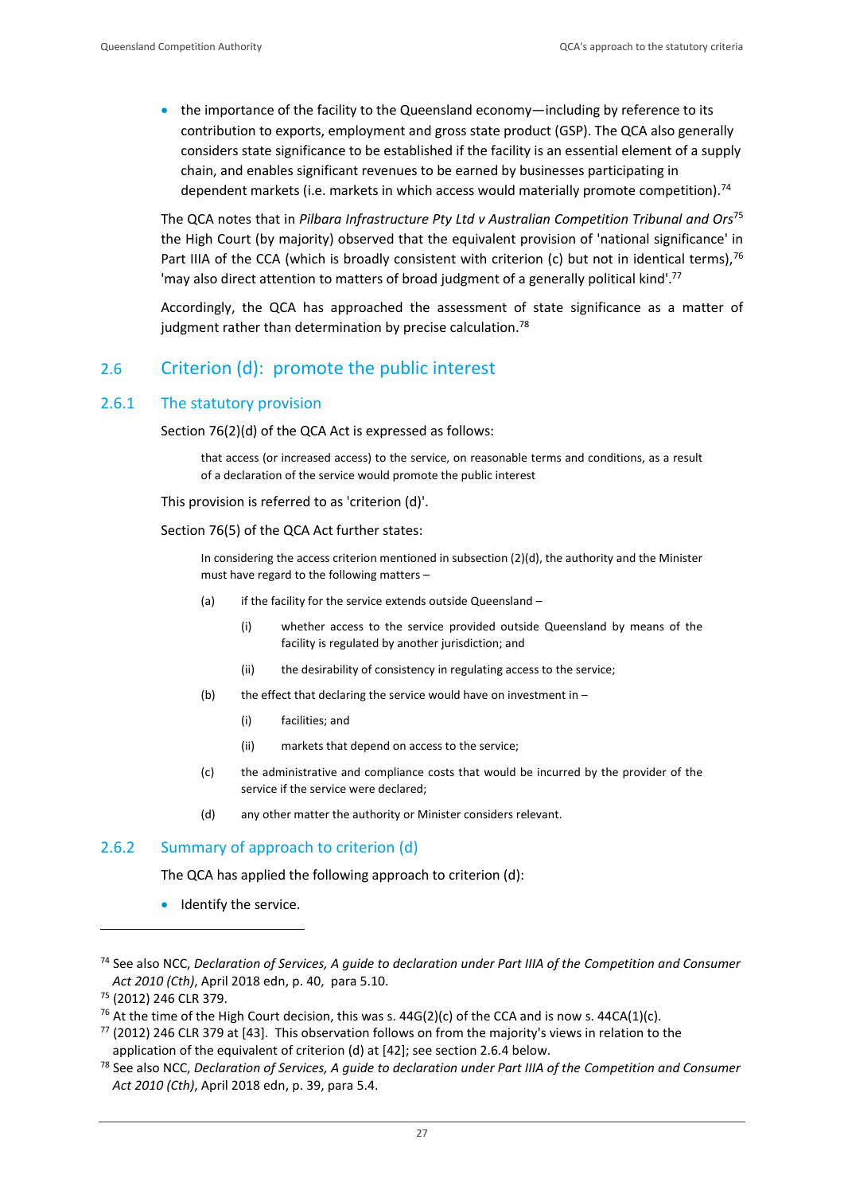- the importance of the facility to the Queensland economy—including by reference to its contribution to exports, employment and gross state product (GSP). The QCA also generally considers state significance to be established if the facility is an essential element of a supply chain, and enables significant revenues to be earned by businesses participating in dependent markets (i.e. markets in which access would materially promote competition).[74]

The QCA notes that in *Pilbara Infrastructure Pty Ltd v Australian Competition Tribunal and Ors*[75] the High Court (by majority) observed that the equivalent provision of 'national significance' in Part IIIA of the CCA (which is broadly consistent with criterion (c) but not in identical terms),[76] 'may also direct attention to matters of broad judgment of a generally political kind'.[77]

Accordingly, the QCA has approached the assessment of state significance as a matter of judgment rather than determination by precise calculation.[78]

## 2.6 Criterion (d): promote the public interest

### 2.6.1 The statutory provision

Section 76(2)(d) of the QCA Act is expressed as follows:

> that access (or increased access) to the service, on reasonable terms and conditions, as a result of a declaration of the service would promote the public interest

This provision is referred to as 'criterion (d)'.

Section 76(5) of the QCA Act further states:

> In considering the access criterion mentioned in subsection (2)(d), the authority and the Minister must have regard to the following matters –
>
> (a) if the facility for the service extends outside Queensland –
>
> (i) whether access to the service provided outside Queensland by means of the facility is regulated by another jurisdiction; and
>
> (ii) the desirability of consistency in regulating access to the service;
>
> (b) the effect that declaring the service would have on investment in –
>
> (i) facilities; and
>
> (ii) markets that depend on access to the service;
>
> (c) the administrative and compliance costs that would be incurred by the provider of the service if the service were declared;
>
> (d) any other matter the authority or Minister considers relevant.

### 2.6.2 Summary of approach to criterion (d)

The QCA has applied the following approach to criterion (d):

- Identify the service.

---

[74] See also NCC, *Declaration of Services, A guide to declaration under Part IIIA of the Competition and Consumer Act 2010 (Cth)*, April 2018 edn, p. 40, para 5.10.

[75] (2012) 246 CLR 379.

[76] At the time of the High Court decision, this was s. 44G(2)(c) of the CCA and is now s. 44CA(1)(c).

[77] (2012) 246 CLR 379 at [43]. This observation follows on from the majority's views in relation to the application of the equivalent of criterion (d) at [42]; see section 2.6.4 below.

[78] See also NCC, *Declaration of Services, A guide to declaration under Part IIIA of the Competition and Consumer Act 2010 (Cth)*, April 2018 edn, p. 39, para 5.4.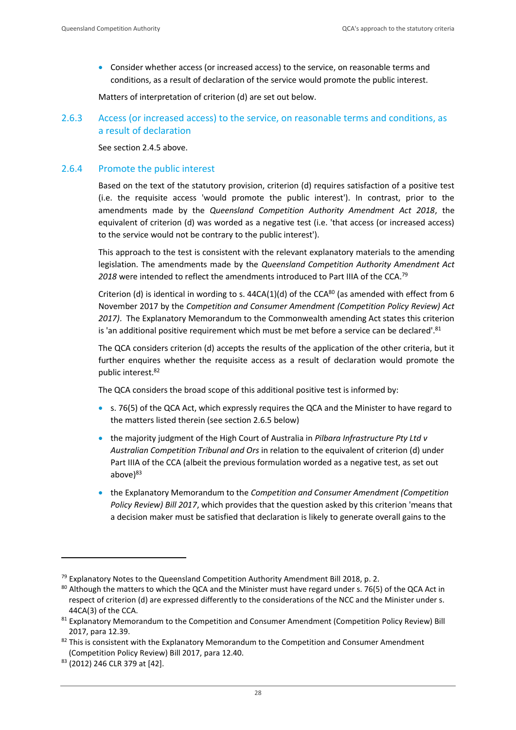- Consider whether access (or increased access) to the service, on reasonable terms and conditions, as a result of declaration of the service would promote the public interest.

Matters of interpretation of criterion (d) are set out below.

### 2.6.3 Access (or increased access) to the service, on reasonable terms and conditions, as a result of declaration

See section 2.4.5 above.

### 2.6.4 Promote the public interest

Based on the text of the statutory provision, criterion (d) requires satisfaction of a positive test (i.e. the requisite access 'would promote the public interest'). In contrast, prior to the amendments made by the *Queensland Competition Authority Amendment Act 2018*, the equivalent of criterion (d) was worded as a negative test (i.e. 'that access (or increased access) to the service would not be contrary to the public interest').

This approach to the test is consistent with the relevant explanatory materials to the amending legislation. The amendments made by the *Queensland Competition Authority Amendment Act 2018* were intended to reflect the amendments introduced to Part IIIA of the CCA.[79]

Criterion (d) is identical in wording to s. 44CA(1)(d) of the CCA[80] (as amended with effect from 6 November 2017 by the *Competition and Consumer Amendment (Competition Policy Review) Act 2017)*. The Explanatory Memorandum to the Commonwealth amending Act states this criterion is 'an additional positive requirement which must be met before a service can be declared'.[81]

The QCA considers criterion (d) accepts the results of the application of the other criteria, but it further enquires whether the requisite access as a result of declaration would promote the public interest.[82]

The QCA considers the broad scope of this additional positive test is informed by:

- s. 76(5) of the QCA Act, which expressly requires the QCA and the Minister to have regard to the matters listed therein (see section 2.6.5 below)
- the majority judgment of the High Court of Australia in *Pilbara Infrastructure Pty Ltd v Australian Competition Tribunal and Ors* in relation to the equivalent of criterion (d) under Part IIIA of the CCA (albeit the previous formulation worded as a negative test, as set out above)[83]
- the Explanatory Memorandum to the *Competition and Consumer Amendment (Competition Policy Review) Bill 2017*, which provides that the question asked by this criterion 'means that a decision maker must be satisfied that declaration is likely to generate overall gains to the

---

[79] Explanatory Notes to the Queensland Competition Authority Amendment Bill 2018, p. 2.

[80] Although the matters to which the QCA and the Minister must have regard under s. 76(5) of the QCA Act in respect of criterion (d) are expressed differently to the considerations of the NCC and the Minister under s. 44CA(3) of the CCA.

[81] Explanatory Memorandum to the Competition and Consumer Amendment (Competition Policy Review) Bill 2017, para 12.39.

[82] This is consistent with the Explanatory Memorandum to the Competition and Consumer Amendment (Competition Policy Review) Bill 2017, para 12.40.

[83] (2012) 246 CLR 379 at [42].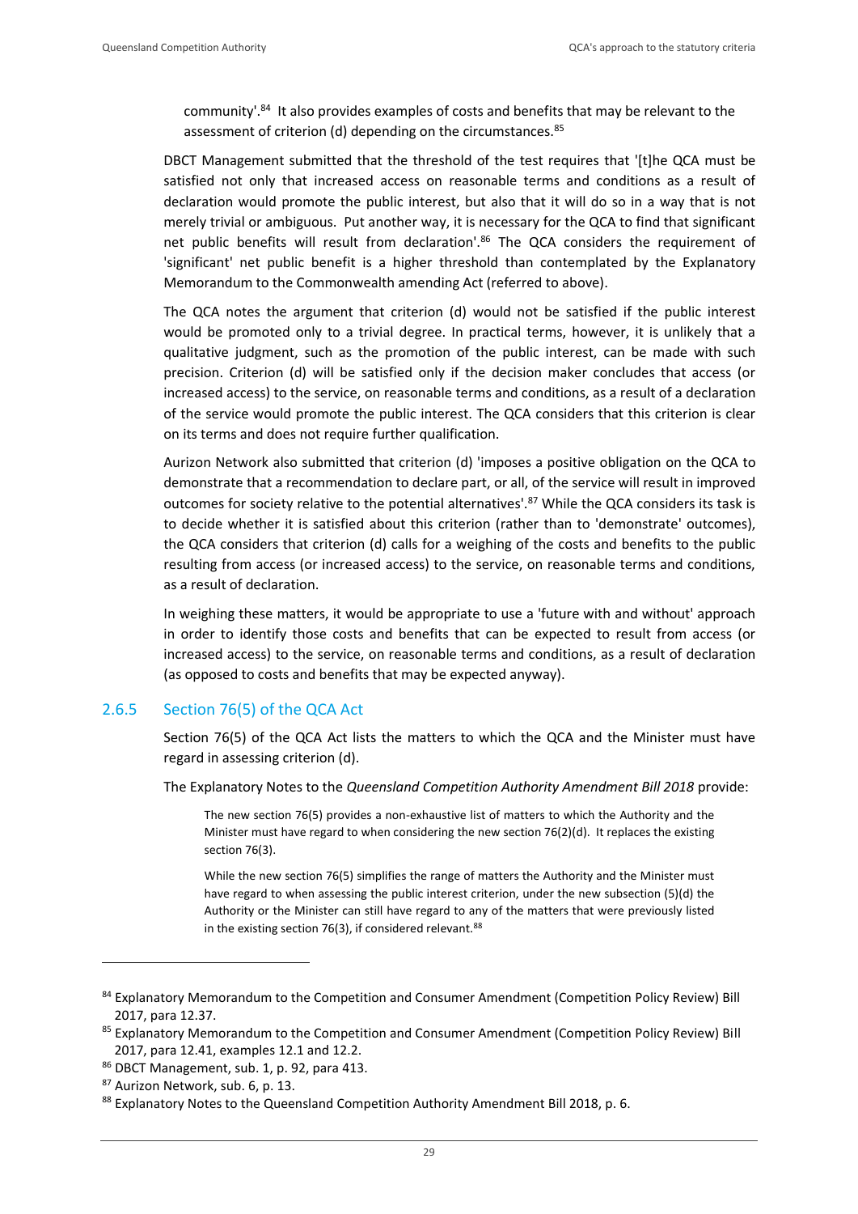community'.[84] It also provides examples of costs and benefits that may be relevant to the assessment of criterion (d) depending on the circumstances.[85]

DBCT Management submitted that the threshold of the test requires that '[t]he QCA must be satisfied not only that increased access on reasonable terms and conditions as a result of declaration would promote the public interest, but also that it will do so in a way that is not merely trivial or ambiguous. Put another way, it is necessary for the QCA to find that significant net public benefits will result from declaration'.[86] The QCA considers the requirement of 'significant' net public benefit is a higher threshold than contemplated by the Explanatory Memorandum to the Commonwealth amending Act (referred to above).

The QCA notes the argument that criterion (d) would not be satisfied if the public interest would be promoted only to a trivial degree. In practical terms, however, it is unlikely that a qualitative judgment, such as the promotion of the public interest, can be made with such precision. Criterion (d) will be satisfied only if the decision maker concludes that access (or increased access) to the service, on reasonable terms and conditions, as a result of a declaration of the service would promote the public interest. The QCA considers that this criterion is clear on its terms and does not require further qualification.

Aurizon Network also submitted that criterion (d) 'imposes a positive obligation on the QCA to demonstrate that a recommendation to declare part, or all, of the service will result in improved outcomes for society relative to the potential alternatives'.[87] While the QCA considers its task is to decide whether it is satisfied about this criterion (rather than to 'demonstrate' outcomes), the QCA considers that criterion (d) calls for a weighing of the costs and benefits to the public resulting from access (or increased access) to the service, on reasonable terms and conditions, as a result of declaration.

In weighing these matters, it would be appropriate to use a 'future with and without' approach in order to identify those costs and benefits that can be expected to result from access (or increased access) to the service, on reasonable terms and conditions, as a result of declaration (as opposed to costs and benefits that may be expected anyway).

### 2.6.5 Section 76(5) of the QCA Act

Section 76(5) of the QCA Act lists the matters to which the QCA and the Minister must have regard in assessing criterion (d).

The Explanatory Notes to the *Queensland Competition Authority Amendment Bill 2018* provide:

> The new section 76(5) provides a non-exhaustive list of matters to which the Authority and the Minister must have regard to when considering the new section 76(2)(d). It replaces the existing section 76(3).
>
> While the new section 76(5) simplifies the range of matters the Authority and the Minister must have regard to when assessing the public interest criterion, under the new subsection (5)(d) the Authority or the Minister can still have regard to any of the matters that were previously listed in the existing section 76(3), if considered relevant.[88]

---

[84] Explanatory Memorandum to the Competition and Consumer Amendment (Competition Policy Review) Bill 2017, para 12.37.

[85] Explanatory Memorandum to the Competition and Consumer Amendment (Competition Policy Review) Bill 2017, para 12.41, examples 12.1 and 12.2.

[86] DBCT Management, sub. 1, p. 92, para 413.

[87] Aurizon Network, sub. 6, p. 13.

[88] Explanatory Notes to the Queensland Competition Authority Amendment Bill 2018, p. 6.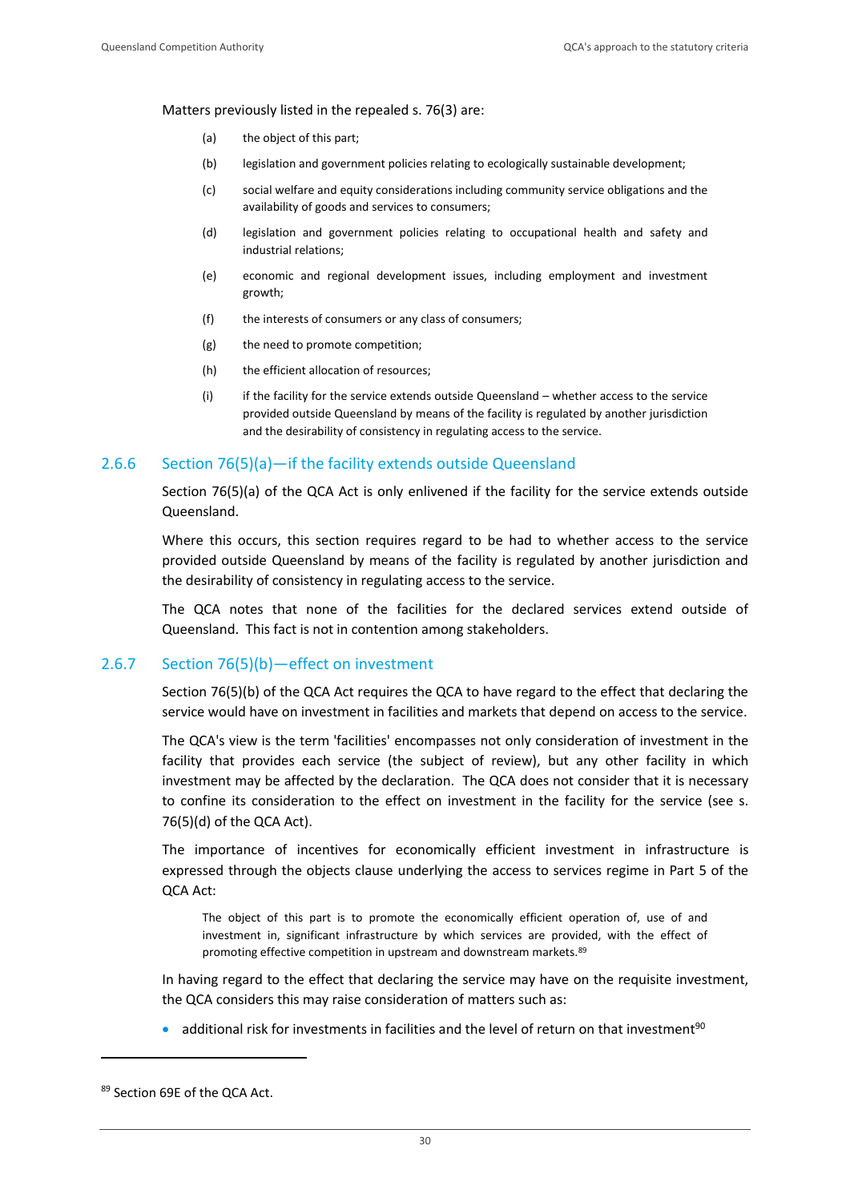Matters previously listed in the repealed s. 76(3) are:

(a) the object of this part;

(b) legislation and government policies relating to ecologically sustainable development;

(c) social welfare and equity considerations including community service obligations and the availability of goods and services to consumers;

(d) legislation and government policies relating to occupational health and safety and industrial relations;

(e) economic and regional development issues, including employment and investment growth;

(f) the interests of consumers or any class of consumers;

(g) the need to promote competition;

(h) the efficient allocation of resources;

(i) if the facility for the service extends outside Queensland – whether access to the service provided outside Queensland by means of the facility is regulated by another jurisdiction and the desirability of consistency in regulating access to the service.

### 2.6.6 Section 76(5)(a)—if the facility extends outside Queensland

Section 76(5)(a) of the QCA Act is only enlivened if the facility for the service extends outside Queensland.

Where this occurs, this section requires regard to be had to whether access to the service provided outside Queensland by means of the facility is regulated by another jurisdiction and the desirability of consistency in regulating access to the service.

The QCA notes that none of the facilities for the declared services extend outside of Queensland. This fact is not in contention among stakeholders.

### 2.6.7 Section 76(5)(b)—effect on investment

Section 76(5)(b) of the QCA Act requires the QCA to have regard to the effect that declaring the service would have on investment in facilities and markets that depend on access to the service.

The QCA's view is the term 'facilities' encompasses not only consideration of investment in the facility that provides each service (the subject of review), but any other facility in which investment may be affected by the declaration. The QCA does not consider that it is necessary to confine its consideration to the effect on investment in the facility for the service (see s. 76(5)(d) of the QCA Act).

The importance of incentives for economically efficient investment in infrastructure is expressed through the objects clause underlying the access to services regime in Part 5 of the QCA Act:

> The object of this part is to promote the economically efficient operation of, use of and investment in, significant infrastructure by which services are provided, with the effect of promoting effective competition in upstream and downstream markets.[89]

In having regard to the effect that declaring the service may have on the requisite investment, the QCA considers this may raise consideration of matters such as:

- additional risk for investments in facilities and the level of return on that investment[90]

[89] Section 69E of the QCA Act.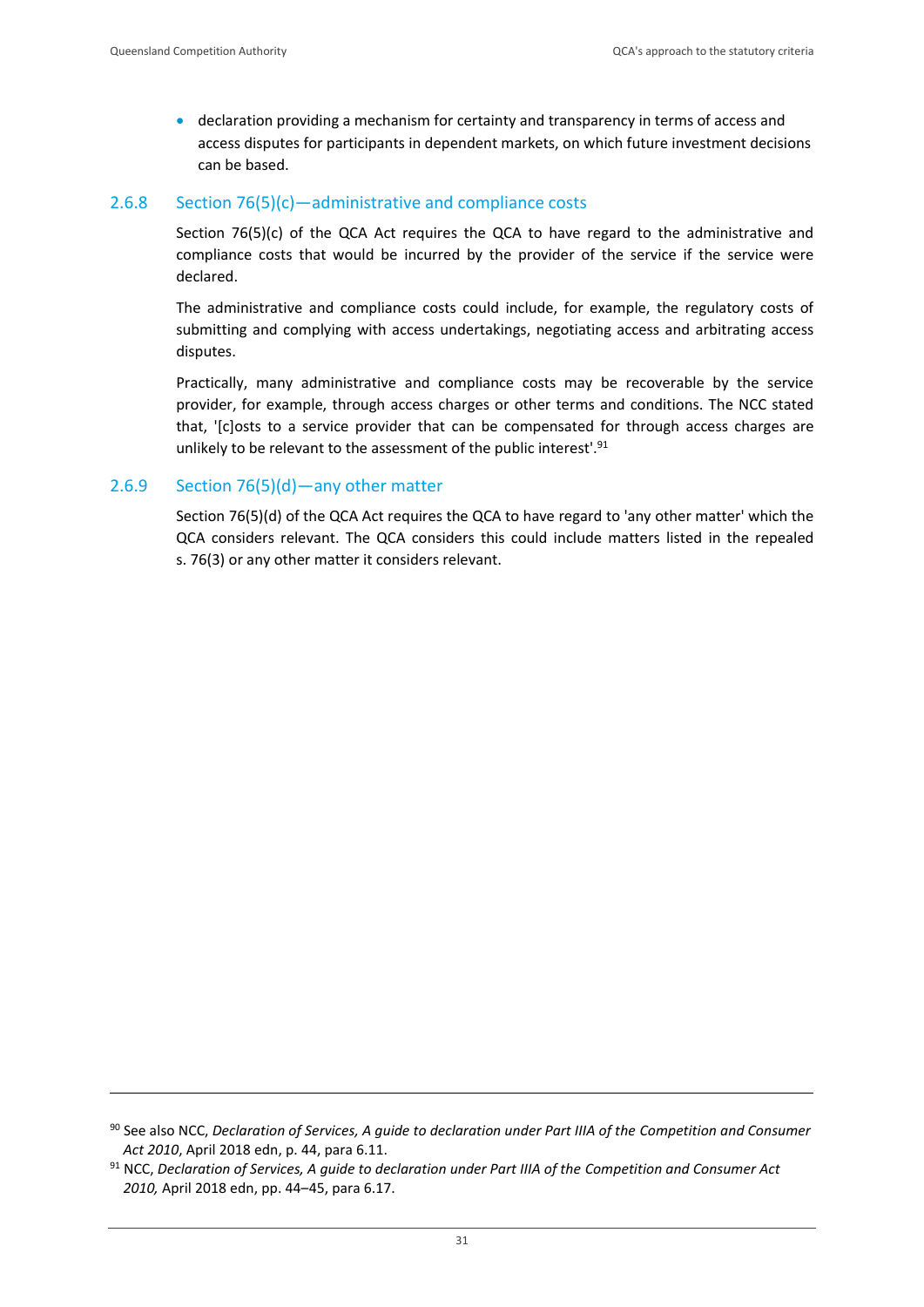- declaration providing a mechanism for certainty and transparency in terms of access and access disputes for participants in dependent markets, on which future investment decisions can be based.

### 2.6.8 Section 76(5)(c)—administrative and compliance costs

Section 76(5)(c) of the QCA Act requires the QCA to have regard to the administrative and compliance costs that would be incurred by the provider of the service if the service were declared.

The administrative and compliance costs could include, for example, the regulatory costs of submitting and complying with access undertakings, negotiating access and arbitrating access disputes.

Practically, many administrative and compliance costs may be recoverable by the service provider, for example, through access charges or other terms and conditions. The NCC stated that, '[c]osts to a service provider that can be compensated for through access charges are unlikely to be relevant to the assessment of the public interest'.[91]

### 2.6.9 Section 76(5)(d)—any other matter

Section 76(5)(d) of the QCA Act requires the QCA to have regard to 'any other matter' which the QCA considers relevant. The QCA considers this could include matters listed in the repealed s. 76(3) or any other matter it considers relevant.

---

[90] See also NCC, *Declaration of Services, A guide to declaration under Part IIIA of the Competition and Consumer Act 2010*, April 2018 edn, p. 44, para 6.11.

[91] NCC, *Declaration of Services, A guide to declaration under Part IIIA of the Competition and Consumer Act 2010,* April 2018 edn, pp. 44–45, para 6.17.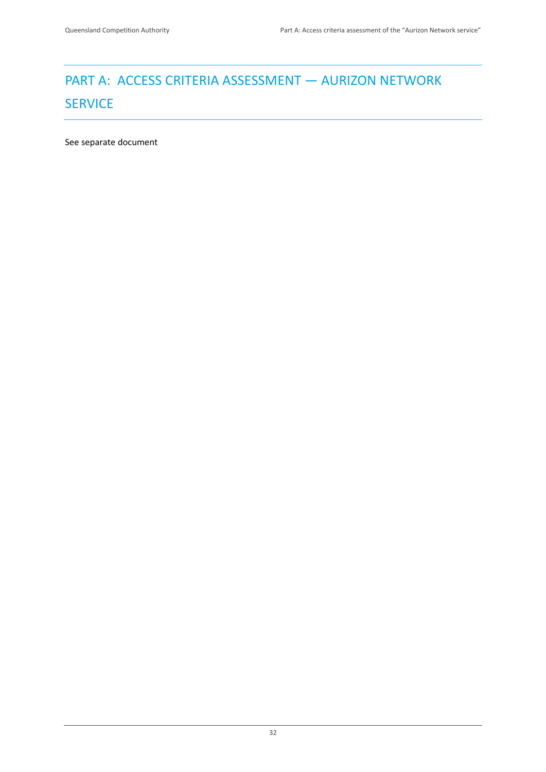# PART A: ACCESS CRITERIA ASSESSMENT — AURIZON NETWORK SERVICE

See separate document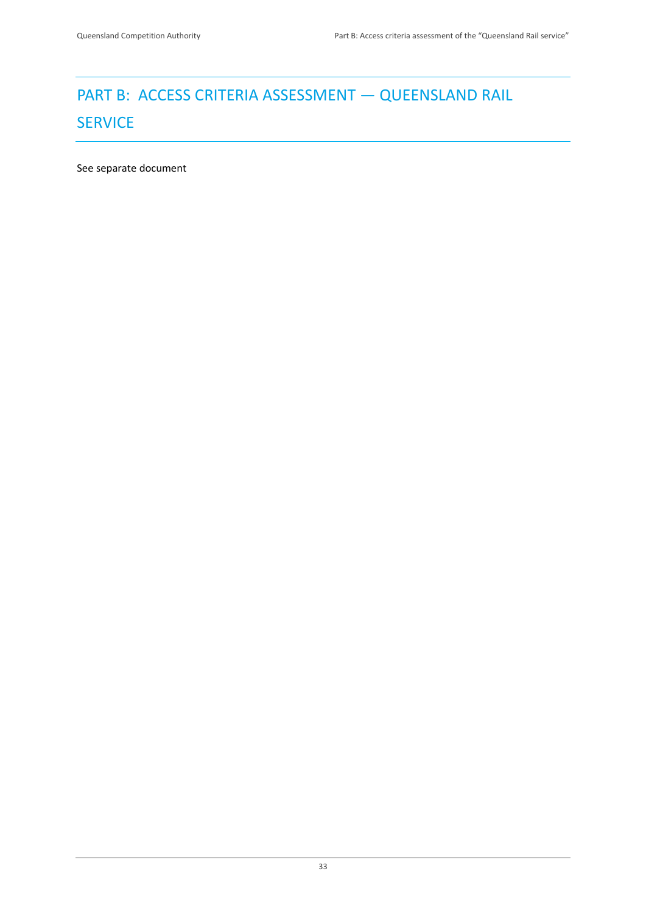# PART B: ACCESS CRITERIA ASSESSMENT — QUEENSLAND RAIL SERVICE

See separate document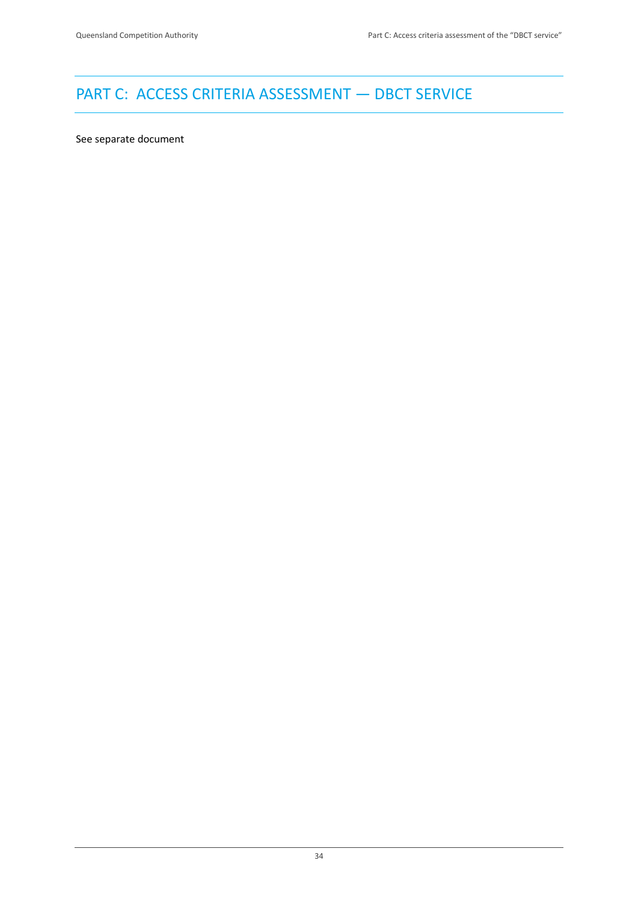# PART C: ACCESS CRITERIA ASSESSMENT — DBCT SERVICE

See separate document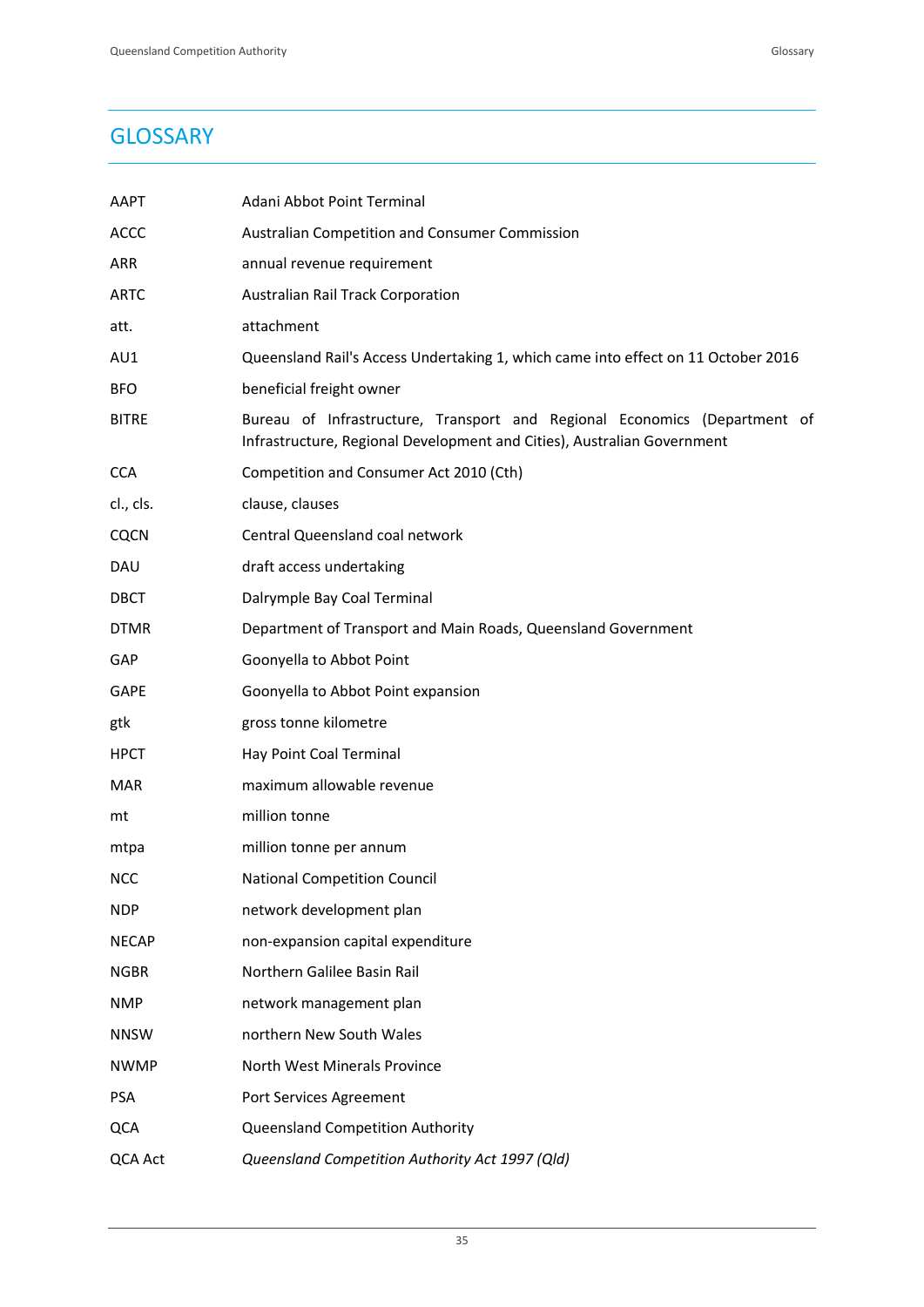# GLOSSARY

| | |
|---|---|
| AAPT | Adani Abbot Point Terminal |
| ACCC | Australian Competition and Consumer Commission |
| ARR | annual revenue requirement |
| ARTC | Australian Rail Track Corporation |
| att. | attachment |
| AU1 | Queensland Rail's Access Undertaking 1, which came into effect on 11 October 2016 |
| BFO | beneficial freight owner |
| BITRE | Bureau of Infrastructure, Transport and Regional Economics (Department of Infrastructure, Regional Development and Cities), Australian Government |
| CCA | Competition and Consumer Act 2010 (Cth) |
| cl., cls. | clause, clauses |
| CQCN | Central Queensland coal network |
| DAU | draft access undertaking |
| DBCT | Dalrymple Bay Coal Terminal |
| DTMR | Department of Transport and Main Roads, Queensland Government |
| GAP | Goonyella to Abbot Point |
| GAPE | Goonyella to Abbot Point expansion |
| gtk | gross tonne kilometre |
| HPCT | Hay Point Coal Terminal |
| MAR | maximum allowable revenue |
| mt | million tonne |
| mtpa | million tonne per annum |
| NCC | National Competition Council |
| NDP | network development plan |
| NECAP | non-expansion capital expenditure |
| NGBR | Northern Galilee Basin Rail |
| NMP | network management plan |
| NNSW | northern New South Wales |
| NWMP | North West Minerals Province |
| PSA | Port Services Agreement |
| QCA | Queensland Competition Authority |
| QCA Act | *Queensland Competition Authority Act 1997 (Qld)* |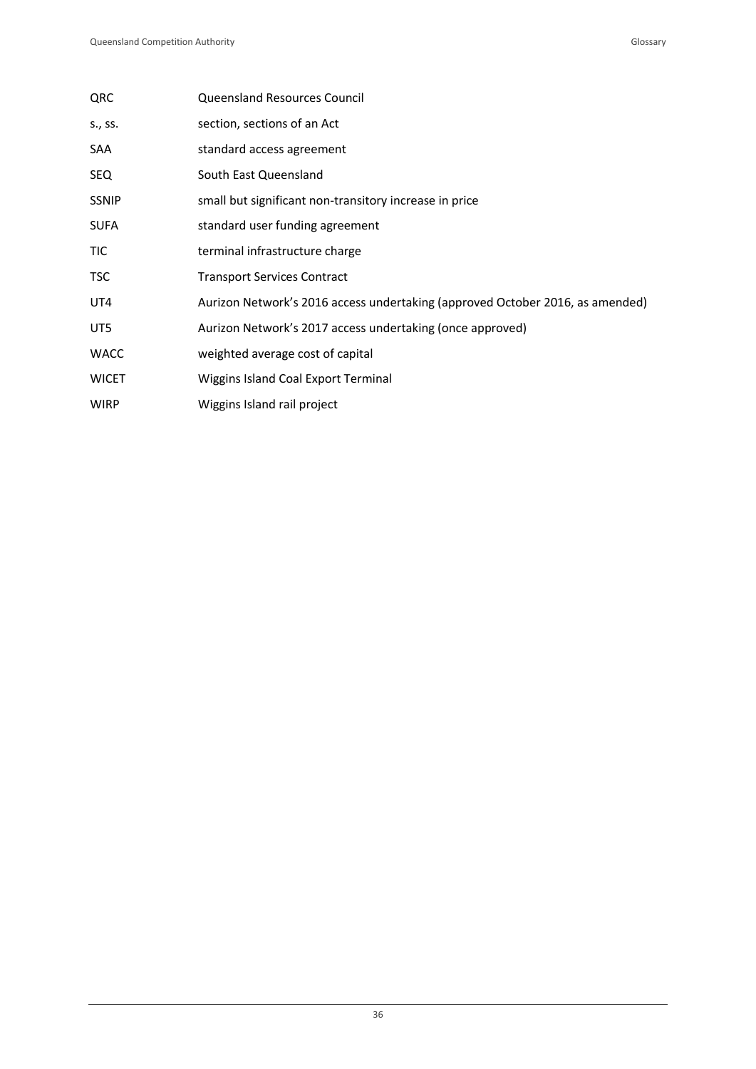| | |
|---|---|
| QRC | Queensland Resources Council |
| s., ss. | section, sections of an Act |
| SAA | standard access agreement |
| SEQ | South East Queensland |
| SSNIP | small but significant non-transitory increase in price |
| SUFA | standard user funding agreement |
| TIC | terminal infrastructure charge |
| TSC | Transport Services Contract |
| UT4 | Aurizon Network's 2016 access undertaking (approved October 2016, as amended) |
| UT5 | Aurizon Network's 2017 access undertaking (once approved) |
| WACC | weighted average cost of capital |
| WICET | Wiggins Island Coal Export Terminal |
| WIRP | Wiggins Island rail project |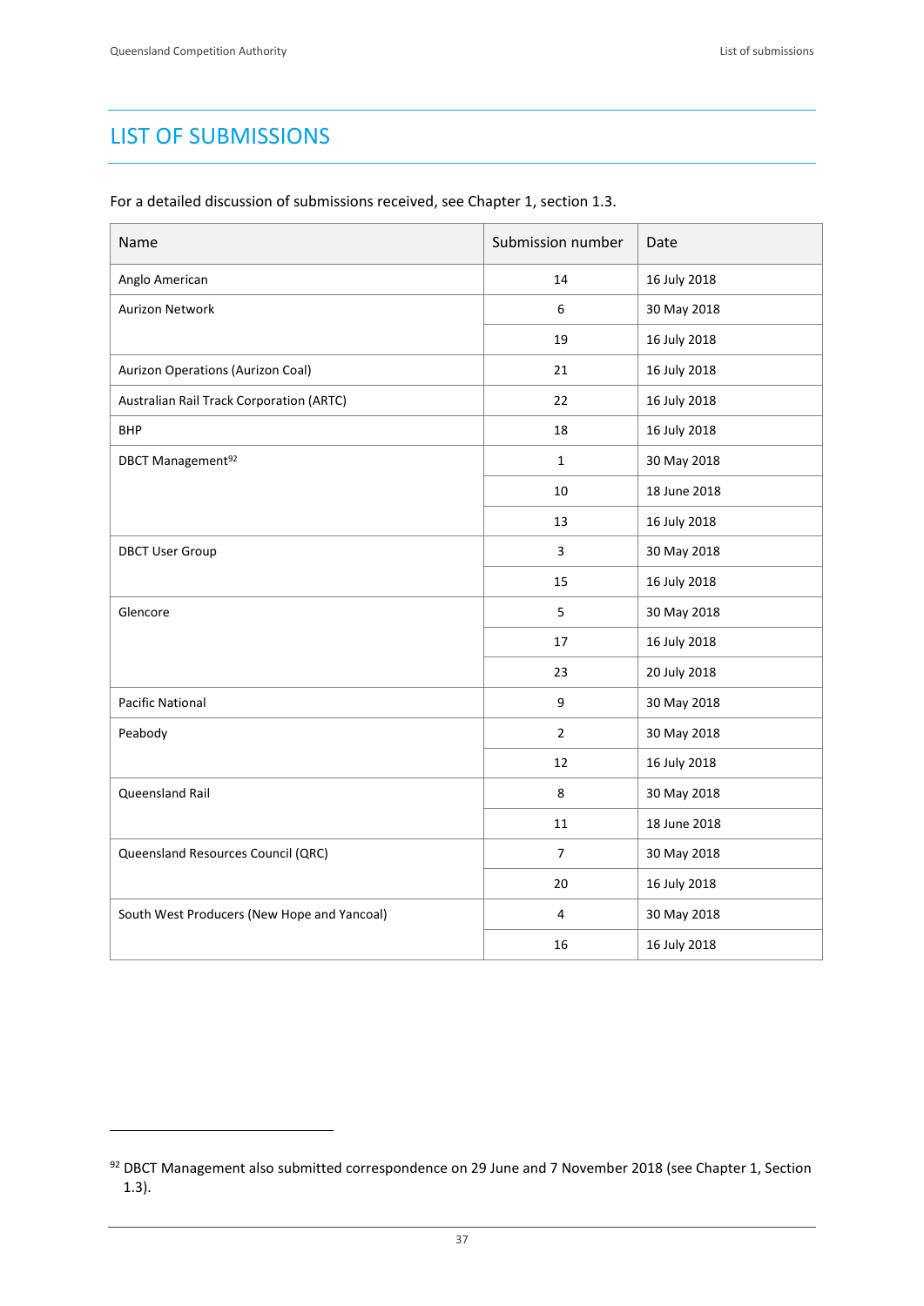# LIST OF SUBMISSIONS

For a detailed discussion of submissions received, see Chapter 1, section 1.3.

| Name | Submission number | Date |
|---|---|---|
| Anglo American | 14 | 16 July 2018 |
| Aurizon Network | 6 | 30 May 2018 |
| | 19 | 16 July 2018 |
| Aurizon Operations (Aurizon Coal) | 21 | 16 July 2018 |
| Australian Rail Track Corporation (ARTC) | 22 | 16 July 2018 |
| BHP | 18 | 16 July 2018 |
| DBCT Management[92] | 1 | 30 May 2018 |
| | 10 | 18 June 2018 |
| | 13 | 16 July 2018 |
| DBCT User Group | 3 | 30 May 2018 |
| | 15 | 16 July 2018 |
| Glencore | 5 | 30 May 2018 |
| | 17 | 16 July 2018 |
| | 23 | 20 July 2018 |
| Pacific National | 9 | 30 May 2018 |
| Peabody | 2 | 30 May 2018 |
| | 12 | 16 July 2018 |
| Queensland Rail | 8 | 30 May 2018 |
| | 11 | 18 June 2018 |
| Queensland Resources Council (QRC) | 7 | 30 May 2018 |
| | 20 | 16 July 2018 |
| South West Producers (New Hope and Yancoal) | 4 | 30 May 2018 |
| | 16 | 16 July 2018 |

[92] DBCT Management also submitted correspondence on 29 June and 7 November 2018 (see Chapter 1, Section 1.3).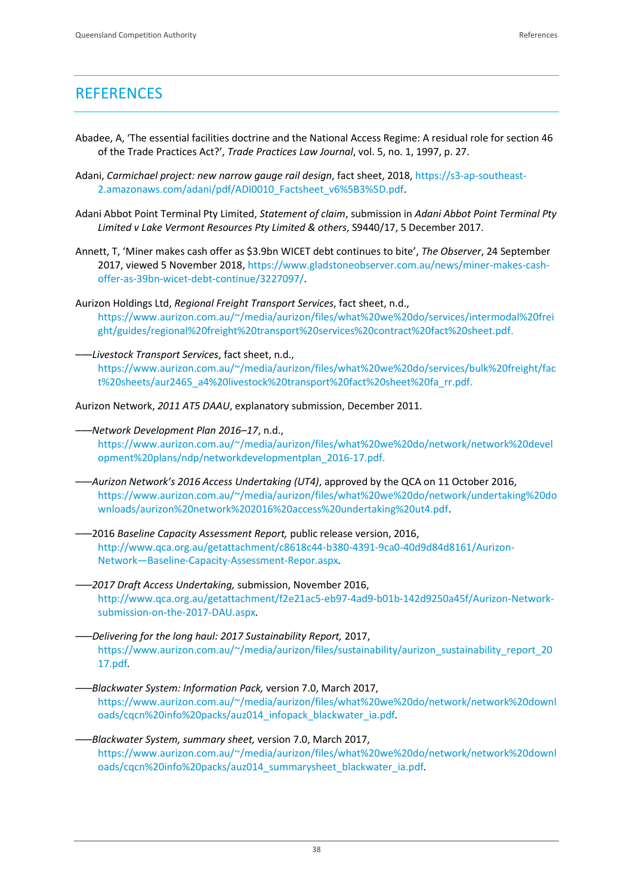# REFERENCES

Abadee, A, 'The essential facilities doctrine and the National Access Regime: A residual role for section 46 of the Trade Practices Act?', *Trade Practices Law Journal*, vol. 5, no. 1, 1997, p. 27.

Adani, *Carmichael project: new narrow gauge rail design*, fact sheet, 2018, https://s3-ap-southeast-2.amazonaws.com/adani/pdf/ADI0010_Factsheet_v6%5B3%5D.pdf.

Adani Abbot Point Terminal Pty Limited, *Statement of claim*, submission in *Adani Abbot Point Terminal Pty Limited v Lake Vermont Resources Pty Limited & others*, S9440/17, 5 December 2017.

Annett, T, 'Miner makes cash offer as $3.9bn WICET debt continues to bite', *The Observer*, 24 September 2017, viewed 5 November 2018, https://www.gladstoneobserver.com.au/news/miner-makes-cash-offer-as-39bn-wicet-debt-continue/3227097/.

Aurizon Holdings Ltd, *Regional Freight Transport Services*, fact sheet, n.d., https://www.aurizon.com.au/~/media/aurizon/files/what%20we%20do/services/intermodal%20freight/guides/regional%20freight%20transport%20services%20contract%20fact%20sheet.pdf.

——*Livestock Transport Services*, fact sheet, n.d., https://www.aurizon.com.au/~/media/aurizon/files/what%20we%20do/services/bulk%20freight/fact%20sheets/aur2465_a4%20livestock%20transport%20fact%20sheet%20fa_rr.pdf.

Aurizon Network, *2011 AT5 DAAU*, explanatory submission, December 2011.

——*Network Development Plan 2016–17*, n.d., https://www.aurizon.com.au/~/media/aurizon/files/what%20we%20do/network/network%20development%20plans/ndp/networkdevelopmentplan_2016-17.pdf.

——*Aurizon Network's 2016 Access Undertaking (UT4)*, approved by the QCA on 11 October 2016, https://www.aurizon.com.au/~/media/aurizon/files/what%20we%20do/network/undertaking%20downloads/aurizon%20network%202016%20access%20undertaking%20ut4.pdf.

——2016 *Baseline Capacity Assessment Report,* public release version, 2016, http://www.qca.org.au/getattachment/c8618c44-b380-4391-9ca0-40d9d84d8161/Aurizon-Network—Baseline-Capacity-Assessment-Repor.aspx.

——*2017 Draft Access Undertaking,* submission, November 2016, http://www.qca.org.au/getattachment/f2e21ac5-eb97-4ad9-b01b-142d9250a45f/Aurizon-Network-submission-on-the-2017-DAU.aspx.

——*Delivering for the long haul: 2017 Sustainability Report,* 2017, https://www.aurizon.com.au/~/media/aurizon/files/sustainability/aurizon_sustainability_report_2017.pdf.

——*Blackwater System: Information Pack,* version 7.0, March 2017, https://www.aurizon.com.au/~/media/aurizon/files/what%20we%20do/network/network%20downloads/cqcn%20info%20packs/auz014_infopack_blackwater_ia.pdf.

——*Blackwater System, summary sheet,* version 7.0, March 2017, https://www.aurizon.com.au/~/media/aurizon/files/what%20we%20do/network/network%20downloads/cqcn%20info%20packs/auz014_summarysheet_blackwater_ia.pdf.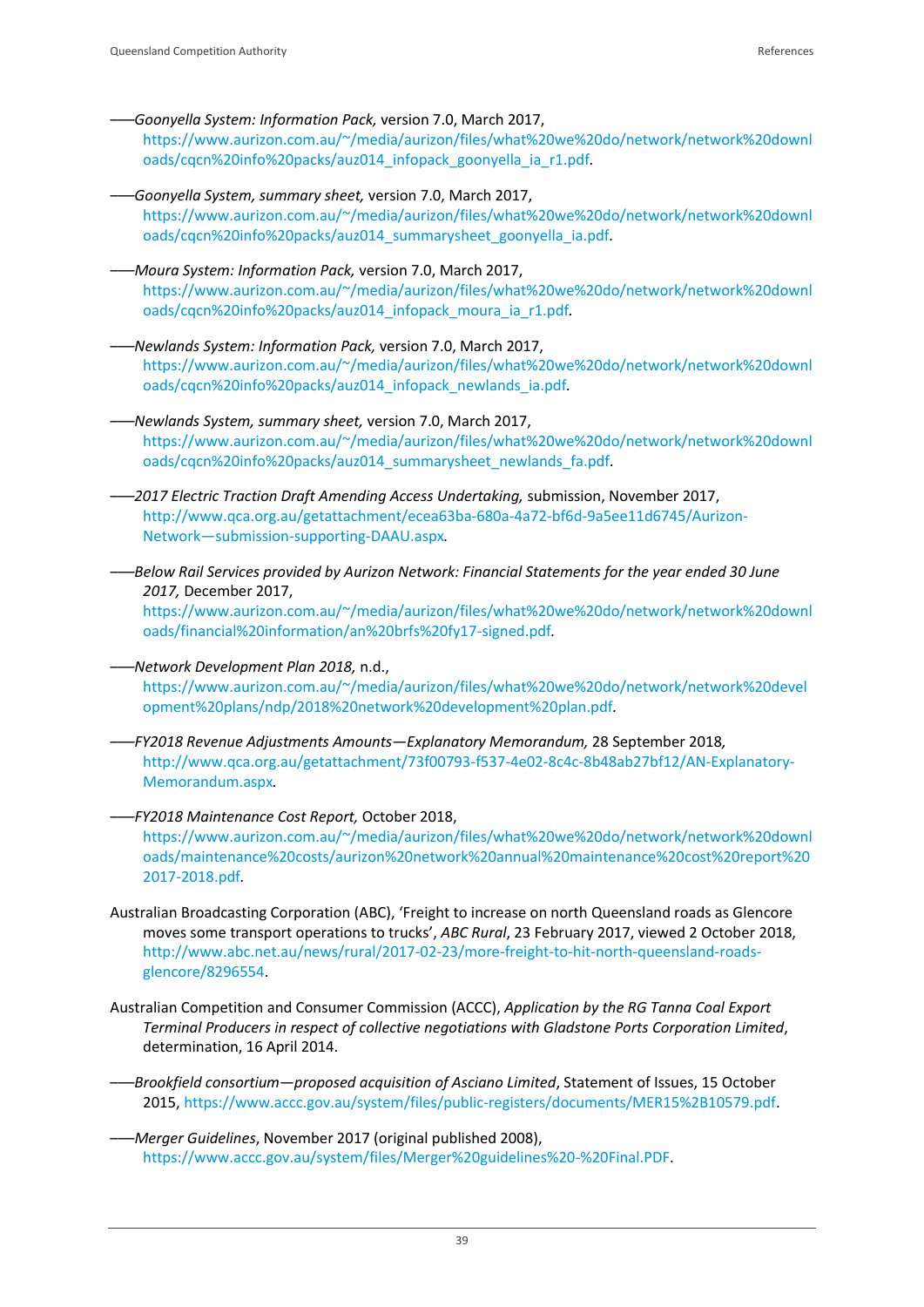——*Goonyella System: Information Pack,* version 7.0, March 2017, https://www.aurizon.com.au/~/media/aurizon/files/what%20we%20do/network/network%20downloads/cqcn%20info%20packs/auz014_infopack_goonyella_ia_r1.pdf.

——*Goonyella System, summary sheet,* version 7.0, March 2017, https://www.aurizon.com.au/~/media/aurizon/files/what%20we%20do/network/network%20downloads/cqcn%20info%20packs/auz014_summarysheet_goonyella_ia.pdf.

——*Moura System: Information Pack,* version 7.0, March 2017, https://www.aurizon.com.au/~/media/aurizon/files/what%20we%20do/network/network%20downloads/cqcn%20info%20packs/auz014_infopack_moura_ia_r1.pdf.

——*Newlands System: Information Pack,* version 7.0, March 2017, https://www.aurizon.com.au/~/media/aurizon/files/what%20we%20do/network/network%20downloads/cqcn%20info%20packs/auz014_infopack_newlands_ia.pdf.

——*Newlands System, summary sheet,* version 7.0, March 2017, https://www.aurizon.com.au/~/media/aurizon/files/what%20we%20do/network/network%20downloads/cqcn%20info%20packs/auz014_summarysheet_newlands_fa.pdf.

——*2017 Electric Traction Draft Amending Access Undertaking,* submission, November 2017, http://www.qca.org.au/getattachment/ecea63ba-680a-4a72-bf6d-9a5ee11d6745/Aurizon-Network—submission-supporting-DAAU.aspx.

——*Below Rail Services provided by Aurizon Network: Financial Statements for the year ended 30 June 2017,* December 2017, https://www.aurizon.com.au/~/media/aurizon/files/what%20we%20do/network/network%20downloads/financial%20information/an%20brfs%20fy17-signed.pdf.

——*Network Development Plan 2018,* n.d., https://www.aurizon.com.au/~/media/aurizon/files/what%20we%20do/network/network%20development%20plans/ndp/2018%20network%20development%20plan.pdf.

——*FY2018 Revenue Adjustments Amounts—Explanatory Memorandum,* 28 September 2018, http://www.qca.org.au/getattachment/73f00793-f537-4e02-8c4c-8b48ab27bf12/AN-Explanatory-Memorandum.aspx.

——*FY2018 Maintenance Cost Report,* October 2018, https://www.aurizon.com.au/~/media/aurizon/files/what%20we%20do/network/network%20downloads/maintenance%20costs/aurizon%20network%20annual%20maintenance%20cost%20report%202017-2018.pdf.

Australian Broadcasting Corporation (ABC), 'Freight to increase on north Queensland roads as Glencore moves some transport operations to trucks', *ABC Rural*, 23 February 2017, viewed 2 October 2018, http://www.abc.net.au/news/rural/2017-02-23/more-freight-to-hit-north-queensland-roads-glencore/8296554.

Australian Competition and Consumer Commission (ACCC), *Application by the RG Tanna Coal Export Terminal Producers in respect of collective negotiations with Gladstone Ports Corporation Limited*, determination, 16 April 2014.

——*Brookfield consortium—proposed acquisition of Asciano Limited*, Statement of Issues, 15 October 2015, https://www.accc.gov.au/system/files/public-registers/documents/MER15%2B10579.pdf.

——*Merger Guidelines*, November 2017 (original published 2008), https://www.accc.gov.au/system/files/Merger%20guidelines%20-%20Final.PDF.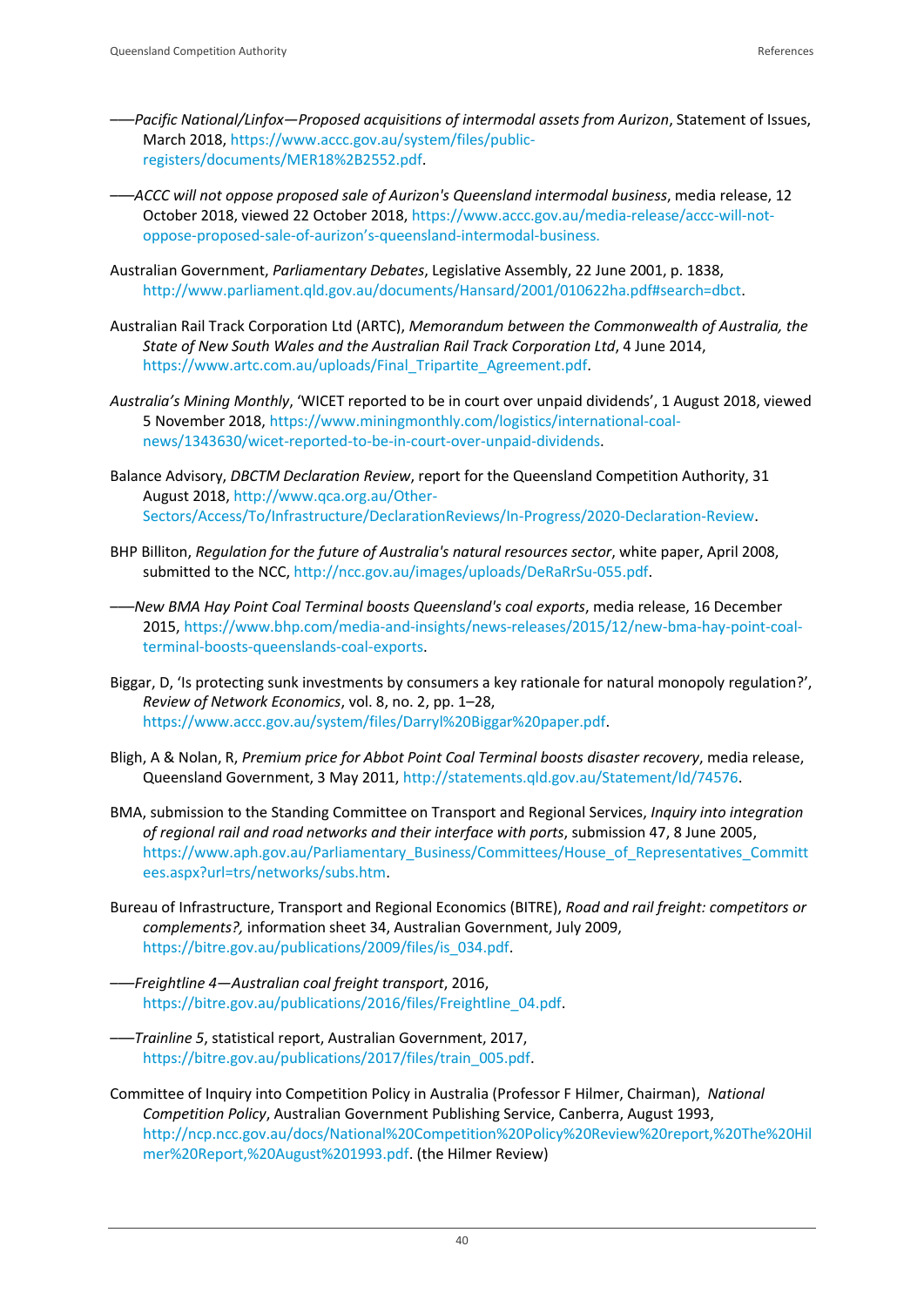——*Pacific National/Linfox—Proposed acquisitions of intermodal assets from Aurizon*, Statement of Issues, March 2018, https://www.accc.gov.au/system/files/public-registers/documents/MER18%2B2552.pdf.

——*ACCC will not oppose proposed sale of Aurizon's Queensland intermodal business*, media release, 12 October 2018, viewed 22 October 2018, https://www.accc.gov.au/media-release/accc-will-not-oppose-proposed-sale-of-aurizon's-queensland-intermodal-business.

Australian Government, *Parliamentary Debates*, Legislative Assembly, 22 June 2001, p. 1838, http://www.parliament.qld.gov.au/documents/Hansard/2001/010622ha.pdf#search=dbct.

Australian Rail Track Corporation Ltd (ARTC), *Memorandum between the Commonwealth of Australia, the State of New South Wales and the Australian Rail Track Corporation Ltd*, 4 June 2014, https://www.artc.com.au/uploads/Final_Tripartite_Agreement.pdf.

*Australia's Mining Monthly*, 'WICET reported to be in court over unpaid dividends', 1 August 2018, viewed 5 November 2018, https://www.miningmonthly.com/logistics/international-coal-news/1343630/wicet-reported-to-be-in-court-over-unpaid-dividends.

Balance Advisory, *DBCTM Declaration Review*, report for the Queensland Competition Authority, 31 August 2018, http://www.qca.org.au/Other-Sectors/Access/To/Infrastructure/DeclarationReviews/In-Progress/2020-Declaration-Review.

BHP Billiton, *Regulation for the future of Australia's natural resources sector*, white paper, April 2008, submitted to the NCC, http://ncc.gov.au/images/uploads/DeRaRrSu-055.pdf.

——*New BMA Hay Point Coal Terminal boosts Queensland's coal exports*, media release, 16 December 2015, https://www.bhp.com/media-and-insights/news-releases/2015/12/new-bma-hay-point-coal-terminal-boosts-queenslands-coal-exports.

Biggar, D, 'Is protecting sunk investments by consumers a key rationale for natural monopoly regulation?', *Review of Network Economics*, vol. 8, no. 2, pp. 1–28, https://www.accc.gov.au/system/files/Darryl%20Biggar%20paper.pdf.

Bligh, A & Nolan, R, *Premium price for Abbot Point Coal Terminal boosts disaster recovery*, media release, Queensland Government, 3 May 2011, http://statements.qld.gov.au/Statement/Id/74576.

BMA, submission to the Standing Committee on Transport and Regional Services, *Inquiry into integration of regional rail and road networks and their interface with ports*, submission 47, 8 June 2005, https://www.aph.gov.au/Parliamentary_Business/Committees/House_of_Representatives_Committees.aspx?url=trs/networks/subs.htm.

Bureau of Infrastructure, Transport and Regional Economics (BITRE), *Road and rail freight: competitors or complements?,* information sheet 34, Australian Government, July 2009, https://bitre.gov.au/publications/2009/files/is_034.pdf.

——*Freightline 4—Australian coal freight transport*, 2016, https://bitre.gov.au/publications/2016/files/Freightline_04.pdf.

——*Trainline 5*, statistical report, Australian Government, 2017, https://bitre.gov.au/publications/2017/files/train_005.pdf.

Committee of Inquiry into Competition Policy in Australia (Professor F Hilmer, Chairman), *National Competition Policy*, Australian Government Publishing Service, Canberra, August 1993, http://ncp.ncc.gov.au/docs/National%20Competition%20Policy%20Review%20report,%20The%20Hilmer%20Report,%20August%201993.pdf. (the Hilmer Review)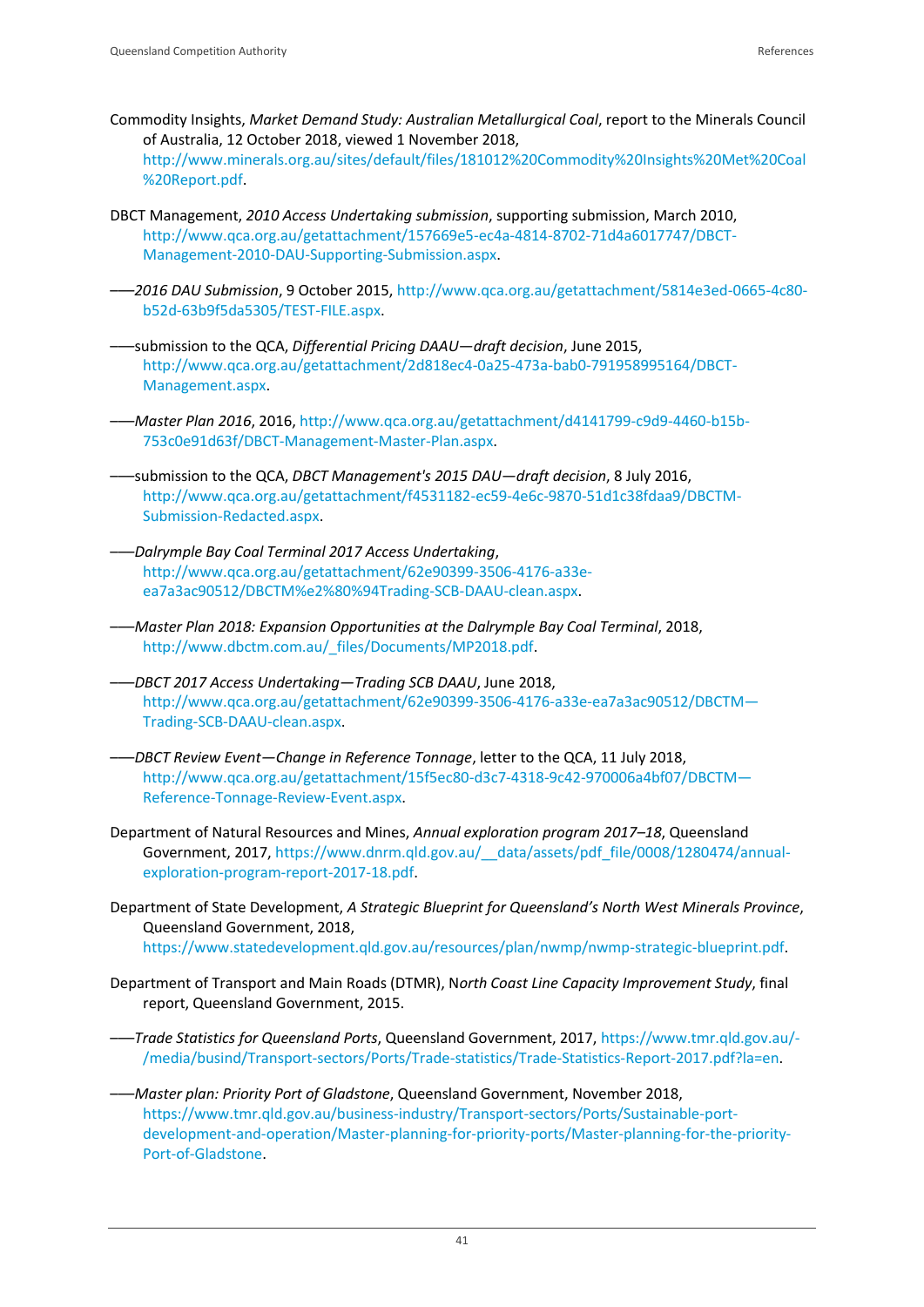Commodity Insights, *Market Demand Study: Australian Metallurgical Coal*, report to the Minerals Council of Australia, 12 October 2018, viewed 1 November 2018, http://www.minerals.org.au/sites/default/files/181012%20Commodity%20Insights%20Met%20Coal%20Report.pdf.

DBCT Management, *2010 Access Undertaking submission*, supporting submission, March 2010, http://www.qca.org.au/getattachment/157669e5-ec4a-4814-8702-71d4a6017747/DBCT-Management-2010-DAU-Supporting-Submission.aspx.

——*2016 DAU Submission*, 9 October 2015, http://www.qca.org.au/getattachment/5814e3ed-0665-4c80-b52d-63b9f5da5305/TEST-FILE.aspx.

——submission to the QCA, *Differential Pricing DAAU—draft decision*, June 2015, http://www.qca.org.au/getattachment/2d818ec4-0a25-473a-bab0-791958995164/DBCT-Management.aspx.

——*Master Plan 2016*, 2016, http://www.qca.org.au/getattachment/d4141799-c9d9-4460-b15b-753c0e91d63f/DBCT-Management-Master-Plan.aspx.

——submission to the QCA, *DBCT Management's 2015 DAU—draft decision*, 8 July 2016, http://www.qca.org.au/getattachment/f4531182-ec59-4e6c-9870-51d1c38fdaa9/DBCTM-Submission-Redacted.aspx.

——*Dalrymple Bay Coal Terminal 2017 Access Undertaking*, http://www.qca.org.au/getattachment/62e90399-3506-4176-a33e-ea7a3ac90512/DBCTM%e2%80%94Trading-SCB-DAAU-clean.aspx.

——*Master Plan 2018: Expansion Opportunities at the Dalrymple Bay Coal Terminal*, 2018, http://www.dbctm.com.au/_files/Documents/MP2018.pdf.

——*DBCT 2017 Access Undertaking—Trading SCB DAAU*, June 2018, http://www.qca.org.au/getattachment/62e90399-3506-4176-a33e-ea7a3ac90512/DBCTM—Trading-SCB-DAAU-clean.aspx.

——*DBCT Review Event—Change in Reference Tonnage*, letter to the QCA, 11 July 2018, http://www.qca.org.au/getattachment/15f5ec80-d3c7-4318-9c42-970006a4bf07/DBCTM—Reference-Tonnage-Review-Event.aspx.

Department of Natural Resources and Mines, *Annual exploration program 2017–18*, Queensland Government, 2017, https://www.dnrm.qld.gov.au/__data/assets/pdf_file/0008/1280474/annual-exploration-program-report-2017-18.pdf.

Department of State Development, *A Strategic Blueprint for Queensland's North West Minerals Province*, Queensland Government, 2018, https://www.statedevelopment.qld.gov.au/resources/plan/nwmp/nwmp-strategic-blueprint.pdf.

Department of Transport and Main Roads (DTMR), N*orth Coast Line Capacity Improvement Study*, final report, Queensland Government, 2015.

——*Trade Statistics for Queensland Ports*, Queensland Government, 2017, https://www.tmr.qld.gov.au/-/media/busind/Transport-sectors/Ports/Trade-statistics/Trade-Statistics-Report-2017.pdf?la=en.

——*Master plan: Priority Port of Gladstone*, Queensland Government, November 2018, https://www.tmr.qld.gov.au/business-industry/Transport-sectors/Ports/Sustainable-port-development-and-operation/Master-planning-for-priority-ports/Master-planning-for-the-priority-Port-of-Gladstone.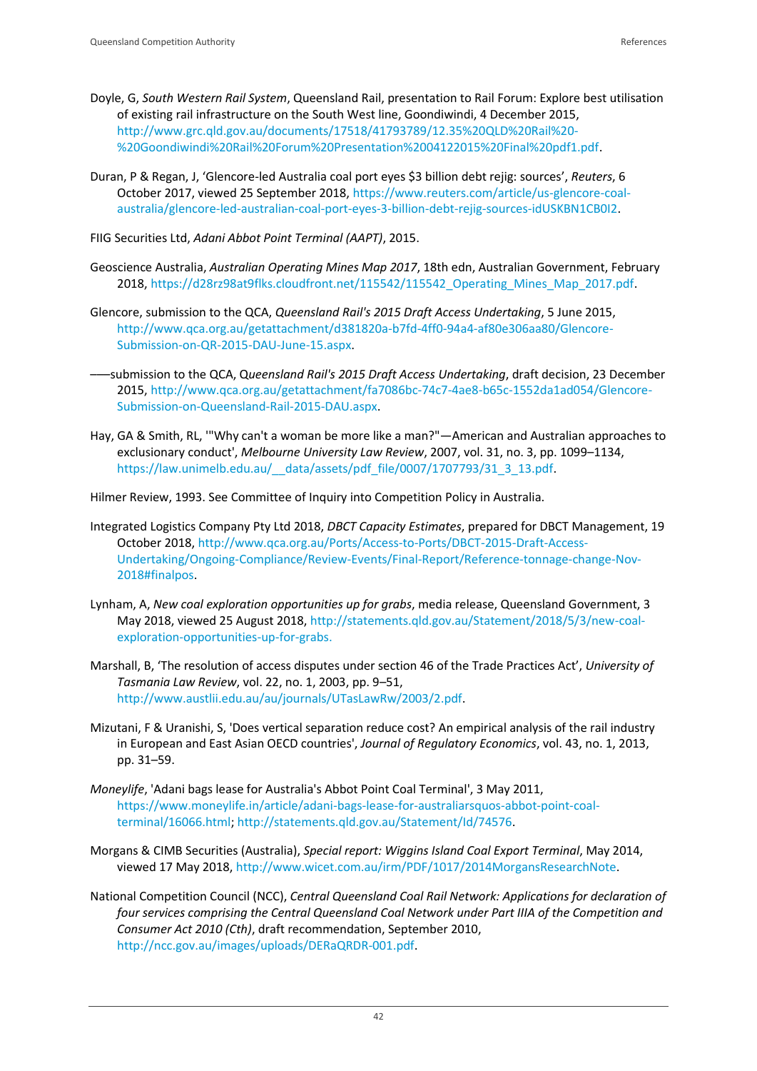Doyle, G, *South Western Rail System*, Queensland Rail, presentation to Rail Forum: Explore best utilisation of existing rail infrastructure on the South West line, Goondiwindi, 4 December 2015, http://www.grc.qld.gov.au/documents/17518/41793789/12.35%20QLD%20Rail%20-%20Goondiwindi%20Rail%20Forum%20Presentation%2004122015%20Final%20pdf1.pdf.

Duran, P & Regan, J, 'Glencore-led Australia coal port eyes $3 billion debt rejig: sources', *Reuters*, 6 October 2017, viewed 25 September 2018, https://www.reuters.com/article/us-glencore-coal-australia/glencore-led-australian-coal-port-eyes-3-billion-debt-rejig-sources-idUSKBN1CB0I2.

FIIG Securities Ltd, *Adani Abbot Point Terminal (AAPT)*, 2015.

Geoscience Australia, *Australian Operating Mines Map 2017*, 18th edn, Australian Government, February 2018, https://d28rz98at9flks.cloudfront.net/115542/115542_Operating_Mines_Map_2017.pdf.

Glencore, submission to the QCA, *Queensland Rail's 2015 Draft Access Undertaking*, 5 June 2015, http://www.qca.org.au/getattachment/d381820a-b7fd-4ff0-94a4-af80e306aa80/Glencore-Submission-on-QR-2015-DAU-June-15.aspx.

——submission to the QCA, *Queensland Rail's 2015 Draft Access Undertaking*, draft decision, 23 December 2015, http://www.qca.org.au/getattachment/fa7086bc-74c7-4ae8-b65c-1552da1ad054/Glencore-Submission-on-Queensland-Rail-2015-DAU.aspx.

Hay, GA & Smith, RL, '"Why can't a woman be more like a man?"—American and Australian approaches to exclusionary conduct', *Melbourne University Law Review*, 2007, vol. 31, no. 3, pp. 1099–1134, https://law.unimelb.edu.au/__data/assets/pdf_file/0007/1707793/31_3_13.pdf.

Hilmer Review, 1993. See Committee of Inquiry into Competition Policy in Australia.

Integrated Logistics Company Pty Ltd 2018, *DBCT Capacity Estimates*, prepared for DBCT Management, 19 October 2018, http://www.qca.org.au/Ports/Access-to-Ports/DBCT-2015-Draft-Access-Undertaking/Ongoing-Compliance/Review-Events/Final-Report/Reference-tonnage-change-Nov-2018#finalpos.

Lynham, A, *New coal exploration opportunities up for grabs*, media release, Queensland Government, 3 May 2018, viewed 25 August 2018, http://statements.qld.gov.au/Statement/2018/5/3/new-coal-exploration-opportunities-up-for-grabs.

Marshall, B, 'The resolution of access disputes under section 46 of the Trade Practices Act', *University of Tasmania Law Review*, vol. 22, no. 1, 2003, pp. 9–51, http://www.austlii.edu.au/au/journals/UTasLawRw/2003/2.pdf.

Mizutani, F & Uranishi, S, 'Does vertical separation reduce cost? An empirical analysis of the rail industry in European and East Asian OECD countries', *Journal of Regulatory Economics*, vol. 43, no. 1, 2013, pp. 31–59.

*Moneylife*, 'Adani bags lease for Australia's Abbot Point Coal Terminal', 3 May 2011, https://www.moneylife.in/article/adani-bags-lease-for-australiarsquos-abbot-point-coal-terminal/16066.html; http://statements.qld.gov.au/Statement/Id/74576.

Morgans & CIMB Securities (Australia), *Special report: Wiggins Island Coal Export Terminal*, May 2014, viewed 17 May 2018, http://www.wicet.com.au/irm/PDF/1017/2014MorgansResearchNote.

National Competition Council (NCC), *Central Queensland Coal Rail Network: Applications for declaration of four services comprising the Central Queensland Coal Network under Part IIIA of the Competition and Consumer Act 2010 (Cth)*, draft recommendation, September 2010, http://ncc.gov.au/images/uploads/DERaQRDR-001.pdf.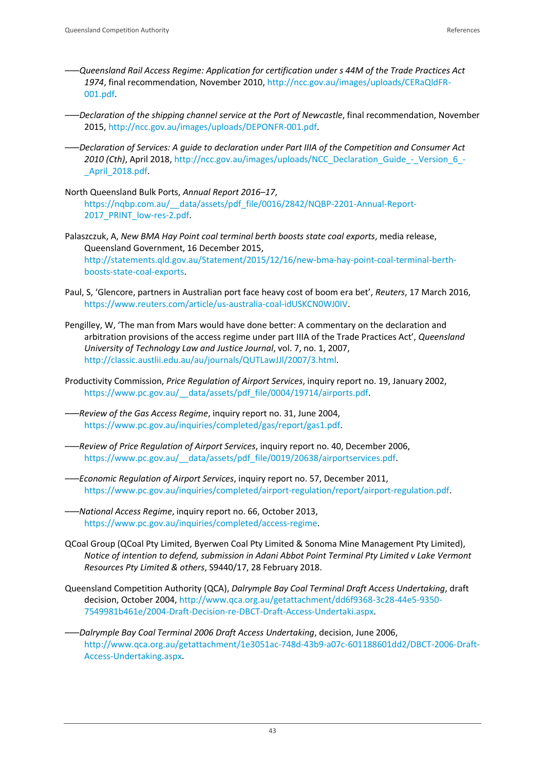——*Queensland Rail Access Regime: Application for certification under s 44M of the Trade Practices Act 1974*, final recommendation, November 2010, http://ncc.gov.au/images/uploads/CERaQldFR-001.pdf.

——*Declaration of the shipping channel service at the Port of Newcastle*, final recommendation, November 2015, http://ncc.gov.au/images/uploads/DEPONFR-001.pdf.

——*Declaration of Services: A guide to declaration under Part IIIA of the Competition and Consumer Act 2010 (Cth)*, April 2018, http://ncc.gov.au/images/uploads/NCC_Declaration_Guide_-_Version_6_-_April_2018.pdf.

North Queensland Bulk Ports, *Annual Report 2016–17*, https://nqbp.com.au/__data/assets/pdf_file/0016/2842/NQBP-2201-Annual-Report-2017_PRINT_low-res-2.pdf.

Palaszczuk, A, *New BMA Hay Point coal terminal berth boosts state coal exports*, media release, Queensland Government, 16 December 2015, http://statements.qld.gov.au/Statement/2015/12/16/new-bma-hay-point-coal-terminal-berth-boosts-state-coal-exports.

Paul, S, 'Glencore, partners in Australian port face heavy cost of boom era bet', *Reuters*, 17 March 2016, https://www.reuters.com/article/us-australia-coal-idUSKCN0WJ0IV.

Pengilley, W, 'The man from Mars would have done better: A commentary on the declaration and arbitration provisions of the access regime under part IIIA of the Trade Practices Act', *Queensland University of Technology Law and Justice Journal*, vol. 7, no. 1, 2007, http://classic.austlii.edu.au/au/journals/QUTLawJJl/2007/3.html.

Productivity Commission, *Price Regulation of Airport Services*, inquiry report no. 19, January 2002, https://www.pc.gov.au/__data/assets/pdf_file/0004/19714/airports.pdf.

——*Review of the Gas Access Regime*, inquiry report no. 31, June 2004, https://www.pc.gov.au/inquiries/completed/gas/report/gas1.pdf.

——*Review of Price Regulation of Airport Services*, inquiry report no. 40, December 2006, https://www.pc.gov.au/__data/assets/pdf_file/0019/20638/airportservices.pdf.

——*Economic Regulation of Airport Services*, inquiry report no. 57, December 2011, https://www.pc.gov.au/inquiries/completed/airport-regulation/report/airport-regulation.pdf.

——*National Access Regime*, inquiry report no. 66, October 2013, https://www.pc.gov.au/inquiries/completed/access-regime.

QCoal Group (QCoal Pty Limited, Byerwen Coal Pty Limited & Sonoma Mine Management Pty Limited), *Notice of intention to defend, submission in Adani Abbot Point Terminal Pty Limited v Lake Vermont Resources Pty Limited & others*, S9440/17, 28 February 2018.

Queensland Competition Authority (QCA), *Dalrymple Bay Coal Terminal Draft Access Undertaking*, draft decision, October 2004, http://www.qca.org.au/getattachment/dd6f9368-3c28-44e5-9350-7549981b461e/2004-Draft-Decision-re-DBCT-Draft-Access-Undertaki.aspx.

——*Dalrymple Bay Coal Terminal 2006 Draft Access Undertaking*, decision, June 2006, http://www.qca.org.au/getattachment/1e3051ac-748d-43b9-a07c-601188601dd2/DBCT-2006-Draft-Access-Undertaking.aspx.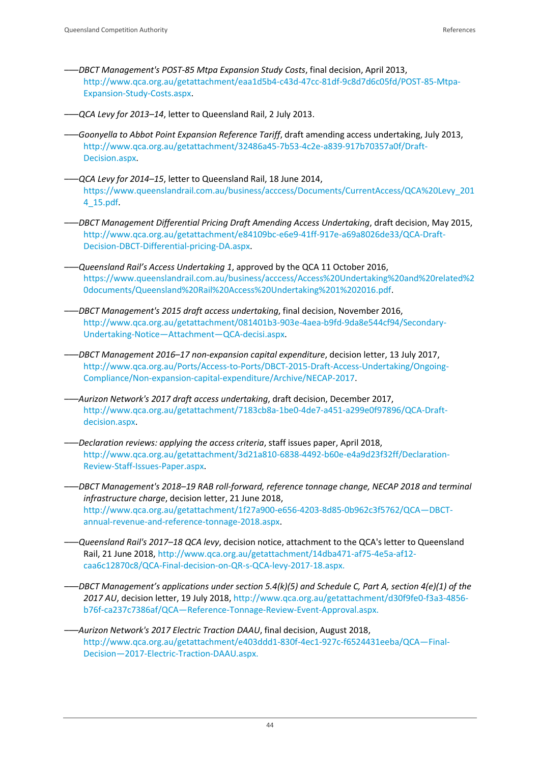——*DBCT Management's POST-85 Mtpa Expansion Study Costs*, final decision, April 2013, http://www.qca.org.au/getattachment/eaa1d5b4-c43d-47cc-81df-9c8d7d6c05fd/POST-85-Mtpa-Expansion-Study-Costs.aspx.

——*QCA Levy for 2013–14*, letter to Queensland Rail, 2 July 2013.

——*Goonyella to Abbot Point Expansion Reference Tariff*, draft amending access undertaking, July 2013, http://www.qca.org.au/getattachment/32486a45-7b53-4c2e-a839-917b70357a0f/Draft-Decision.aspx.

——*QCA Levy for 2014–15*, letter to Queensland Rail, 18 June 2014, https://www.queenslandrail.com.au/business/acccess/Documents/CurrentAccess/QCA%20Levy_2014_15.pdf.

——*DBCT Management Differential Pricing Draft Amending Access Undertaking*, draft decision, May 2015, http://www.qca.org.au/getattachment/e84109bc-e6e9-41ff-917e-a69a8026de33/QCA-Draft-Decision-DBCT-Differential-pricing-DA.aspx.

——*Queensland Rail's Access Undertaking 1*, approved by the QCA 11 October 2016, https://www.queenslandrail.com.au/business/acccess/Access%20Undertaking%20and%20related%20documents/Queensland%20Rail%20Access%20Undertaking%201%202016.pdf.

——*DBCT Management's 2015 draft access undertaking*, final decision, November 2016, http://www.qca.org.au/getattachment/081401b3-903e-4aea-b9fd-9da8e544cf94/Secondary-Undertaking-Notice—Attachment—QCA-decisi.aspx.

——*DBCT Management 2016–17 non-expansion capital expenditure*, decision letter, 13 July 2017, http://www.qca.org.au/Ports/Access-to-Ports/DBCT-2015-Draft-Access-Undertaking/Ongoing-Compliance/Non-expansion-capital-expenditure/Archive/NECAP-2017.

——*Aurizon Network's 2017 draft access undertaking*, draft decision, December 2017, http://www.qca.org.au/getattachment/7183cb8a-1be0-4de7-a451-a299e0f97896/QCA-Draft-decision.aspx.

——*Declaration reviews: applying the access criteria*, staff issues paper, April 2018, http://www.qca.org.au/getattachment/3d21a810-6838-4492-b60e-e4a9d23f32ff/Declaration-Review-Staff-Issues-Paper.aspx.

——*DBCT Management's 2018–19 RAB roll-forward, reference tonnage change, NECAP 2018 and terminal infrastructure charge*, decision letter, 21 June 2018, http://www.qca.org.au/getattachment/1f27a900-e656-4203-8d85-0b962c3f5762/QCA—DBCT-annual-revenue-and-reference-tonnage-2018.aspx.

——*Queensland Rail's 2017–18 QCA levy*, decision notice, attachment to the QCA's letter to Queensland Rail, 21 June 2018, http://www.qca.org.au/getattachment/14dba471-af75-4e5a-af12-caa6c12870c8/QCA-Final-decision-on-QR-s-QCA-levy-2017-18.aspx.

——*DBCT Management's applications under section 5.4(k)(5) and Schedule C, Part A, section 4(e)(1) of the 2017 AU*, decision letter, 19 July 2018, http://www.qca.org.au/getattachment/d30f9fe0-f3a3-4856-b76f-ca237c7386af/QCA—Reference-Tonnage-Review-Event-Approval.aspx.

——*Aurizon Network's 2017 Electric Traction DAAU*, final decision, August 2018, http://www.qca.org.au/getattachment/e403ddd1-830f-4ec1-927c-f6524431eeba/QCA—Final-Decision—2017-Electric-Traction-DAAU.aspx.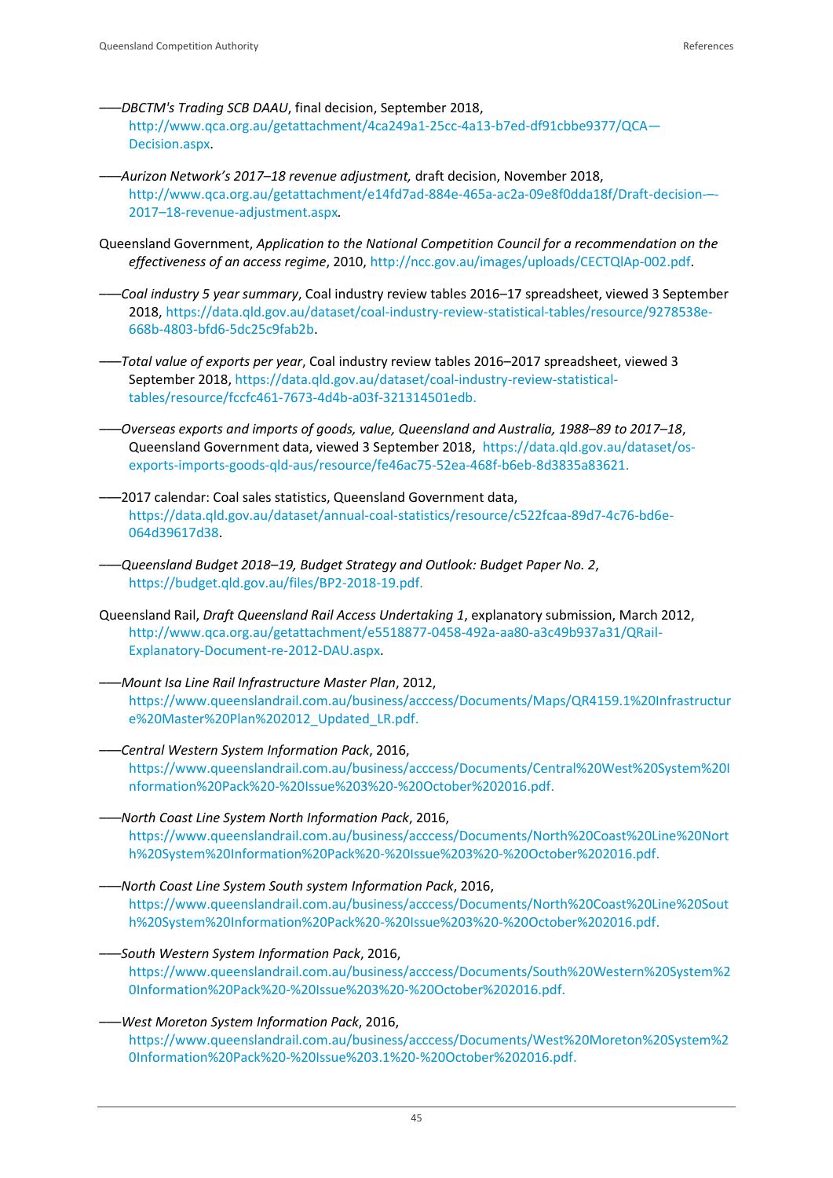——*DBCTM's Trading SCB DAAU*, final decision, September 2018, http://www.qca.org.au/getattachment/4ca249a1-25cc-4a13-b7ed-df91cbbe9377/QCA—Decision.aspx.

——*Aurizon Network's 2017–18 revenue adjustment,* draft decision, November 2018, http://www.qca.org.au/getattachment/e14fd7ad-884e-465a-ac2a-09e8f0dda18f/Draft-decision-–-2017–18-revenue-adjustment.aspx.

Queensland Government, *Application to the National Competition Council for a recommendation on the effectiveness of an access regime*, 2010, http://ncc.gov.au/images/uploads/CECTQlAp-002.pdf.

——*Coal industry 5 year summary*, Coal industry review tables 2016–17 spreadsheet, viewed 3 September 2018, https://data.qld.gov.au/dataset/coal-industry-review-statistical-tables/resource/9278538e-668b-4803-bfd6-5dc25c9fab2b.

——*Total value of exports per year*, Coal industry review tables 2016–2017 spreadsheet, viewed 3 September 2018, https://data.qld.gov.au/dataset/coal-industry-review-statistical-tables/resource/fccfc461-7673-4d4b-a03f-321314501edb.

——*Overseas exports and imports of goods, value, Queensland and Australia, 1988–89 to 2017–18*, Queensland Government data, viewed 3 September 2018, https://data.qld.gov.au/dataset/os-exports-imports-goods-qld-aus/resource/fe46ac75-52ea-468f-b6eb-8d3835a83621.

——2017 calendar: Coal sales statistics, Queensland Government data, https://data.qld.gov.au/dataset/annual-coal-statistics/resource/c522fcaa-89d7-4c76-bd6e-064d39617d38.

——*Queensland Budget 2018–19, Budget Strategy and Outlook: Budget Paper No. 2*, https://budget.qld.gov.au/files/BP2-2018-19.pdf.

Queensland Rail, *Draft Queensland Rail Access Undertaking 1*, explanatory submission, March 2012, http://www.qca.org.au/getattachment/e5518877-0458-492a-aa80-a3c49b937a31/QRail-Explanatory-Document-re-2012-DAU.aspx.

——*Mount Isa Line Rail Infrastructure Master Plan*, 2012, https://www.queenslandrail.com.au/business/acccess/Documents/Maps/QR4159.1%20Infrastructure%20Master%20Plan%202012_Updated_LR.pdf.

——*Central Western System Information Pack*, 2016, https://www.queenslandrail.com.au/business/acccess/Documents/Central%20West%20System%20Information%20Pack%20-%20Issue%203%20-%20October%202016.pdf.

——*North Coast Line System North Information Pack*, 2016, https://www.queenslandrail.com.au/business/acccess/Documents/North%20Coast%20Line%20North%20System%20Information%20Pack%20-%20Issue%203%20-%20October%202016.pdf.

——*North Coast Line System South system Information Pack*, 2016, https://www.queenslandrail.com.au/business/acccess/Documents/North%20Coast%20Line%20South%20System%20Information%20Pack%20-%20Issue%203%20-%20October%202016.pdf.

——*South Western System Information Pack*, 2016, https://www.queenslandrail.com.au/business/acccess/Documents/South%20Western%20System%20Information%20Pack%20-%20Issue%203%20-%20October%202016.pdf.

——*West Moreton System Information Pack*, 2016, https://www.queenslandrail.com.au/business/acccess/Documents/West%20Moreton%20System%20Information%20Pack%20-%20Issue%203.1%20-%20October%202016.pdf.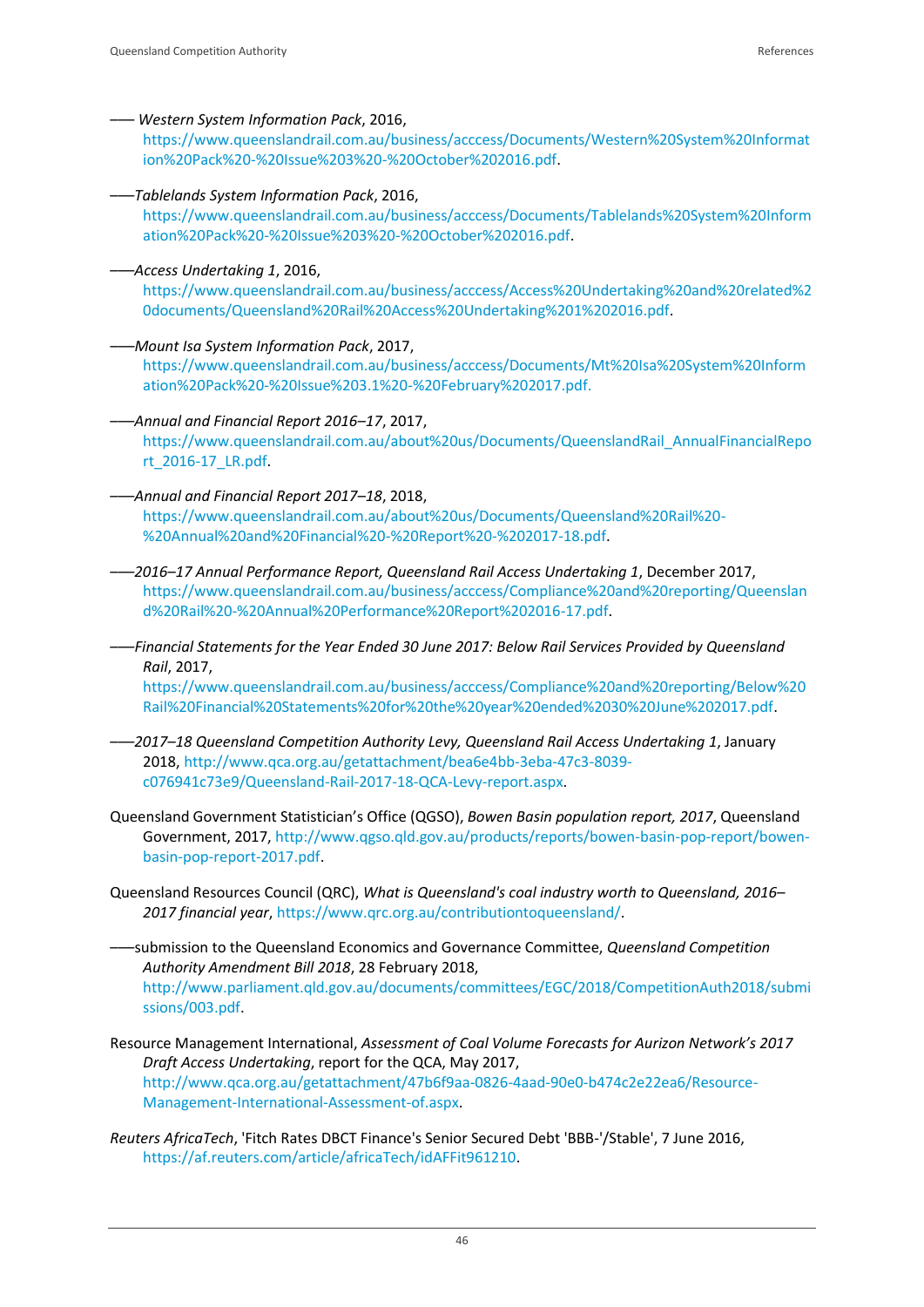—— *Western System Information Pack*, 2016, https://www.queenslandrail.com.au/business/acccess/Documents/Western%20System%20Information%20Pack%20-%20Issue%203%20-%20October%202016.pdf.

——*Tablelands System Information Pack*, 2016, https://www.queenslandrail.com.au/business/acccess/Documents/Tablelands%20System%20Information%20Pack%20-%20Issue%203%20-%20October%202016.pdf.

——*Access Undertaking 1*, 2016, https://www.queenslandrail.com.au/business/acccess/Access%20Undertaking%20and%20related%20documents/Queensland%20Rail%20Access%20Undertaking%201%202016.pdf.

——*Mount Isa System Information Pack*, 2017, https://www.queenslandrail.com.au/business/acccess/Documents/Mt%20Isa%20System%20Information%20Pack%20-%20Issue%203.1%20-%20February%202017.pdf.

——*Annual and Financial Report 2016–17*, 2017, https://www.queenslandrail.com.au/about%20us/Documents/QueenslandRail_AnnualFinancialReport_2016-17_LR.pdf.

——*Annual and Financial Report 2017–18*, 2018, https://www.queenslandrail.com.au/about%20us/Documents/Queensland%20Rail%20-%20Annual%20and%20Financial%20-%20Report%20-%202017-18.pdf.

——*2016–17 Annual Performance Report, Queensland Rail Access Undertaking 1*, December 2017, https://www.queenslandrail.com.au/business/acccess/Compliance%20and%20reporting/Queensland%20Rail%20-%20Annual%20Performance%20Report%202016-17.pdf.

——*Financial Statements for the Year Ended 30 June 2017: Below Rail Services Provided by Queensland Rail*, 2017, https://www.queenslandrail.com.au/business/acccess/Compliance%20and%20reporting/Below%20Rail%20Financial%20Statements%20for%20the%20year%20ended%2030%20June%202017.pdf.

——*2017–18 Queensland Competition Authority Levy, Queensland Rail Access Undertaking 1*, January 2018, http://www.qca.org.au/getattachment/bea6e4bb-3eba-47c3-8039-c076941c73e9/Queensland-Rail-2017-18-QCA-Levy-report.aspx.

Queensland Government Statistician's Office (QGSO), *Bowen Basin population report, 2017*, Queensland Government, 2017, http://www.qgso.qld.gov.au/products/reports/bowen-basin-pop-report/bowen-basin-pop-report-2017.pdf.

Queensland Resources Council (QRC), *What is Queensland's coal industry worth to Queensland, 2016–2017 financial year*, https://www.qrc.org.au/contributiontoqueensland/.

——submission to the Queensland Economics and Governance Committee, *Queensland Competition Authority Amendment Bill 2018*, 28 February 2018, http://www.parliament.qld.gov.au/documents/committees/EGC/2018/CompetitionAuth2018/submissions/003.pdf.

Resource Management International, *Assessment of Coal Volume Forecasts for Aurizon Network's 2017 Draft Access Undertaking*, report for the QCA, May 2017, http://www.qca.org.au/getattachment/47b6f9aa-0826-4aad-90e0-b474c2e22ea6/Resource-Management-International-Assessment-of.aspx.

*Reuters AfricaTech*, 'Fitch Rates DBCT Finance's Senior Secured Debt 'BBB-'/Stable', 7 June 2016, https://af.reuters.com/article/africaTech/idAFFit961210.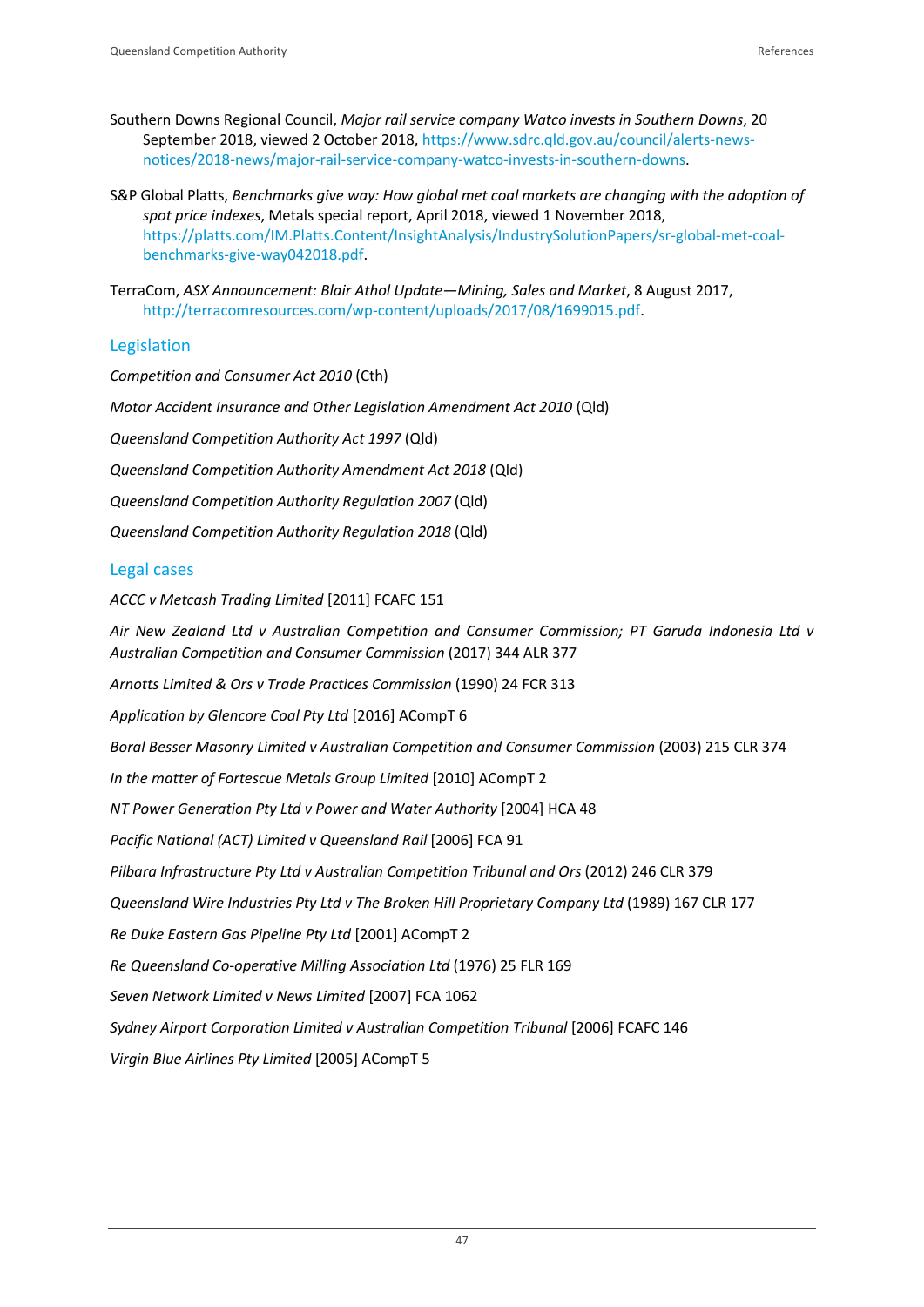Southern Downs Regional Council, *Major rail service company Watco invests in Southern Downs*, 20 September 2018, viewed 2 October 2018, https://www.sdrc.qld.gov.au/council/alerts-news-notices/2018-news/major-rail-service-company-watco-invests-in-southern-downs.

S&P Global Platts, *Benchmarks give way: How global met coal markets are changing with the adoption of spot price indexes*, Metals special report, April 2018, viewed 1 November 2018, https://platts.com/IM.Platts.Content/InsightAnalysis/IndustrySolutionPapers/sr-global-met-coal-benchmarks-give-way042018.pdf.

TerraCom, *ASX Announcement: Blair Athol Update—Mining, Sales and Market*, 8 August 2017, http://terracomresources.com/wp-content/uploads/2017/08/1699015.pdf.

## Legislation

*Competition and Consumer Act 2010* (Cth)

*Motor Accident Insurance and Other Legislation Amendment Act 2010* (Qld)

*Queensland Competition Authority Act 1997* (Qld)

*Queensland Competition Authority Amendment Act 2018* (Qld)

*Queensland Competition Authority Regulation 2007* (Qld)

*Queensland Competition Authority Regulation 2018* (Qld)

## Legal cases

*ACCC v Metcash Trading Limited* [2011] FCAFC 151

*Air New Zealand Ltd v Australian Competition and Consumer Commission; PT Garuda Indonesia Ltd v Australian Competition and Consumer Commission* (2017) 344 ALR 377

*Arnotts Limited & Ors v Trade Practices Commission* (1990) 24 FCR 313

*Application by Glencore Coal Pty Ltd* [2016] ACompT 6

*Boral Besser Masonry Limited v Australian Competition and Consumer Commission* (2003) 215 CLR 374

*In the matter of Fortescue Metals Group Limited* [2010] ACompT 2

*NT Power Generation Pty Ltd v Power and Water Authority* [2004] HCA 48

*Pacific National (ACT) Limited v Queensland Rail* [2006] FCA 91

*Pilbara Infrastructure Pty Ltd v Australian Competition Tribunal and Ors* (2012) 246 CLR 379

*Queensland Wire Industries Pty Ltd v The Broken Hill Proprietary Company Ltd* (1989) 167 CLR 177

*Re Duke Eastern Gas Pipeline Pty Ltd* [2001] ACompT 2

*Re Queensland Co-operative Milling Association Ltd* (1976) 25 FLR 169

*Seven Network Limited v News Limited* [2007] FCA 1062

*Sydney Airport Corporation Limited v Australian Competition Tribunal* [2006] FCAFC 146

*Virgin Blue Airlines Pty Limited* [2005] ACompT 5